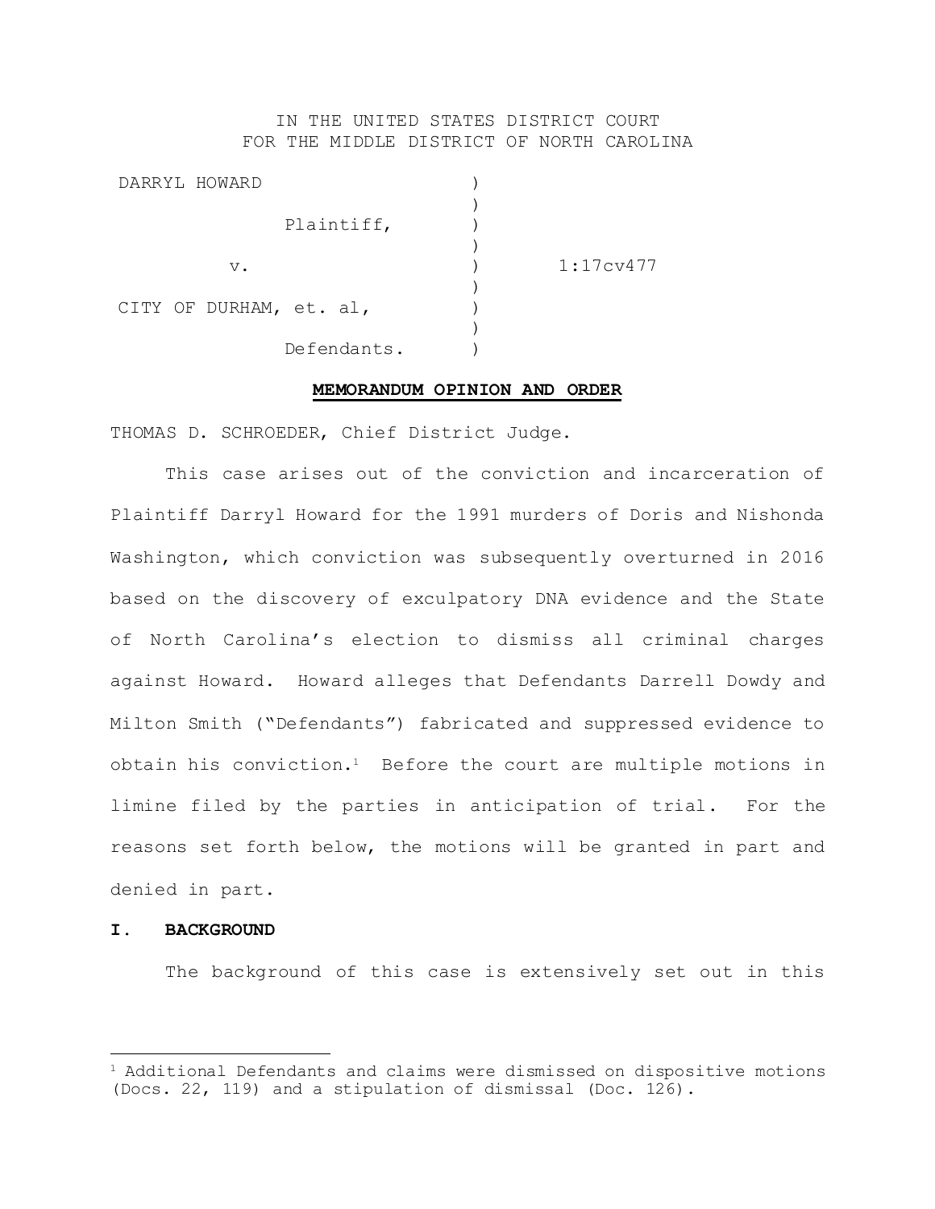IN THE UNITED STATES DISTRICT COURT
FOR THE MIDDLE DISTRICT OF NORTH CAROLINA

| | | |
|---|---|---|
| DARRYL HOWARD | ) | |
| | ) | |
| Plaintiff, | ) | |
| | ) | |
| v. | ) | 1:17cv477 |
| | ) | |
| CITY OF DURHAM, et. al, | ) | |
| | ) | |
| Defendants. | ) | |

**MEMORANDUM OPINION AND ORDER**

THOMAS D. SCHROEDER, Chief District Judge.

This case arises out of the conviction and incarceration of Plaintiff Darryl Howard for the 1991 murders of Doris and Nishonda Washington, which conviction was subsequently overturned in 2016 based on the discovery of exculpatory DNA evidence and the State of North Carolina's election to dismiss all criminal charges against Howard. Howard alleges that Defendants Darrell Dowdy and Milton Smith ("Defendants") fabricated and suppressed evidence to obtain his conviction.[1] Before the court are multiple motions in limine filed by the parties in anticipation of trial. For the reasons set forth below, the motions will be granted in part and denied in part.

## I. BACKGROUND

The background of this case is extensively set out in this

[1] Additional Defendants and claims were dismissed on dispositive motions (Docs. 22, 119) and a stipulation of dismissal (Doc. 126).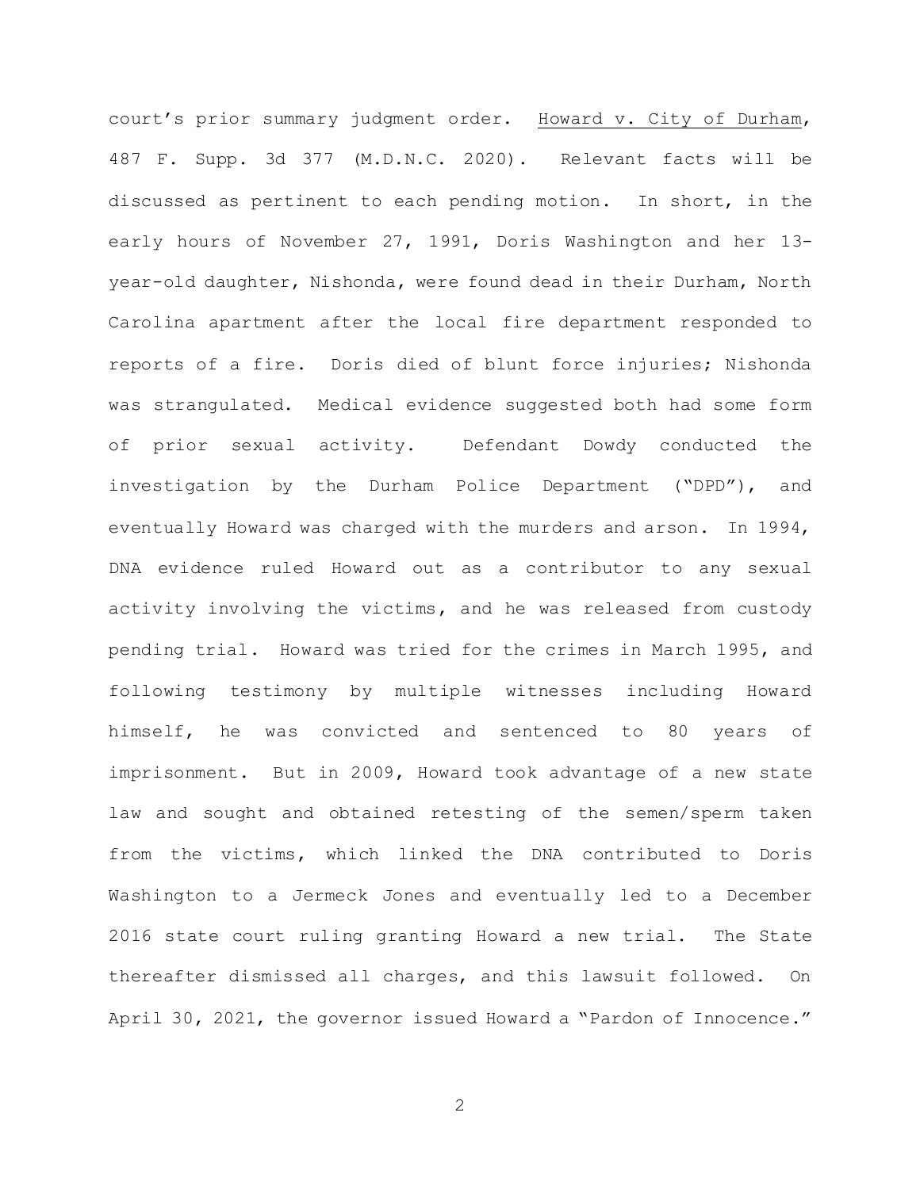court's prior summary judgment order. Howard v. City of Durham, 487 F. Supp. 3d 377 (M.D.N.C. 2020). Relevant facts will be discussed as pertinent to each pending motion. In short, in the early hours of November 27, 1991, Doris Washington and her 13-year-old daughter, Nishonda, were found dead in their Durham, North Carolina apartment after the local fire department responded to reports of a fire. Doris died of blunt force injuries; Nishonda was strangulated. Medical evidence suggested both had some form of prior sexual activity. Defendant Dowdy conducted the investigation by the Durham Police Department ("DPD"), and eventually Howard was charged with the murders and arson. In 1994, DNA evidence ruled Howard out as a contributor to any sexual activity involving the victims, and he was released from custody pending trial. Howard was tried for the crimes in March 1995, and following testimony by multiple witnesses including Howard himself, he was convicted and sentenced to 80 years of imprisonment. But in 2009, Howard took advantage of a new state law and sought and obtained retesting of the semen/sperm taken from the victims, which linked the DNA contributed to Doris Washington to a Jermeck Jones and eventually led to a December 2016 state court ruling granting Howard a new trial. The State thereafter dismissed all charges, and this lawsuit followed. On April 30, 2021, the governor issued Howard a "Pardon of Innocence."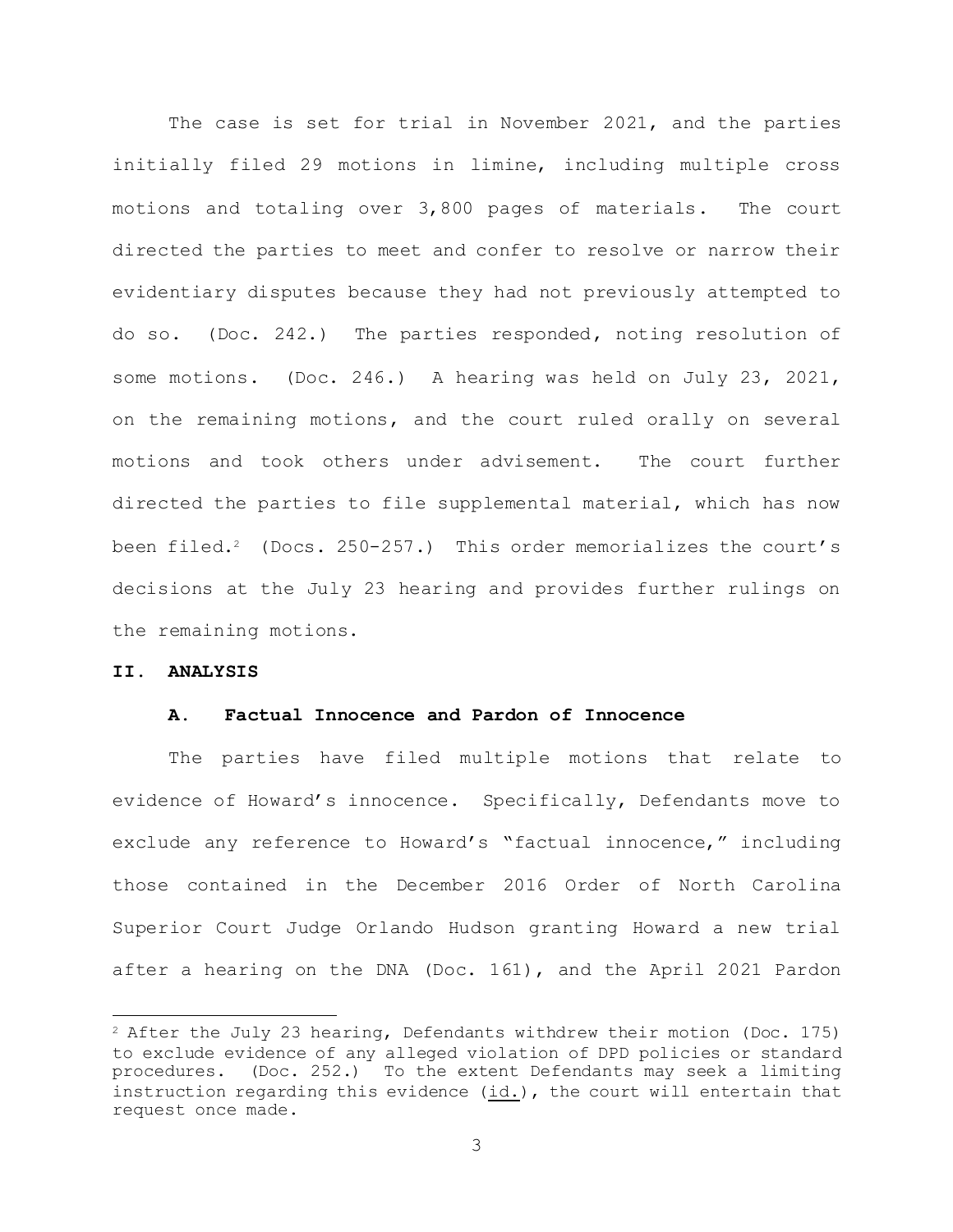The case is set for trial in November 2021, and the parties initially filed 29 motions in limine, including multiple cross motions and totaling over 3,800 pages of materials. The court directed the parties to meet and confer to resolve or narrow their evidentiary disputes because they had not previously attempted to do so. (Doc. 242.) The parties responded, noting resolution of some motions. (Doc. 246.) A hearing was held on July 23, 2021, on the remaining motions, and the court ruled orally on several motions and took others under advisement. The court further directed the parties to file supplemental material, which has now been filed.[2] (Docs. 250-257.) This order memorializes the court's decisions at the July 23 hearing and provides further rulings on the remaining motions.

## II. ANALYSIS

### A. Factual Innocence and Pardon of Innocence

The parties have filed multiple motions that relate to evidence of Howard's innocence. Specifically, Defendants move to exclude any reference to Howard's "factual innocence," including those contained in the December 2016 Order of North Carolina Superior Court Judge Orlando Hudson granting Howard a new trial after a hearing on the DNA (Doc. 161), and the April 2021 Pardon

---

[2] After the July 23 hearing, Defendants withdrew their motion (Doc. 175) to exclude evidence of any alleged violation of DPD policies or standard procedures. (Doc. 252.) To the extent Defendants may seek a limiting instruction regarding this evidence (id.), the court will entertain that request once made.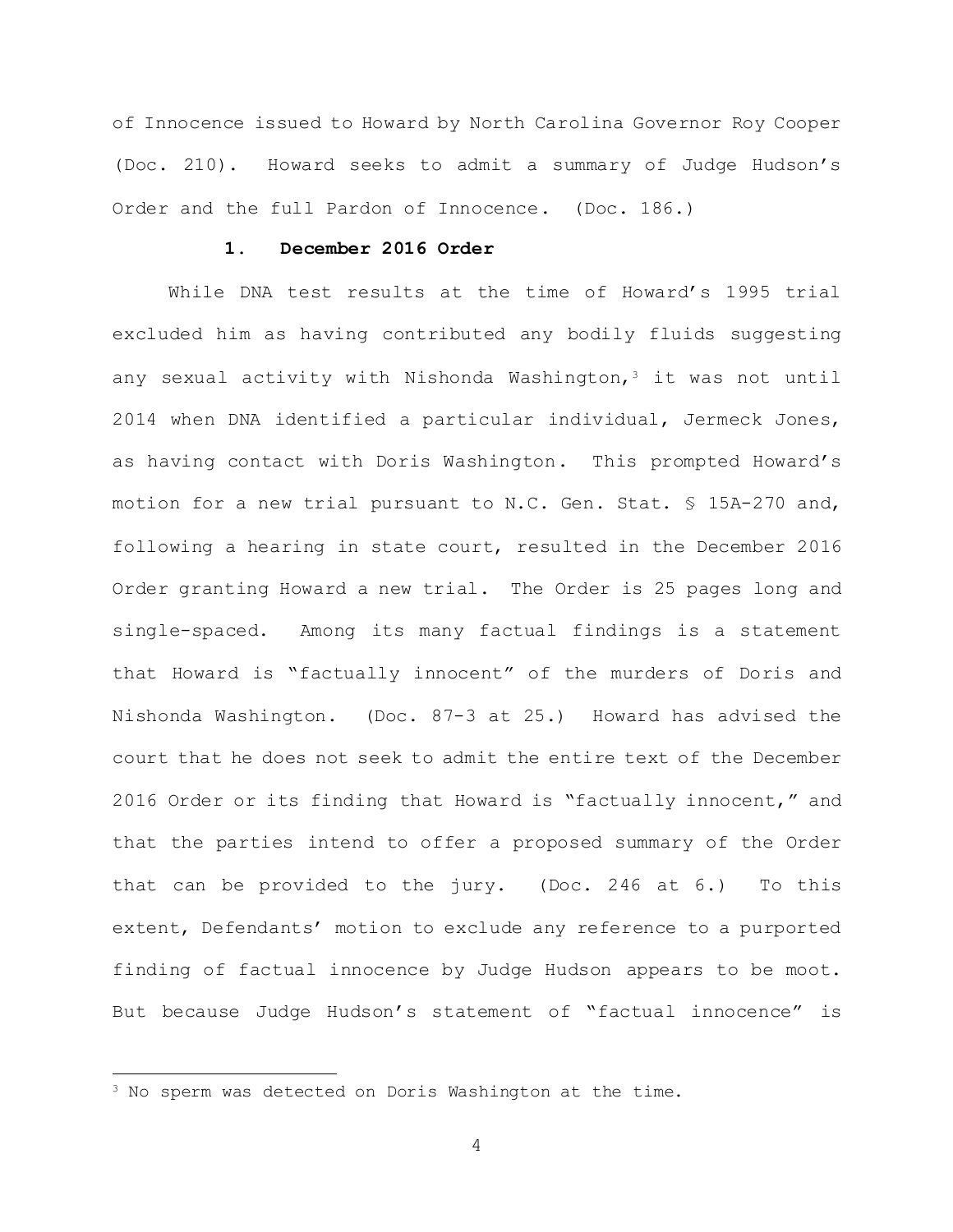of Innocence issued to Howard by North Carolina Governor Roy Cooper (Doc. 210). Howard seeks to admit a summary of Judge Hudson's Order and the full Pardon of Innocence. (Doc. 186.)

### 1. December 2016 Order

While DNA test results at the time of Howard's 1995 trial excluded him as having contributed any bodily fluids suggesting any sexual activity with Nishonda Washington,[3] it was not until 2014 when DNA identified a particular individual, Jermeck Jones, as having contact with Doris Washington. This prompted Howard's motion for a new trial pursuant to N.C. Gen. Stat. § 15A-270 and, following a hearing in state court, resulted in the December 2016 Order granting Howard a new trial. The Order is 25 pages long and single-spaced. Among its many factual findings is a statement that Howard is "factually innocent" of the murders of Doris and Nishonda Washington. (Doc. 87-3 at 25.) Howard has advised the court that he does not seek to admit the entire text of the December 2016 Order or its finding that Howard is "factually innocent," and that the parties intend to offer a proposed summary of the Order that can be provided to the jury. (Doc. 246 at 6.) To this extent, Defendants' motion to exclude any reference to a purported finding of factual innocence by Judge Hudson appears to be moot. But because Judge Hudson's statement of "factual innocence" is

[3] No sperm was detected on Doris Washington at the time.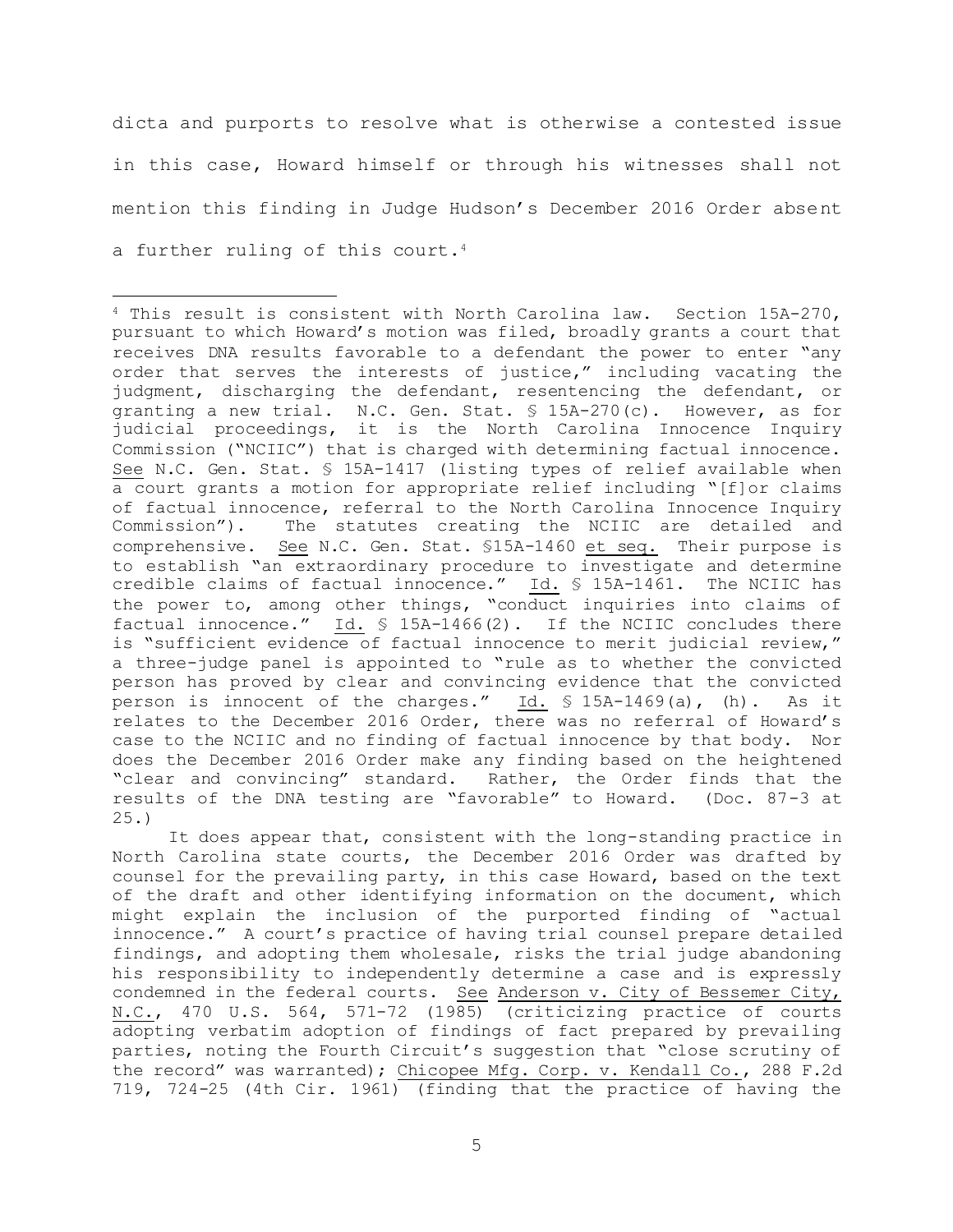dicta and purports to resolve what is otherwise a contested issue in this case, Howard himself or through his witnesses shall not mention this finding in Judge Hudson's December 2016 Order absent a further ruling of this court.[4]

---

[4] This result is consistent with North Carolina law. Section 15A-270, pursuant to which Howard's motion was filed, broadly grants a court that receives DNA results favorable to a defendant the power to enter "any order that serves the interests of justice," including vacating the judgment, discharging the defendant, resentencing the defendant, or granting a new trial. N.C. Gen. Stat. § 15A-270(c). However, as for judicial proceedings, it is the North Carolina Innocence Inquiry Commission ("NCIIC") that is charged with determining factual innocence. See N.C. Gen. Stat. § 15A-1417 (listing types of relief available when a court grants a motion for appropriate relief including "[f]or claims of factual innocence, referral to the North Carolina Innocence Inquiry Commission"). The statutes creating the NCIIC are detailed and comprehensive. See N.C. Gen. Stat. §15A-1460 et seq. Their purpose is to establish "an extraordinary procedure to investigate and determine credible claims of factual innocence." Id. § 15A-1461. The NCIIC has the power to, among other things, "conduct inquiries into claims of factual innocence." Id. § 15A-1466(2). If the NCIIC concludes there is "sufficient evidence of factual innocence to merit judicial review," a three-judge panel is appointed to "rule as to whether the convicted person has proved by clear and convincing evidence that the convicted person is innocent of the charges." Id. § 15A-1469(a), (h). As it relates to the December 2016 Order, there was no referral of Howard's case to the NCIIC and no finding of factual innocence by that body. Nor does the December 2016 Order make any finding based on the heightened "clear and convincing" standard. Rather, the Order finds that the results of the DNA testing are "favorable" to Howard. (Doc. 87-3 at 25.)

It does appear that, consistent with the long-standing practice in North Carolina state courts, the December 2016 Order was drafted by counsel for the prevailing party, in this case Howard, based on the text of the draft and other identifying information on the document, which might explain the inclusion of the purported finding of "actual innocence." A court's practice of having trial counsel prepare detailed findings, and adopting them wholesale, risks the trial judge abandoning his responsibility to independently determine a case and is expressly condemned in the federal courts. See Anderson v. City of Bessemer City, N.C., 470 U.S. 564, 571-72 (1985) (criticizing practice of courts adopting verbatim adoption of findings of fact prepared by prevailing parties, noting the Fourth Circuit's suggestion that "close scrutiny of the record" was warranted); Chicopee Mfg. Corp. v. Kendall Co., 288 F.2d 719, 724-25 (4th Cir. 1961) (finding that the practice of having the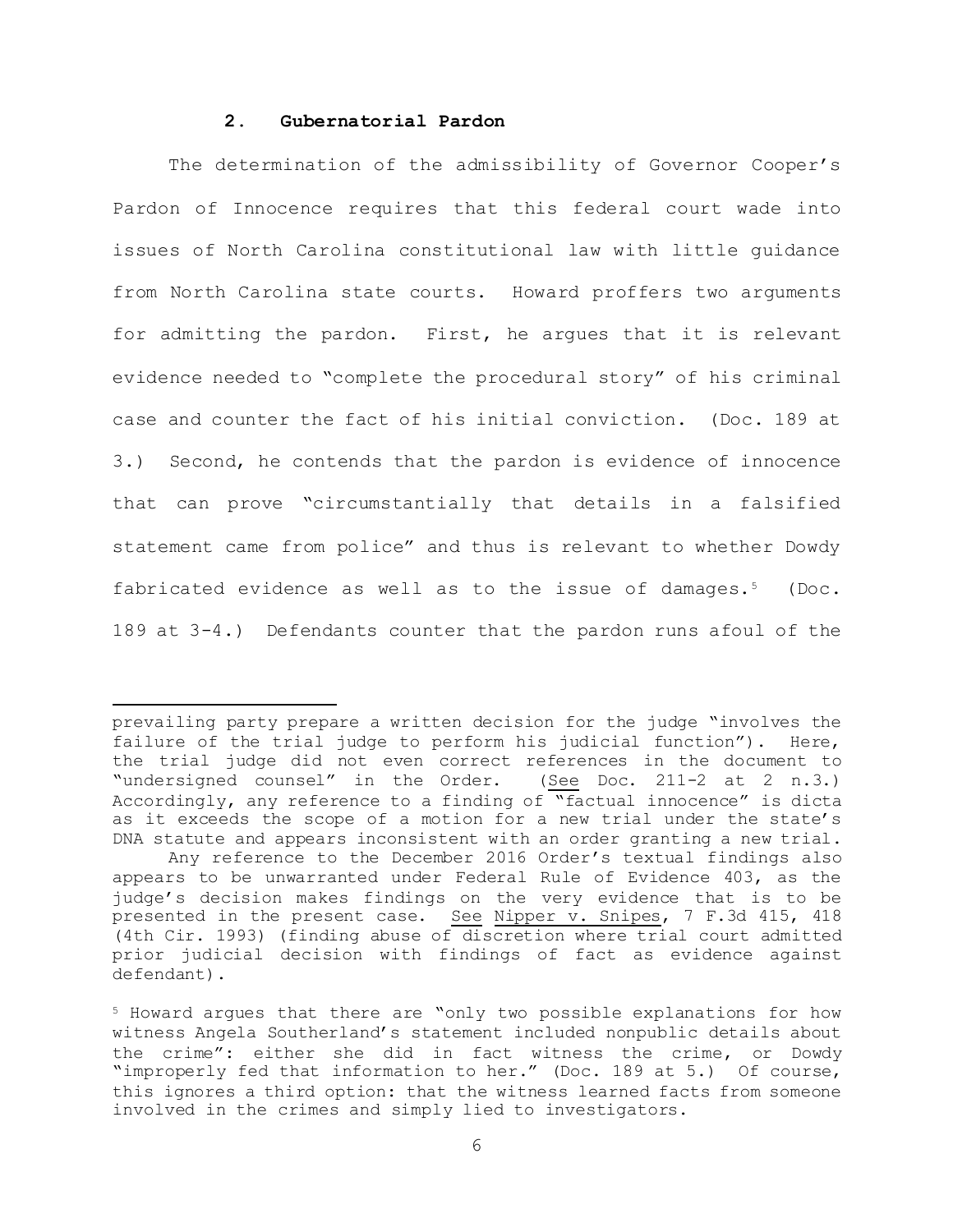### 2. Gubernatorial Pardon

The determination of the admissibility of Governor Cooper's Pardon of Innocence requires that this federal court wade into issues of North Carolina constitutional law with little guidance from North Carolina state courts. Howard proffers two arguments for admitting the pardon. First, he argues that it is relevant evidence needed to "complete the procedural story" of his criminal case and counter the fact of his initial conviction. (Doc. 189 at 3.) Second, he contends that the pardon is evidence of innocence that can prove "circumstantially that details in a falsified statement came from police" and thus is relevant to whether Dowdy fabricated evidence as well as to the issue of damages.[5] (Doc. 189 at 3-4.) Defendants counter that the pardon runs afoul of the

---

prevailing party prepare a written decision for the judge "involves the failure of the trial judge to perform his judicial function"). Here, the trial judge did not even correct references in the document to "undersigned counsel" in the Order. (See Doc. 211-2 at 2 n.3.) Accordingly, any reference to a finding of "factual innocence" is dicta as it exceeds the scope of a motion for a new trial under the state's DNA statute and appears inconsistent with an order granting a new trial.

Any reference to the December 2016 Order's textual findings also appears to be unwarranted under Federal Rule of Evidence 403, as the judge's decision makes findings on the very evidence that is to be presented in the present case. See Nipper v. Snipes, 7 F.3d 415, 418 (4th Cir. 1993) (finding abuse of discretion where trial court admitted prior judicial decision with findings of fact as evidence against defendant).

[5] Howard argues that there are "only two possible explanations for how witness Angela Southerland's statement included nonpublic details about the crime": either she did in fact witness the crime, or Dowdy "improperly fed that information to her." (Doc. 189 at 5.) Of course, this ignores a third option: that the witness learned facts from someone involved in the crimes and simply lied to investigators.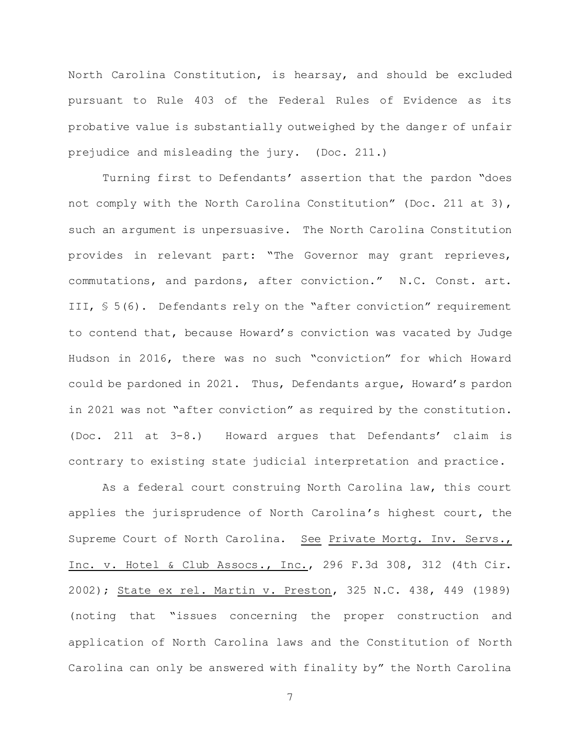North Carolina Constitution, is hearsay, and should be excluded pursuant to Rule 403 of the Federal Rules of Evidence as its probative value is substantially outweighed by the danger of unfair prejudice and misleading the jury. (Doc. 211.)

Turning first to Defendants' assertion that the pardon "does not comply with the North Carolina Constitution" (Doc. 211 at 3), such an argument is unpersuasive. The North Carolina Constitution provides in relevant part: "The Governor may grant reprieves, commutations, and pardons, after conviction." N.C. Const. art. III, § 5(6). Defendants rely on the "after conviction" requirement to contend that, because Howard's conviction was vacated by Judge Hudson in 2016, there was no such "conviction" for which Howard could be pardoned in 2021. Thus, Defendants argue, Howard's pardon in 2021 was not "after conviction" as required by the constitution. (Doc. 211 at 3-8.) Howard argues that Defendants' claim is contrary to existing state judicial interpretation and practice.

As a federal court construing North Carolina law, this court applies the jurisprudence of North Carolina's highest court, the Supreme Court of North Carolina. See Private Mortg. Inv. Servs., Inc. v. Hotel & Club Assocs., Inc., 296 F.3d 308, 312 (4th Cir. 2002); State ex rel. Martin v. Preston, 325 N.C. 438, 449 (1989) (noting that "issues concerning the proper construction and application of North Carolina laws and the Constitution of North Carolina can only be answered with finality by" the North Carolina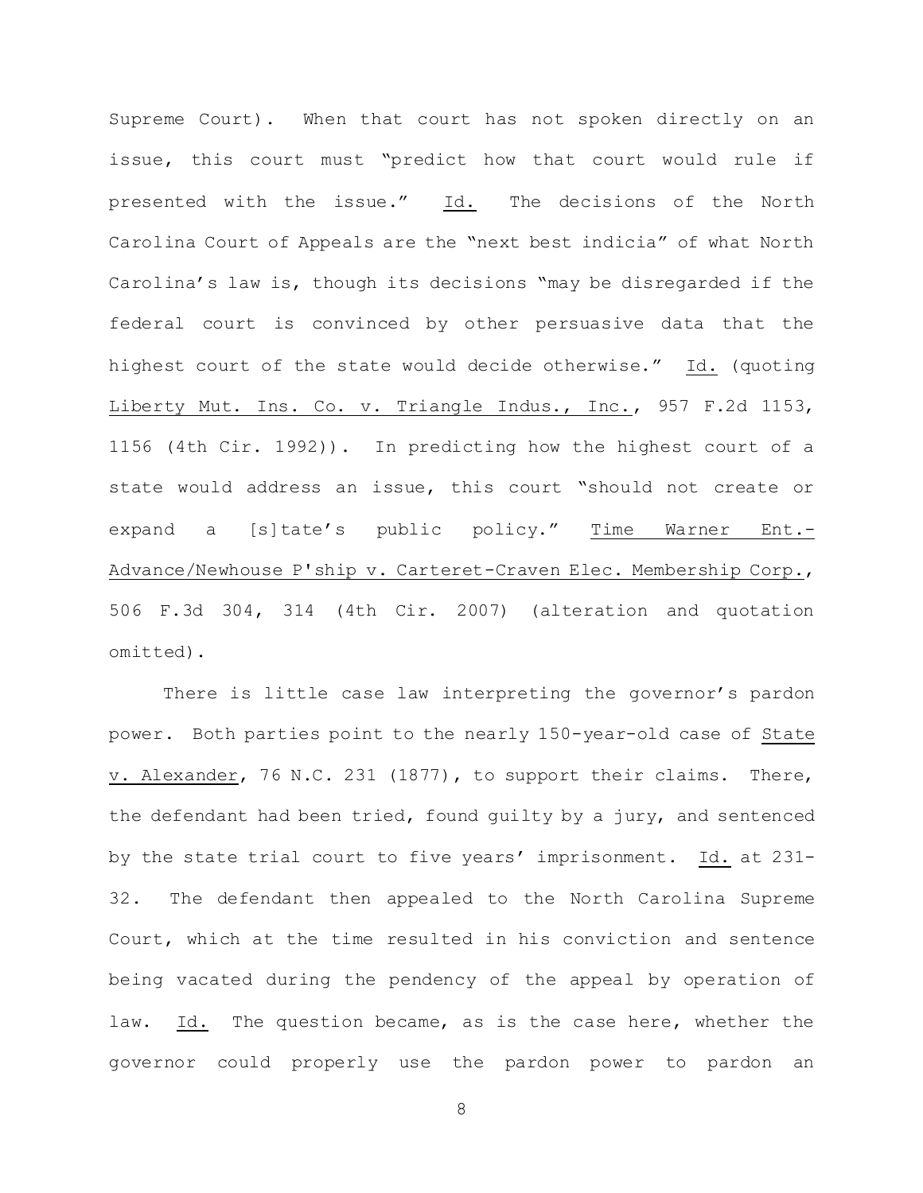Supreme Court). When that court has not spoken directly on an issue, this court must "predict how that court would rule if presented with the issue." Id. The decisions of the North Carolina Court of Appeals are the "next best indicia" of what North Carolina's law is, though its decisions "may be disregarded if the federal court is convinced by other persuasive data that the highest court of the state would decide otherwise." Id. (quoting Liberty Mut. Ins. Co. v. Triangle Indus., Inc., 957 F.2d 1153, 1156 (4th Cir. 1992)). In predicting how the highest court of a state would address an issue, this court "should not create or expand a [s]tate's public policy." Time Warner Ent.-Advance/Newhouse P'ship v. Carteret-Craven Elec. Membership Corp., 506 F.3d 304, 314 (4th Cir. 2007) (alteration and quotation omitted).

There is little case law interpreting the governor's pardon power. Both parties point to the nearly 150-year-old case of State v. Alexander, 76 N.C. 231 (1877), to support their claims. There, the defendant had been tried, found guilty by a jury, and sentenced by the state trial court to five years' imprisonment. Id. at 231-32. The defendant then appealed to the North Carolina Supreme Court, which at the time resulted in his conviction and sentence being vacated during the pendency of the appeal by operation of law. Id. The question became, as is the case here, whether the governor could properly use the pardon power to pardon an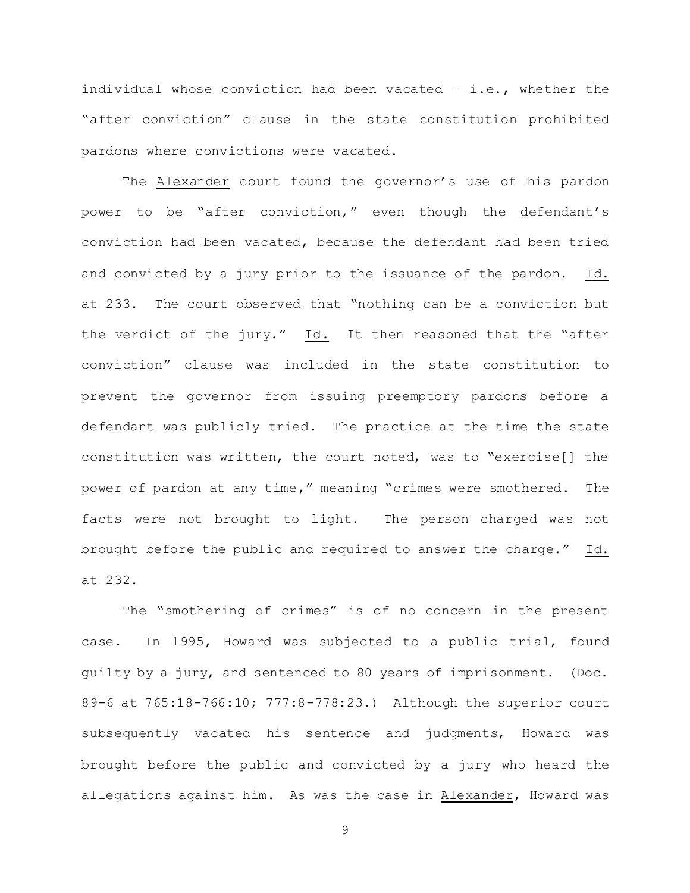individual whose conviction had been vacated — i.e., whether the "after conviction" clause in the state constitution prohibited pardons where convictions were vacated.

The Alexander court found the governor's use of his pardon power to be "after conviction," even though the defendant's conviction had been vacated, because the defendant had been tried and convicted by a jury prior to the issuance of the pardon. Id. at 233. The court observed that "nothing can be a conviction but the verdict of the jury." Id. It then reasoned that the "after conviction" clause was included in the state constitution to prevent the governor from issuing preemptory pardons before a defendant was publicly tried. The practice at the time the state constitution was written, the court noted, was to "exercise[] the power of pardon at any time," meaning "crimes were smothered. The facts were not brought to light. The person charged was not brought before the public and required to answer the charge." Id. at 232.

The "smothering of crimes" is of no concern in the present case. In 1995, Howard was subjected to a public trial, found guilty by a jury, and sentenced to 80 years of imprisonment. (Doc. 89-6 at 765:18-766:10; 777:8-778:23.) Although the superior court subsequently vacated his sentence and judgments, Howard was brought before the public and convicted by a jury who heard the allegations against him. As was the case in Alexander, Howard was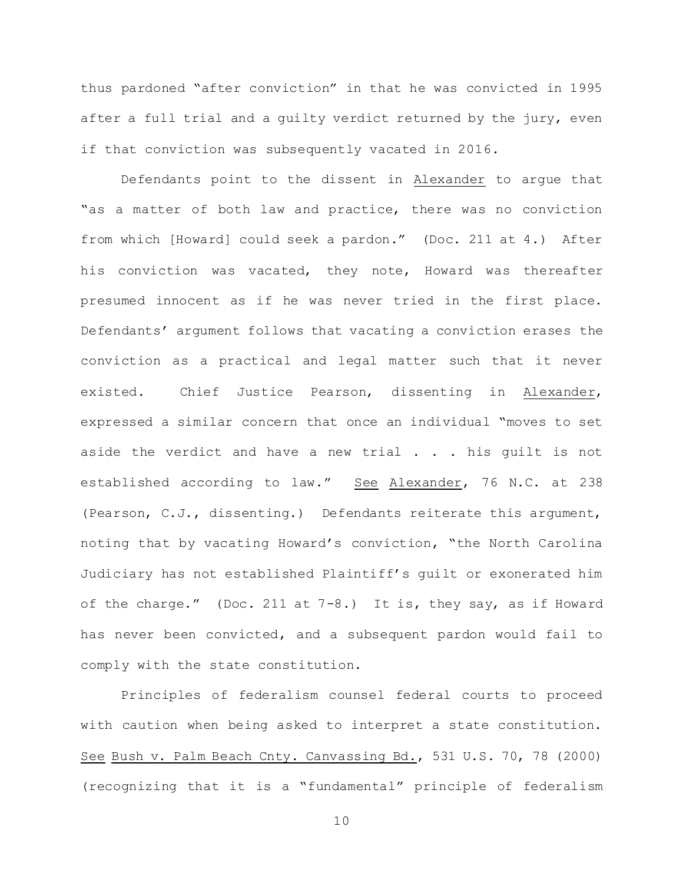thus pardoned "after conviction" in that he was convicted in 1995 after a full trial and a guilty verdict returned by the jury, even if that conviction was subsequently vacated in 2016.

Defendants point to the dissent in Alexander to argue that "as a matter of both law and practice, there was no conviction from which [Howard] could seek a pardon." (Doc. 211 at 4.) After his conviction was vacated, they note, Howard was thereafter presumed innocent as if he was never tried in the first place. Defendants' argument follows that vacating a conviction erases the conviction as a practical and legal matter such that it never existed. Chief Justice Pearson, dissenting in Alexander, expressed a similar concern that once an individual "moves to set aside the verdict and have a new trial . . . his guilt is not established according to law." See Alexander, 76 N.C. at 238 (Pearson, C.J., dissenting.) Defendants reiterate this argument, noting that by vacating Howard's conviction, "the North Carolina Judiciary has not established Plaintiff's guilt or exonerated him of the charge." (Doc. 211 at 7-8.) It is, they say, as if Howard has never been convicted, and a subsequent pardon would fail to comply with the state constitution.

Principles of federalism counsel federal courts to proceed with caution when being asked to interpret a state constitution. See Bush v. Palm Beach Cnty. Canvassing Bd., 531 U.S. 70, 78 (2000) (recognizing that it is a "fundamental" principle of federalism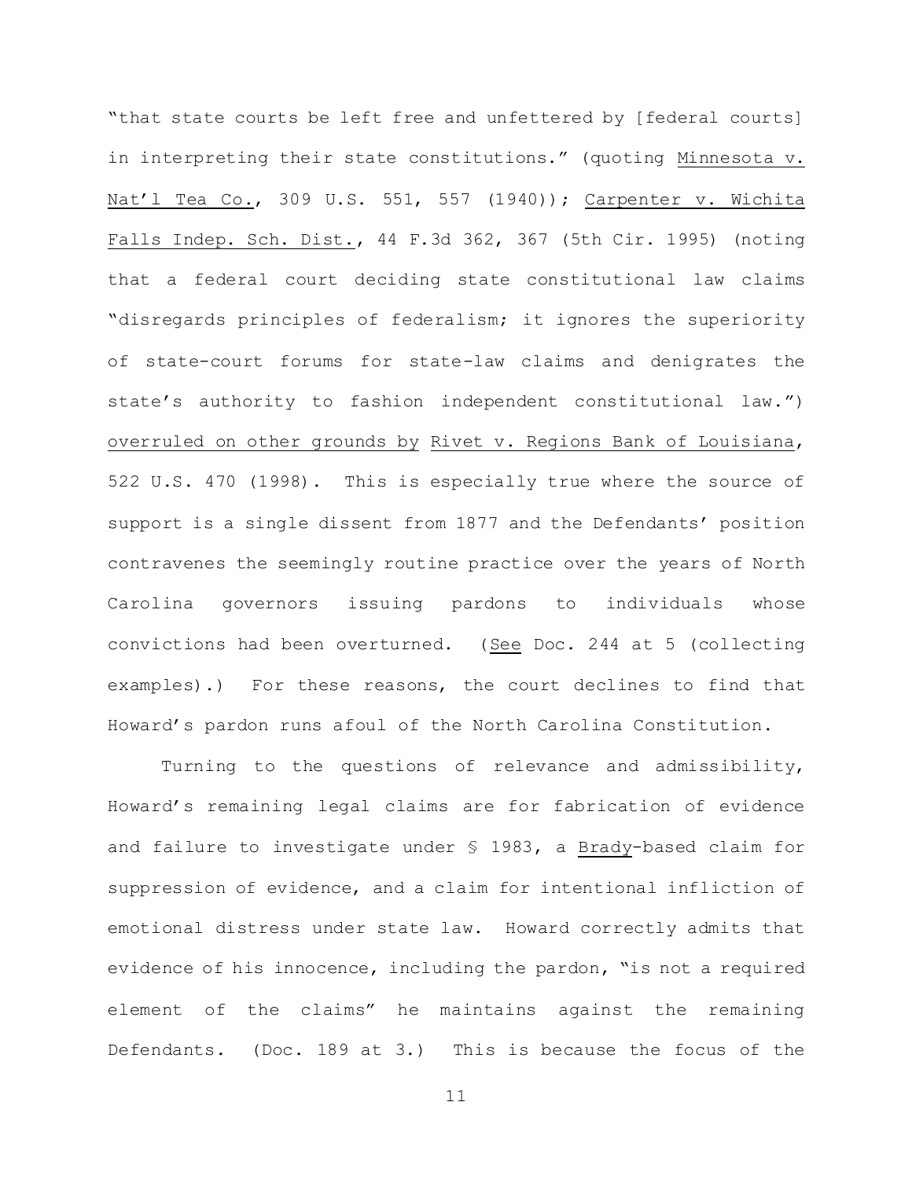"that state courts be left free and unfettered by [federal courts] in interpreting their state constitutions." (quoting Minnesota v. Nat'l Tea Co., 309 U.S. 551, 557 (1940)); Carpenter v. Wichita Falls Indep. Sch. Dist., 44 F.3d 362, 367 (5th Cir. 1995) (noting that a federal court deciding state constitutional law claims "disregards principles of federalism; it ignores the superiority of state-court forums for state-law claims and denigrates the state's authority to fashion independent constitutional law.") overruled on other grounds by Rivet v. Regions Bank of Louisiana, 522 U.S. 470 (1998). This is especially true where the source of support is a single dissent from 1877 and the Defendants' position contravenes the seemingly routine practice over the years of North Carolina governors issuing pardons to individuals whose convictions had been overturned. (See Doc. 244 at 5 (collecting examples).) For these reasons, the court declines to find that Howard's pardon runs afoul of the North Carolina Constitution.

Turning to the questions of relevance and admissibility, Howard's remaining legal claims are for fabrication of evidence and failure to investigate under § 1983, a Brady-based claim for suppression of evidence, and a claim for intentional infliction of emotional distress under state law. Howard correctly admits that evidence of his innocence, including the pardon, "is not a required element of the claims" he maintains against the remaining Defendants. (Doc. 189 at 3.) This is because the focus of the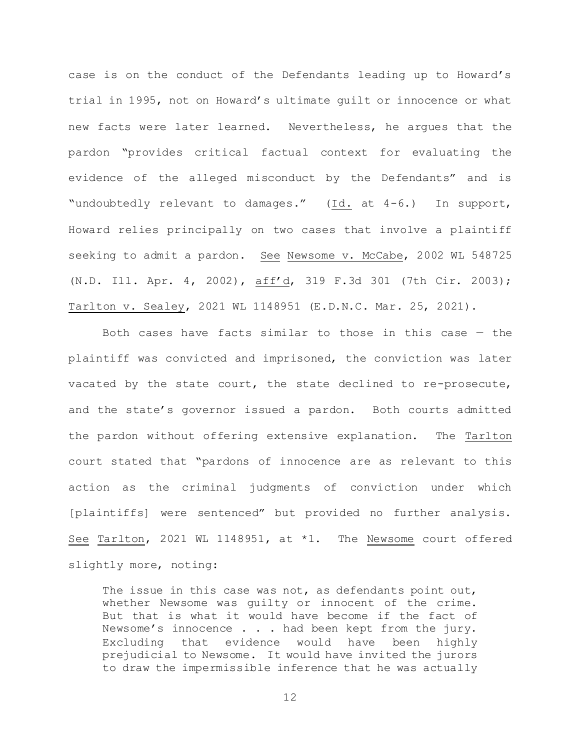case is on the conduct of the Defendants leading up to Howard's trial in 1995, not on Howard's ultimate guilt or innocence or what new facts were later learned. Nevertheless, he argues that the pardon "provides critical factual context for evaluating the evidence of the alleged misconduct by the Defendants" and is "undoubtedly relevant to damages." (Id. at 4-6.) In support, Howard relies principally on two cases that involve a plaintiff seeking to admit a pardon. See Newsome v. McCabe, 2002 WL 548725 (N.D. Ill. Apr. 4, 2002), aff'd, 319 F.3d 301 (7th Cir. 2003); Tarlton v. Sealey, 2021 WL 1148951 (E.D.N.C. Mar. 25, 2021).

Both cases have facts similar to those in this case — the plaintiff was convicted and imprisoned, the conviction was later vacated by the state court, the state declined to re-prosecute, and the state's governor issued a pardon. Both courts admitted the pardon without offering extensive explanation. The Tarlton court stated that "pardons of innocence are as relevant to this action as the criminal judgments of conviction under which [plaintiffs] were sentenced" but provided no further analysis. See Tarlton, 2021 WL 1148951, at *1. The Newsome court offered slightly more, noting:

> The issue in this case was not, as defendants point out, whether Newsome was guilty or innocent of the crime. But that is what it would have become if the fact of Newsome's innocence . . . had been kept from the jury. Excluding that evidence would have been highly prejudicial to Newsome. It would have invited the jurors to draw the impermissible inference that he was actually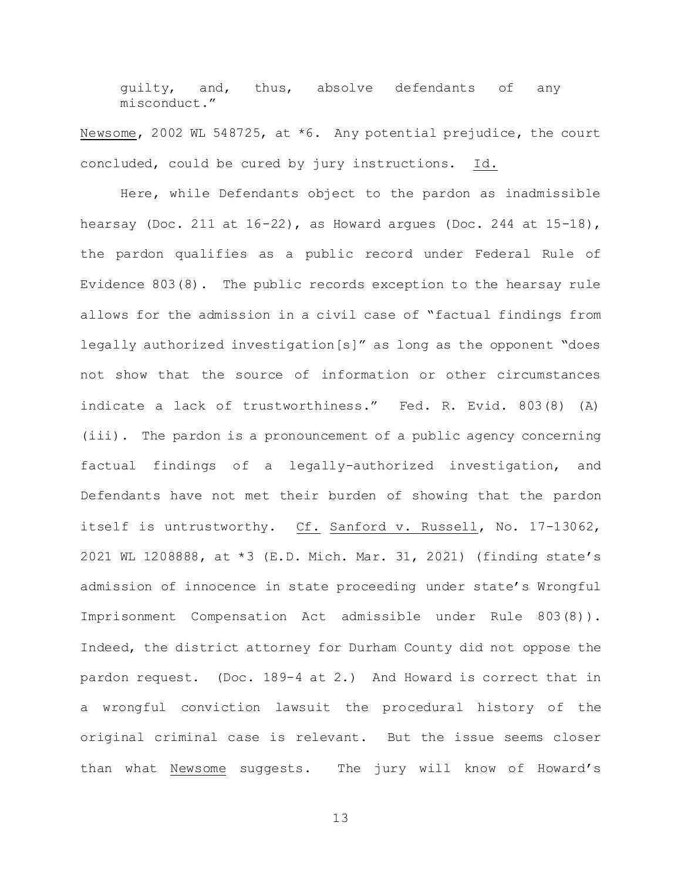> guilty, and, thus, absolve defendants of any misconduct."

Newsome, 2002 WL 548725, at *6. Any potential prejudice, the court concluded, could be cured by jury instructions. Id.

Here, while Defendants object to the pardon as inadmissible hearsay (Doc. 211 at 16-22), as Howard argues (Doc. 244 at 15-18), the pardon qualifies as a public record under Federal Rule of Evidence 803(8). The public records exception to the hearsay rule allows for the admission in a civil case of "factual findings from legally authorized investigation[s]" as long as the opponent "does not show that the source of information or other circumstances indicate a lack of trustworthiness." Fed. R. Evid. 803(8) (A) (iii). The pardon is a pronouncement of a public agency concerning factual findings of a legally-authorized investigation, and Defendants have not met their burden of showing that the pardon itself is untrustworthy. Cf. Sanford v. Russell, No. 17-13062, 2021 WL 1208888, at *3 (E.D. Mich. Mar. 31, 2021) (finding state's admission of innocence in state proceeding under state's Wrongful Imprisonment Compensation Act admissible under Rule 803(8)). Indeed, the district attorney for Durham County did not oppose the pardon request. (Doc. 189-4 at 2.) And Howard is correct that in a wrongful conviction lawsuit the procedural history of the original criminal case is relevant. But the issue seems closer than what Newsome suggests. The jury will know of Howard's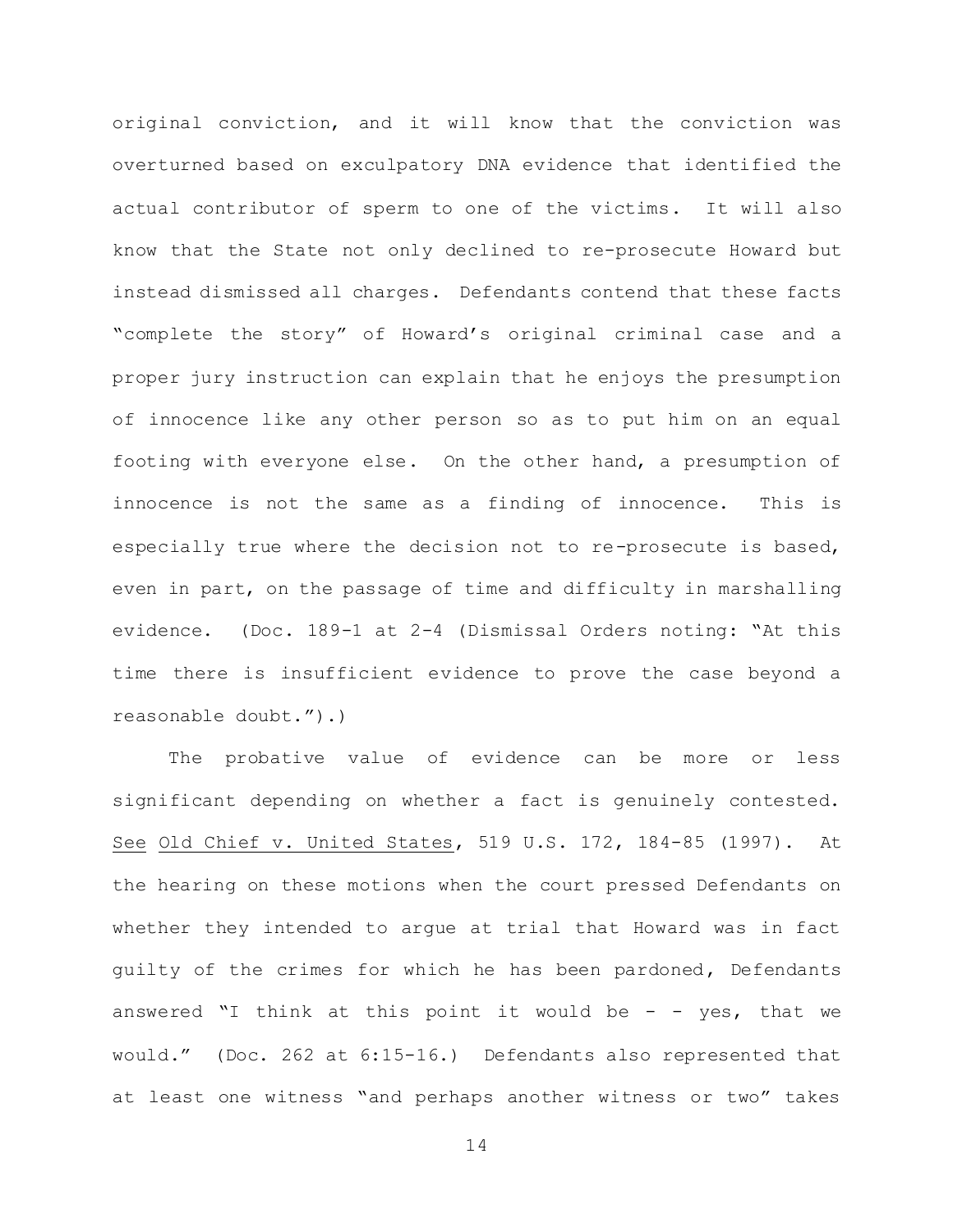original conviction, and it will know that the conviction was overturned based on exculpatory DNA evidence that identified the actual contributor of sperm to one of the victims. It will also know that the State not only declined to re-prosecute Howard but instead dismissed all charges. Defendants contend that these facts "complete the story" of Howard's original criminal case and a proper jury instruction can explain that he enjoys the presumption of innocence like any other person so as to put him on an equal footing with everyone else. On the other hand, a presumption of innocence is not the same as a finding of innocence. This is especially true where the decision not to re-prosecute is based, even in part, on the passage of time and difficulty in marshalling evidence. (Doc. 189-1 at 2-4 (Dismissal Orders noting: "At this time there is insufficient evidence to prove the case beyond a reasonable doubt.").)

The probative value of evidence can be more or less significant depending on whether a fact is genuinely contested. See Old Chief v. United States, 519 U.S. 172, 184-85 (1997). At the hearing on these motions when the court pressed Defendants on whether they intended to argue at trial that Howard was in fact guilty of the crimes for which he has been pardoned, Defendants answered "I think at this point it would be - - yes, that we would." (Doc. 262 at 6:15-16.) Defendants also represented that at least one witness "and perhaps another witness or two" takes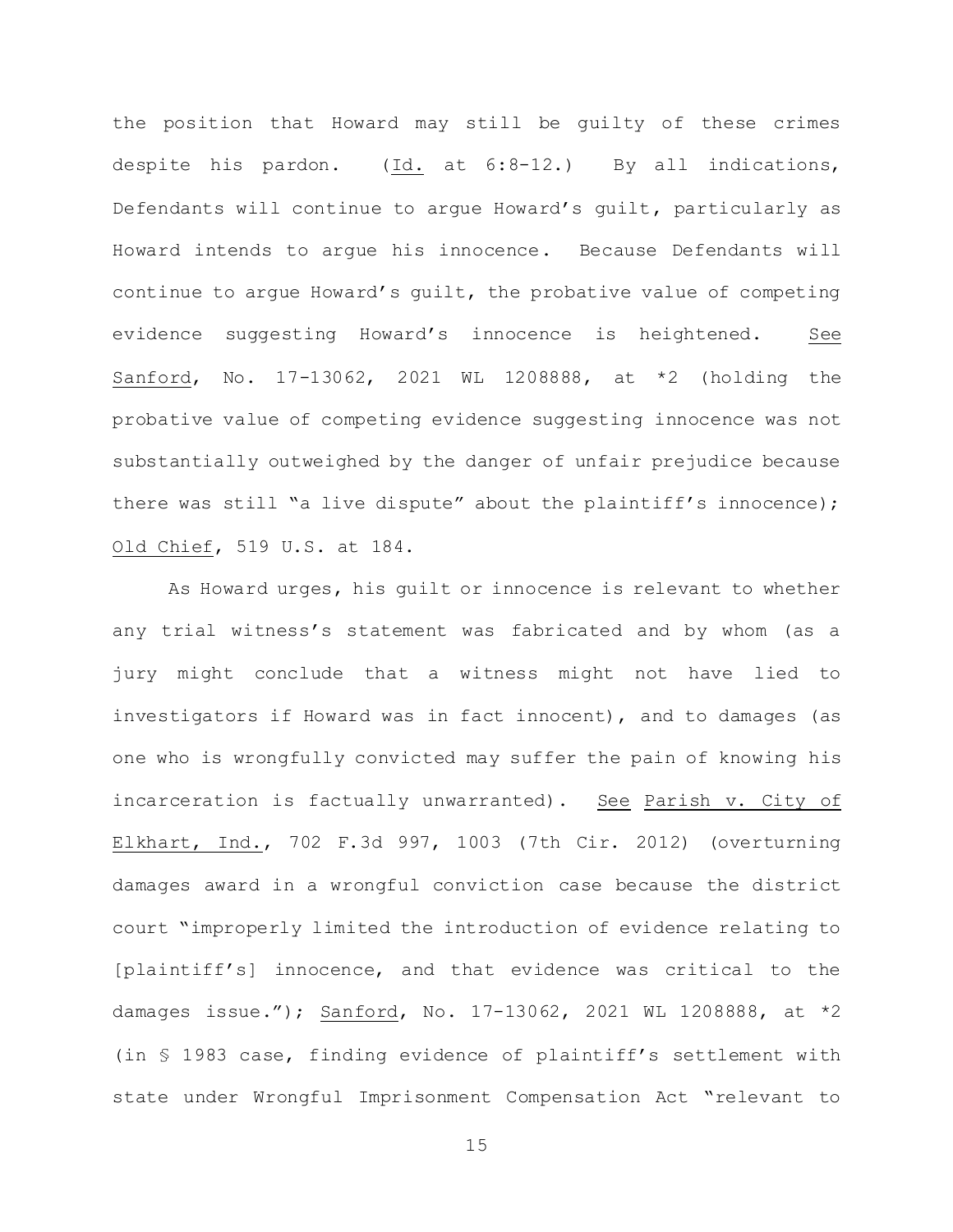the position that Howard may still be guilty of these crimes despite his pardon. (Id. at 6:8-12.) By all indications, Defendants will continue to argue Howard's guilt, particularly as Howard intends to argue his innocence. Because Defendants will continue to argue Howard's guilt, the probative value of competing evidence suggesting Howard's innocence is heightened. See Sanford, No. 17-13062, 2021 WL 1208888, at *2 (holding the probative value of competing evidence suggesting innocence was not substantially outweighed by the danger of unfair prejudice because there was still "a live dispute" about the plaintiff's innocence); Old Chief, 519 U.S. at 184.

As Howard urges, his guilt or innocence is relevant to whether any trial witness's statement was fabricated and by whom (as a jury might conclude that a witness might not have lied to investigators if Howard was in fact innocent), and to damages (as one who is wrongfully convicted may suffer the pain of knowing his incarceration is factually unwarranted). See Parish v. City of Elkhart, Ind., 702 F.3d 997, 1003 (7th Cir. 2012) (overturning damages award in a wrongful conviction case because the district court "improperly limited the introduction of evidence relating to [plaintiff's] innocence, and that evidence was critical to the damages issue."); Sanford, No. 17-13062, 2021 WL 1208888, at *2 (in § 1983 case, finding evidence of plaintiff's settlement with state under Wrongful Imprisonment Compensation Act "relevant to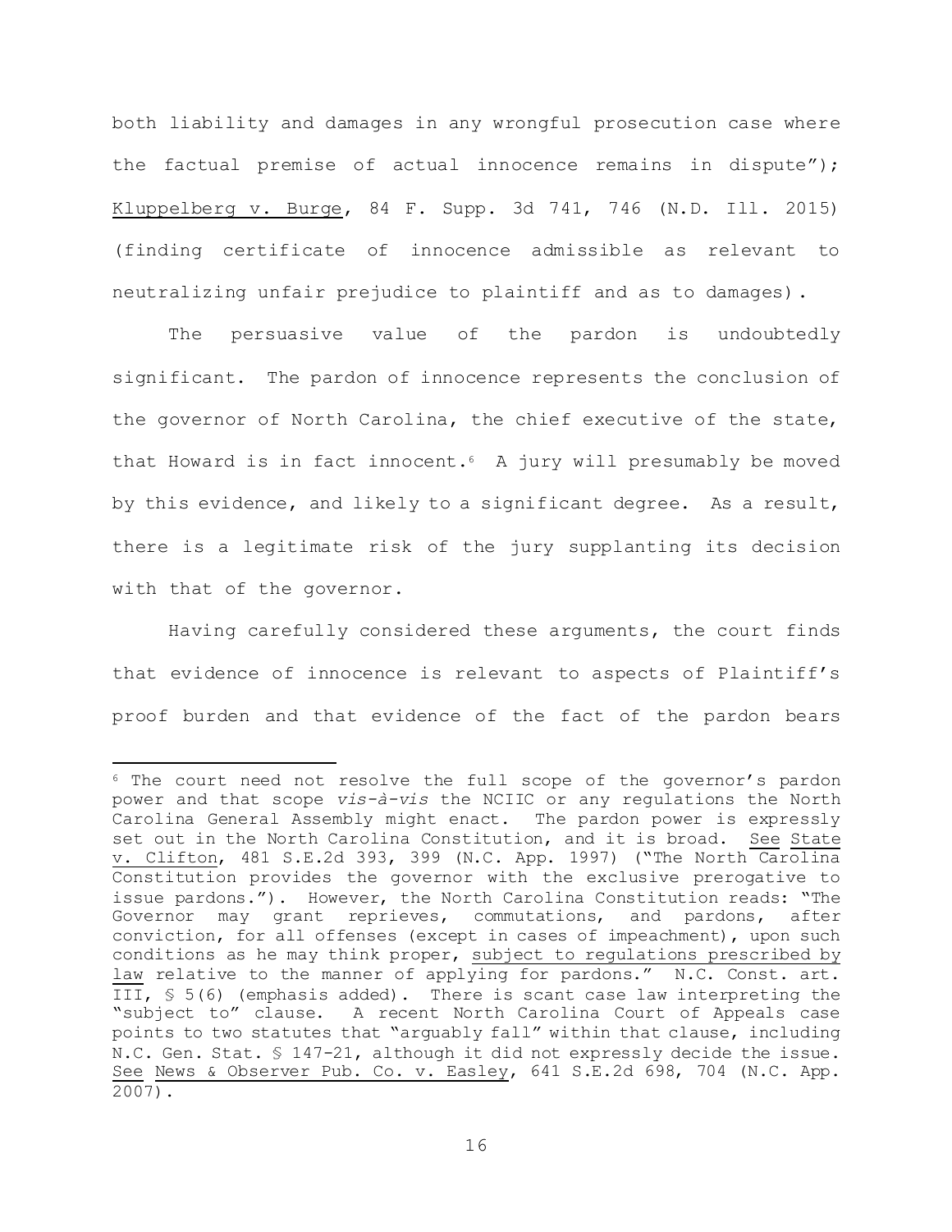both liability and damages in any wrongful prosecution case where the factual premise of actual innocence remains in dispute"); Kluppelberg v. Burge, 84 F. Supp. 3d 741, 746 (N.D. Ill. 2015) (finding certificate of innocence admissible as relevant to neutralizing unfair prejudice to plaintiff and as to damages).

The persuasive value of the pardon is undoubtedly significant. The pardon of innocence represents the conclusion of the governor of North Carolina, the chief executive of the state, that Howard is in fact innocent.[6] A jury will presumably be moved by this evidence, and likely to a significant degree. As a result, there is a legitimate risk of the jury supplanting its decision with that of the governor.

Having carefully considered these arguments, the court finds that evidence of innocence is relevant to aspects of Plaintiff's proof burden and that evidence of the fact of the pardon bears

---

[6] The court need not resolve the full scope of the governor's pardon power and that scope *vis-à-vis* the NCIIC or any regulations the North Carolina General Assembly might enact. The pardon power is expressly set out in the North Carolina Constitution, and it is broad. See State v. Clifton, 481 S.E.2d 393, 399 (N.C. App. 1997) ("The North Carolina Constitution provides the governor with the exclusive prerogative to issue pardons."). However, the North Carolina Constitution reads: "The Governor may grant reprieves, commutations, and pardons, after conviction, for all offenses (except in cases of impeachment), upon such conditions as he may think proper, subject to regulations prescribed by law relative to the manner of applying for pardons." N.C. Const. art. III, § 5(6) (emphasis added). There is scant case law interpreting the "subject to" clause. A recent North Carolina Court of Appeals case points to two statutes that "arguably fall" within that clause, including N.C. Gen. Stat. § 147-21, although it did not expressly decide the issue. See News & Observer Pub. Co. v. Easley, 641 S.E.2d 698, 704 (N.C. App. 2007).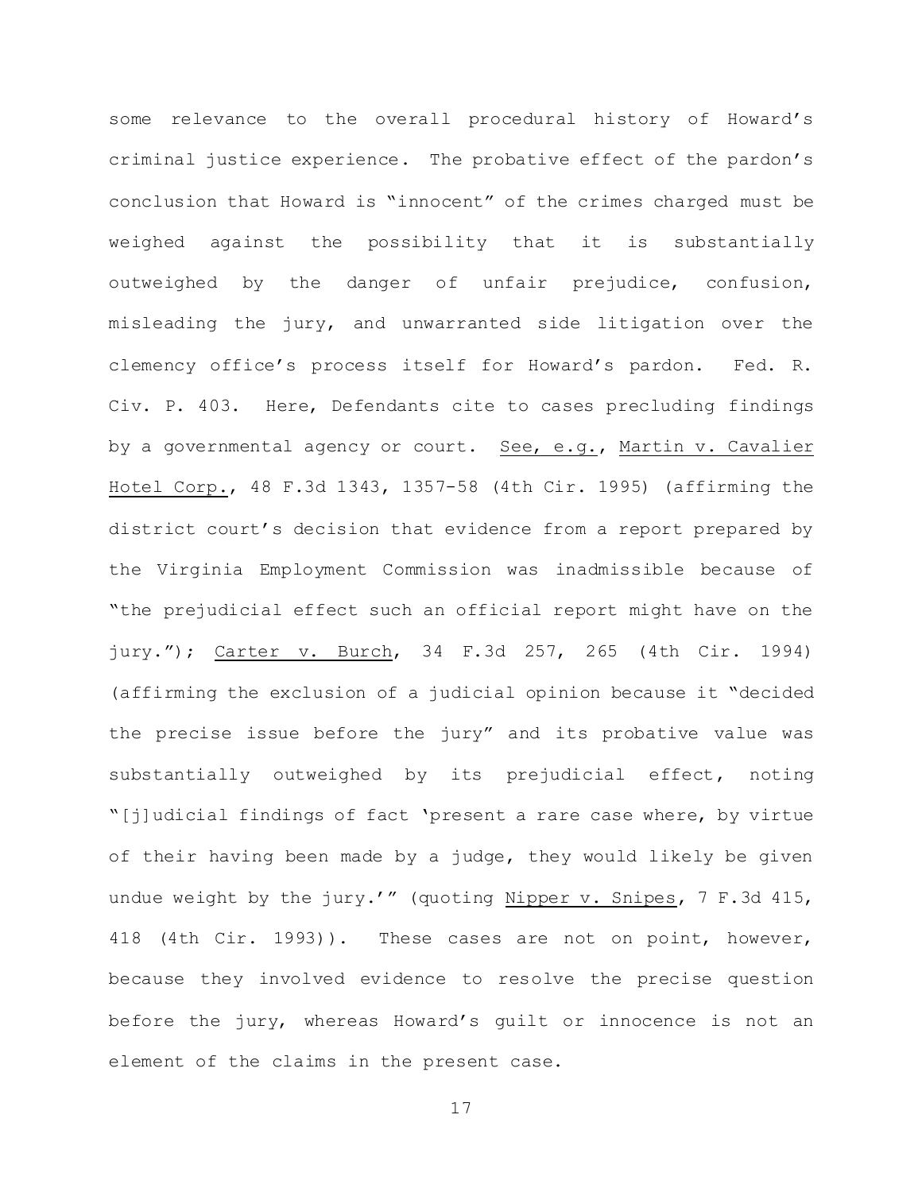some relevance to the overall procedural history of Howard's criminal justice experience. The probative effect of the pardon's conclusion that Howard is "innocent" of the crimes charged must be weighed against the possibility that it is substantially outweighed by the danger of unfair prejudice, confusion, misleading the jury, and unwarranted side litigation over the clemency office's process itself for Howard's pardon. Fed. R. Civ. P. 403. Here, Defendants cite to cases precluding findings by a governmental agency or court. See, e.g., Martin v. Cavalier Hotel Corp., 48 F.3d 1343, 1357-58 (4th Cir. 1995) (affirming the district court's decision that evidence from a report prepared by the Virginia Employment Commission was inadmissible because of "the prejudicial effect such an official report might have on the jury."); Carter v. Burch, 34 F.3d 257, 265 (4th Cir. 1994) (affirming the exclusion of a judicial opinion because it "decided the precise issue before the jury" and its probative value was substantially outweighed by its prejudicial effect, noting "[j]udicial findings of fact 'present a rare case where, by virtue of their having been made by a judge, they would likely be given undue weight by the jury.'" (quoting Nipper v. Snipes, 7 F.3d 415, 418 (4th Cir. 1993)). These cases are not on point, however, because they involved evidence to resolve the precise question before the jury, whereas Howard's guilt or innocence is not an element of the claims in the present case.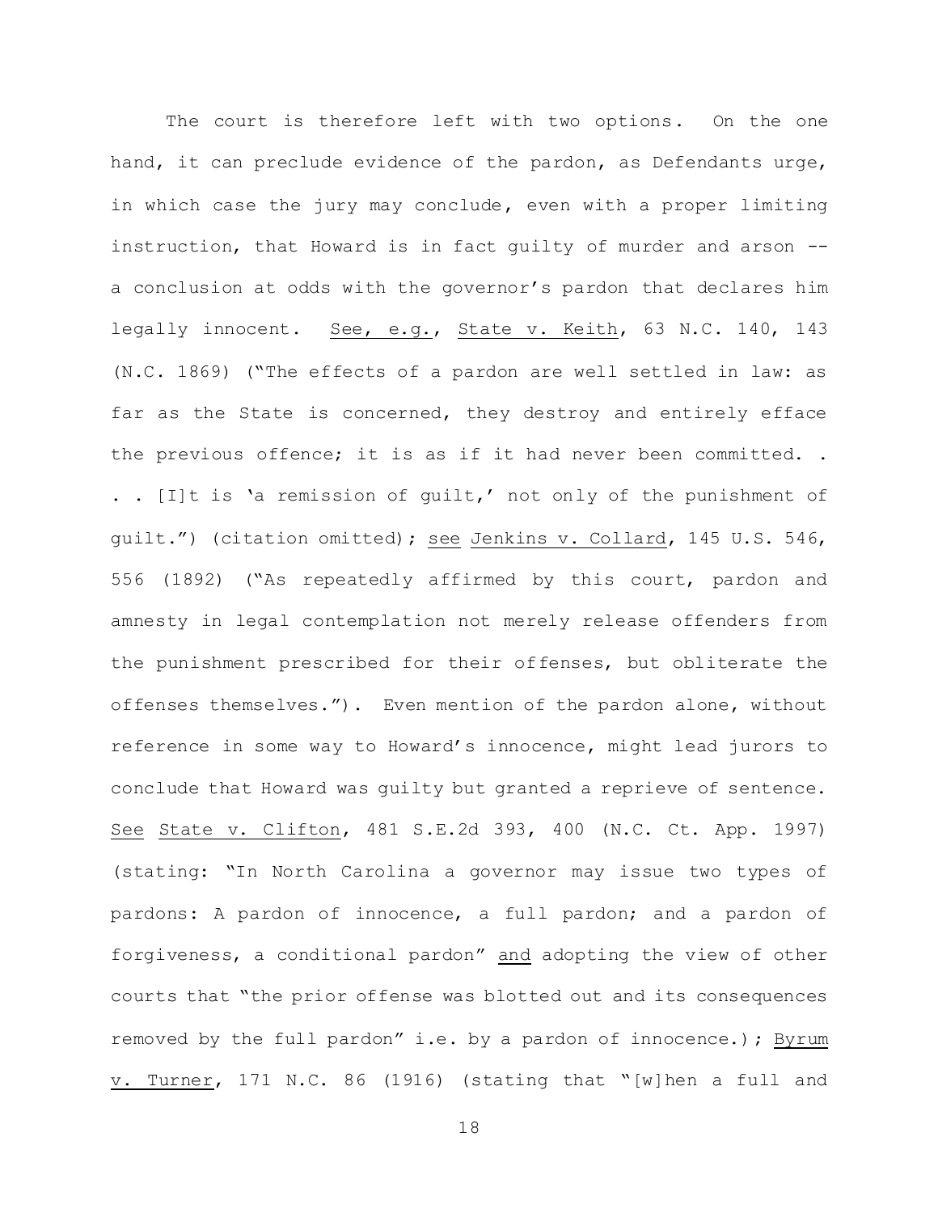The court is therefore left with two options. On the one hand, it can preclude evidence of the pardon, as Defendants urge, in which case the jury may conclude, even with a proper limiting instruction, that Howard is in fact guilty of murder and arson -- a conclusion at odds with the governor's pardon that declares him legally innocent. _See, e.g._, _State v. Keith_, 63 N.C. 140, 143 (N.C. 1869) ("The effects of a pardon are well settled in law: as far as the State is concerned, they destroy and entirely efface the previous offence; it is as if it had never been committed. . . . [I]t is 'a remission of guilt,' not only of the punishment of guilt.") (citation omitted); _see_ _Jenkins v. Collard_, 145 U.S. 546, 556 (1892) ("As repeatedly affirmed by this court, pardon and amnesty in legal contemplation not merely release offenders from the punishment prescribed for their offenses, but obliterate the offenses themselves."). Even mention of the pardon alone, without reference in some way to Howard's innocence, might lead jurors to conclude that Howard was guilty but granted a reprieve of sentence. _See_ _State v. Clifton_, 481 S.E.2d 393, 400 (N.C. Ct. App. 1997) (stating: "In North Carolina a governor may issue two types of pardons: A pardon of innocence, a full pardon; and a pardon of forgiveness, a conditional pardon" _and_ adopting the view of other courts that "the prior offense was blotted out and its consequences removed by the full pardon" i.e. by a pardon of innocence.); _Byrum v. Turner_, 171 N.C. 86 (1916) (stating that "[w]hen a full and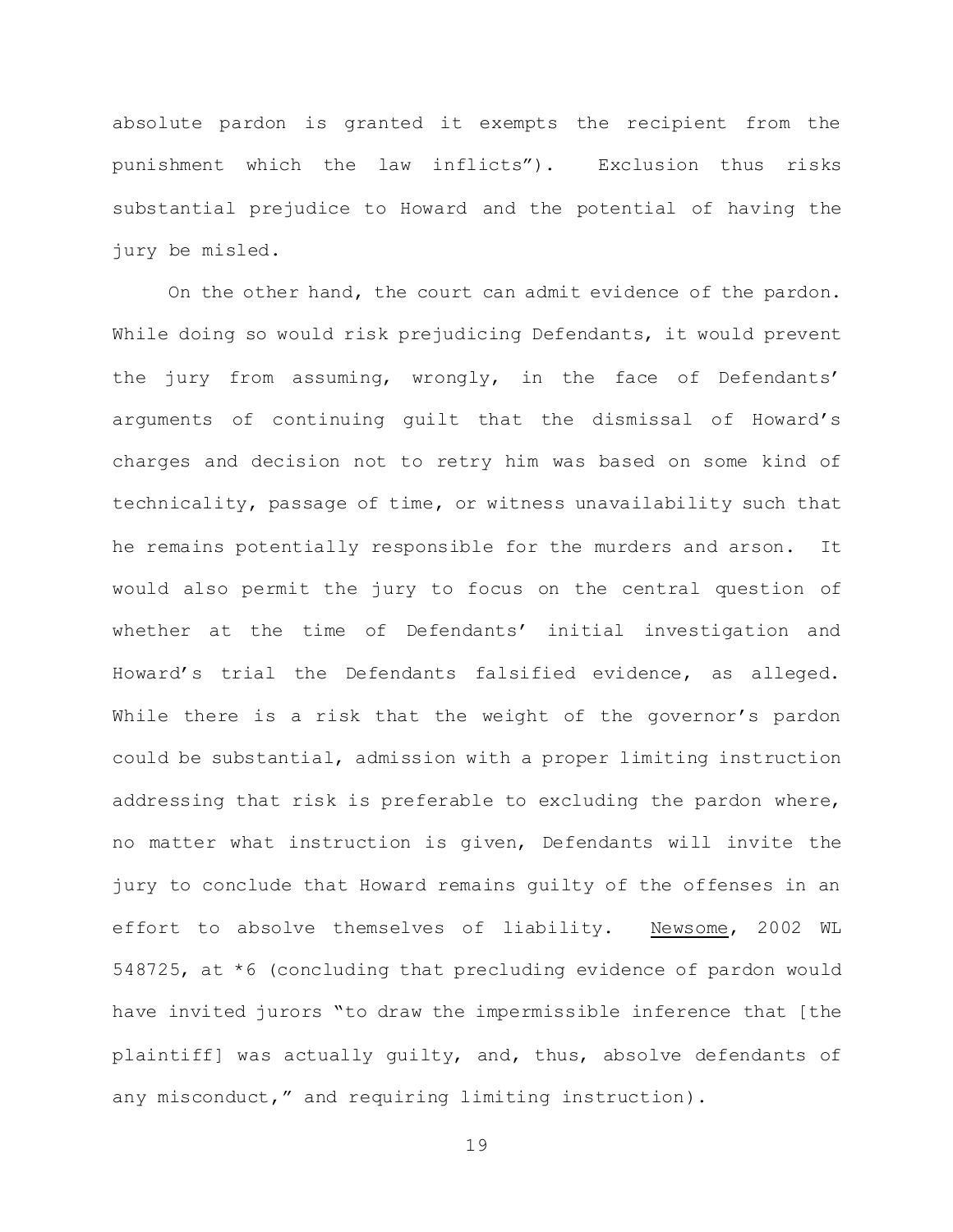absolute pardon is granted it exempts the recipient from the punishment which the law inflicts"). Exclusion thus risks substantial prejudice to Howard and the potential of having the jury be misled.

On the other hand, the court can admit evidence of the pardon. While doing so would risk prejudicing Defendants, it would prevent the jury from assuming, wrongly, in the face of Defendants' arguments of continuing guilt that the dismissal of Howard's charges and decision not to retry him was based on some kind of technicality, passage of time, or witness unavailability such that he remains potentially responsible for the murders and arson. It would also permit the jury to focus on the central question of whether at the time of Defendants' initial investigation and Howard's trial the Defendants falsified evidence, as alleged. While there is a risk that the weight of the governor's pardon could be substantial, admission with a proper limiting instruction addressing that risk is preferable to excluding the pardon where, no matter what instruction is given, Defendants will invite the jury to conclude that Howard remains guilty of the offenses in an effort to absolve themselves of liability. Newsome, 2002 WL 548725, at *6 (concluding that precluding evidence of pardon would have invited jurors "to draw the impermissible inference that [the plaintiff] was actually guilty, and, thus, absolve defendants of any misconduct," and requiring limiting instruction).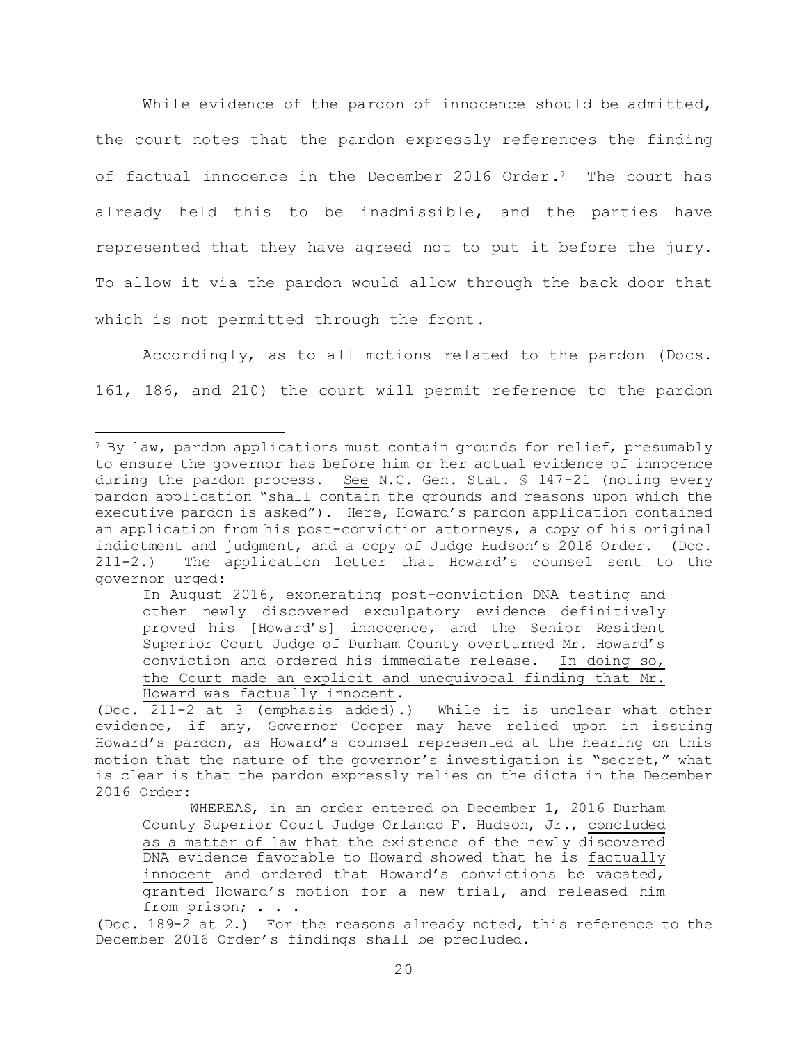While evidence of the pardon of innocence should be admitted, the court notes that the pardon expressly references the finding of factual innocence in the December 2016 Order.[7] The court has already held this to be inadmissible, and the parties have represented that they have agreed not to put it before the jury. To allow it via the pardon would allow through the back door that which is not permitted through the front.

Accordingly, as to all motions related to the pardon (Docs. 161, 186, and 210) the court will permit reference to the pardon

---

[7] By law, pardon applications must contain grounds for relief, presumably to ensure the governor has before him or her actual evidence of innocence during the pardon process. <u>See</u> N.C. Gen. Stat. § 147-21 (noting every pardon application "shall contain the grounds and reasons upon which the executive pardon is asked"). Here, Howard's pardon application contained an application from his post-conviction attorneys, a copy of his original indictment and judgment, and a copy of Judge Hudson's 2016 Order. (Doc. 211-2.) The application letter that Howard's counsel sent to the governor urged:

> In August 2016, exonerating post-conviction DNA testing and other newly discovered exculpatory evidence definitively proved his [Howard's] innocence, and the Senior Resident Superior Court Judge of Durham County overturned Mr. Howard's conviction and ordered his immediate release. <u>In doing so, the Court made an explicit and unequivocal finding that Mr. Howard was factually innocent</u>.

(Doc. 211-2 at 3 (emphasis added).) While it is unclear what other evidence, if any, Governor Cooper may have relied upon in issuing Howard's pardon, as Howard's counsel represented at the hearing on this motion that the nature of the governor's investigation is "secret," what is clear is that the pardon expressly relies on the dicta in the December 2016 Order:

> WHEREAS, in an order entered on December 1, 2016 Durham County Superior Court Judge Orlando F. Hudson, Jr., <u>concluded as a matter of law</u> that the existence of the newly discovered DNA evidence favorable to Howard showed that he is <u>factually innocent</u> and ordered that Howard's convictions be vacated, granted Howard's motion for a new trial, and released him from prison; . . .

(Doc. 189-2 at 2.) For the reasons already noted, this reference to the December 2016 Order's findings shall be precluded.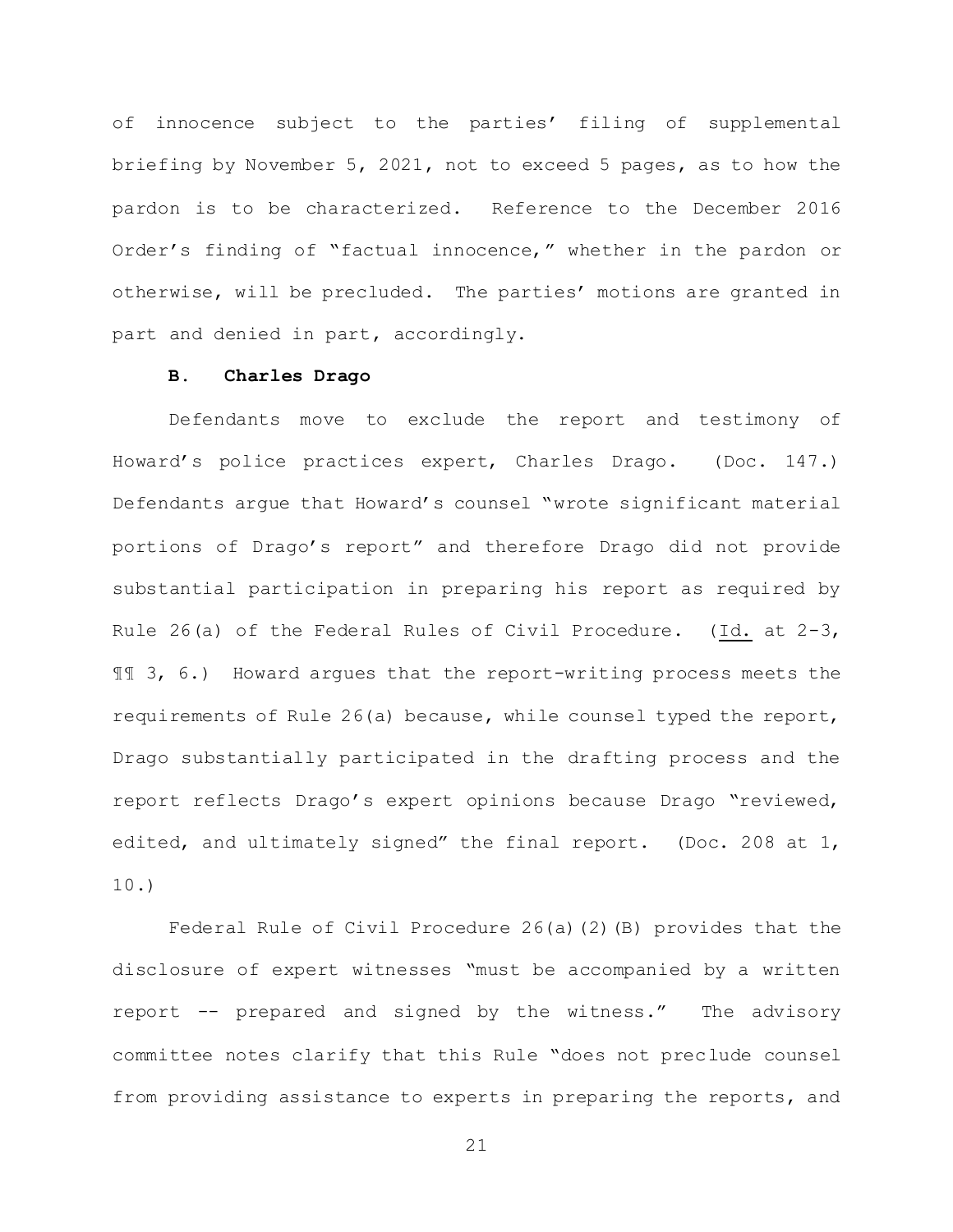of innocence subject to the parties' filing of supplemental briefing by November 5, 2021, not to exceed 5 pages, as to how the pardon is to be characterized. Reference to the December 2016 Order's finding of "factual innocence," whether in the pardon or otherwise, will be precluded. The parties' motions are granted in part and denied in part, accordingly.

### B. Charles Drago

Defendants move to exclude the report and testimony of Howard's police practices expert, Charles Drago. (Doc. 147.) Defendants argue that Howard's counsel "wrote significant material portions of Drago's report" and therefore Drago did not provide substantial participation in preparing his report as required by Rule 26(a) of the Federal Rules of Civil Procedure. (Id. at 2-3, ¶¶ 3, 6.) Howard argues that the report-writing process meets the requirements of Rule 26(a) because, while counsel typed the report, Drago substantially participated in the drafting process and the report reflects Drago's expert opinions because Drago "reviewed, edited, and ultimately signed" the final report. (Doc. 208 at 1, 10.)

Federal Rule of Civil Procedure 26(a)(2)(B) provides that the disclosure of expert witnesses "must be accompanied by a written report -- prepared and signed by the witness." The advisory committee notes clarify that this Rule "does not preclude counsel from providing assistance to experts in preparing the reports, and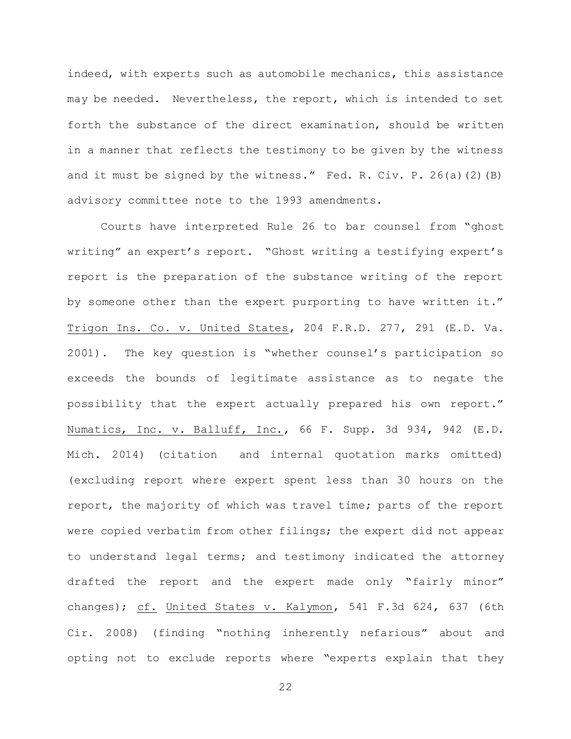indeed, with experts such as automobile mechanics, this assistance may be needed. Nevertheless, the report, which is intended to set forth the substance of the direct examination, should be written in a manner that reflects the testimony to be given by the witness and it must be signed by the witness." Fed. R. Civ. P. 26(a)(2)(B) advisory committee note to the 1993 amendments.

Courts have interpreted Rule 26 to bar counsel from "ghost writing" an expert's report. "Ghost writing a testifying expert's report is the preparation of the substance writing of the report by someone other than the expert purporting to have written it." Trigon Ins. Co. v. United States, 204 F.R.D. 277, 291 (E.D. Va. 2001). The key question is "whether counsel's participation so exceeds the bounds of legitimate assistance as to negate the possibility that the expert actually prepared his own report." Numatics, Inc. v. Balluff, Inc., 66 F. Supp. 3d 934, 942 (E.D. Mich. 2014) (citation and internal quotation marks omitted) (excluding report where expert spent less than 30 hours on the report, the majority of which was travel time; parts of the report were copied verbatim from other filings; the expert did not appear to understand legal terms; and testimony indicated the attorney drafted the report and the expert made only "fairly minor" changes); cf. United States v. Kalymon, 541 F.3d 624, 637 (6th Cir. 2008) (finding "nothing inherently nefarious" about and opting not to exclude reports where "experts explain that they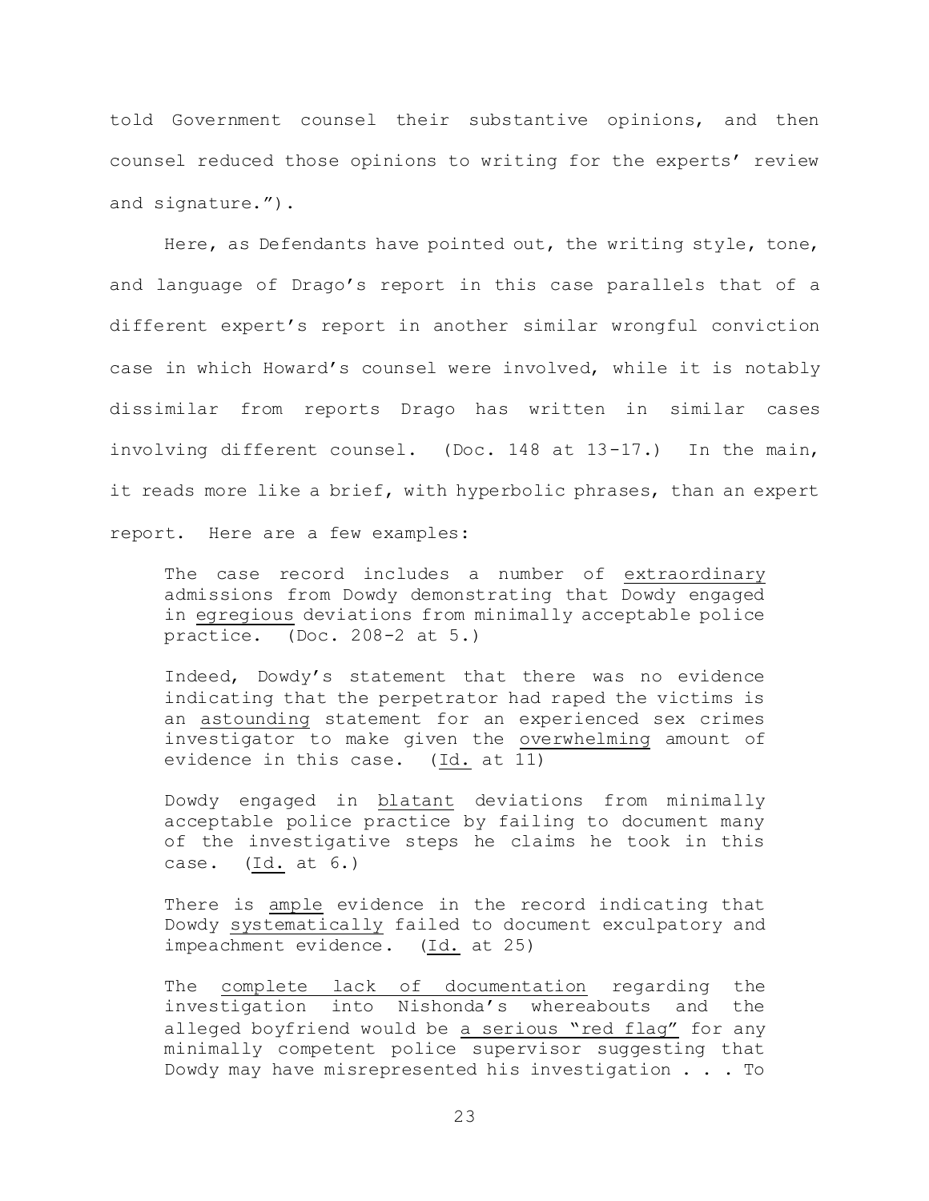told Government counsel their substantive opinions, and then counsel reduced those opinions to writing for the experts' review and signature.").

Here, as Defendants have pointed out, the writing style, tone, and language of Drago's report in this case parallels that of a different expert's report in another similar wrongful conviction case in which Howard's counsel were involved, while it is notably dissimilar from reports Drago has written in similar cases involving different counsel. (Doc. 148 at 13-17.) In the main, it reads more like a brief, with hyperbolic phrases, than an expert report. Here are a few examples:

> The case record includes a number of <u>extraordinary</u> admissions from Dowdy demonstrating that Dowdy engaged in <u>egregious</u> deviations from minimally acceptable police practice. (Doc. 208-2 at 5.)
>
> Indeed, Dowdy's statement that there was no evidence indicating that the perpetrator had raped the victims is an <u>astounding</u> statement for an experienced sex crimes investigator to make given the <u>overwhelming</u> amount of evidence in this case. (<u>Id.</u> at 11)
>
> Dowdy engaged in <u>blatant</u> deviations from minimally acceptable police practice by failing to document many of the investigative steps he claims he took in this case. (<u>Id.</u> at 6.)
>
> There is <u>ample</u> evidence in the record indicating that Dowdy <u>systematically</u> failed to document exculpatory and impeachment evidence. (<u>Id.</u> at 25)
>
> The <u>complete lack of documentation</u> regarding the investigation into Nishonda's whereabouts and the alleged boyfriend would be <u>a serious "red flag"</u> for any minimally competent police supervisor suggesting that Dowdy may have misrepresented his investigation . . . To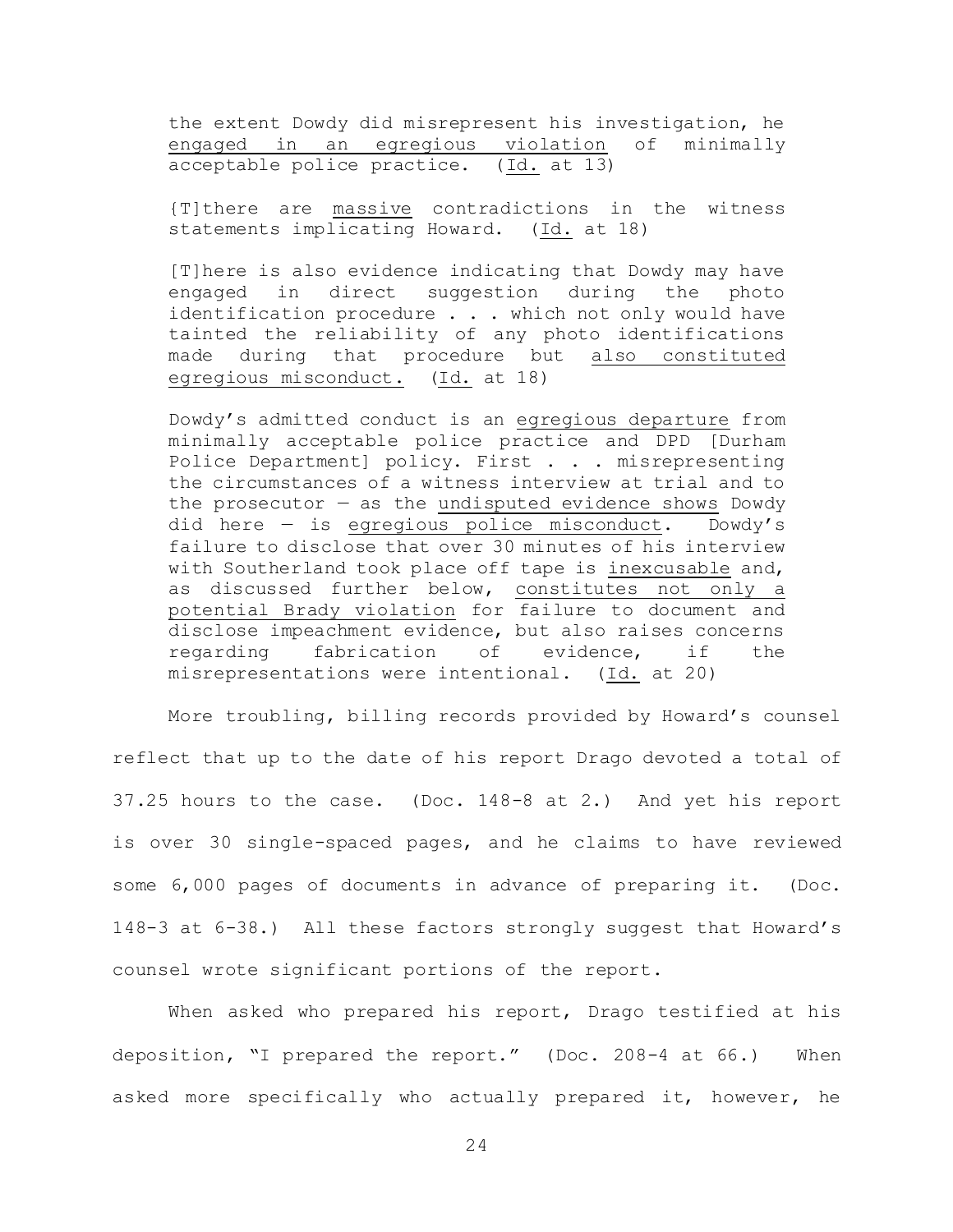> the extent Dowdy did misrepresent his investigation, he <u>engaged in an egregious violation</u> of minimally acceptable police practice. (<u>Id.</u> at 13)
>
> {T]there are <u>massive</u> contradictions in the witness statements implicating Howard. (<u>Id.</u> at 18)
>
> [T]here is also evidence indicating that Dowdy may have engaged in direct suggestion during the photo identification procedure . . . which not only would have tainted the reliability of any photo identifications made during that procedure but <u>also constituted egregious misconduct.</u> (<u>Id.</u> at 18)
>
> Dowdy's admitted conduct is an <u>egregious departure</u> from minimally acceptable police practice and DPD [Durham Police Department] policy. First . . . misrepresenting the circumstances of a witness interview at trial and to the prosecutor — as the <u>undisputed evidence shows</u> Dowdy did here — is <u>egregious police misconduct</u>. Dowdy's failure to disclose that over 30 minutes of his interview with Southerland took place off tape is <u>inexcusable</u> and, as discussed further below, <u>constitutes not only a potential Brady violation</u> for failure to document and disclose impeachment evidence, but also raises concerns regarding fabrication of evidence, if the misrepresentations were intentional. (<u>Id.</u> at 20)

More troubling, billing records provided by Howard's counsel reflect that up to the date of his report Drago devoted a total of 37.25 hours to the case. (Doc. 148-8 at 2.) And yet his report is over 30 single-spaced pages, and he claims to have reviewed some 6,000 pages of documents in advance of preparing it. (Doc. 148-3 at 6-38.) All these factors strongly suggest that Howard's counsel wrote significant portions of the report.

When asked who prepared his report, Drago testified at his deposition, "I prepared the report." (Doc. 208-4 at 66.) When asked more specifically who actually prepared it, however, he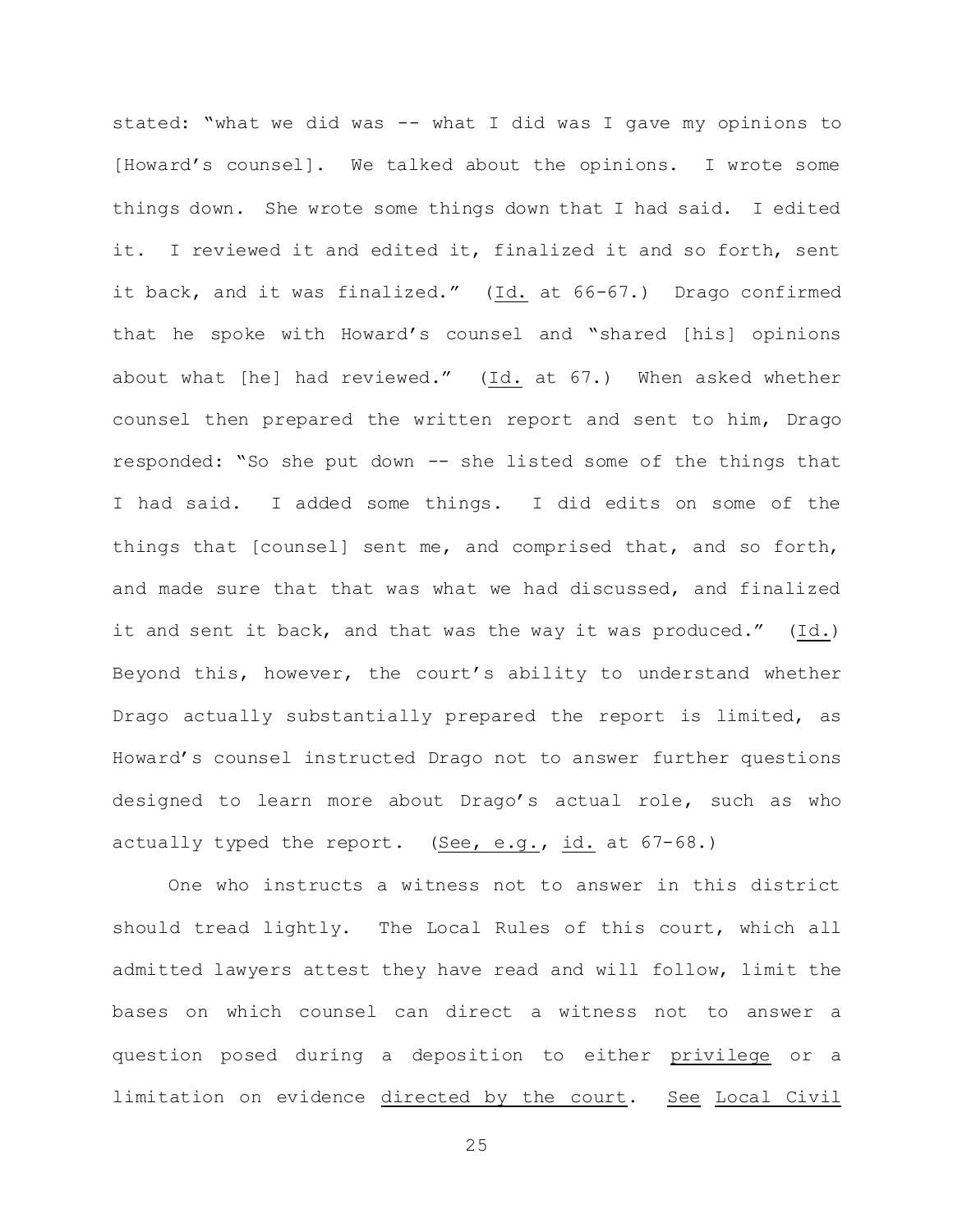stated: "what we did was -- what I did was I gave my opinions to [Howard's counsel]. We talked about the opinions. I wrote some things down. She wrote some things down that I had said. I edited it. I reviewed it and edited it, finalized it and so forth, sent it back, and it was finalized." (Id. at 66-67.) Drago confirmed that he spoke with Howard's counsel and "shared [his] opinions about what [he] had reviewed." (Id. at 67.) When asked whether counsel then prepared the written report and sent to him, Drago responded: "So she put down -- she listed some of the things that I had said. I added some things. I did edits on some of the things that [counsel] sent me, and comprised that, and so forth, and made sure that that was what we had discussed, and finalized it and sent it back, and that was the way it was produced." (Id.) Beyond this, however, the court's ability to understand whether Drago actually substantially prepared the report is limited, as Howard's counsel instructed Drago not to answer further questions designed to learn more about Drago's actual role, such as who actually typed the report. (See, e.g., id. at 67-68.)

One who instructs a witness not to answer in this district should tread lightly. The Local Rules of this court, which all admitted lawyers attest they have read and will follow, limit the bases on which counsel can direct a witness not to answer a question posed during a deposition to either privilege or a limitation on evidence directed by the court. See Local Civil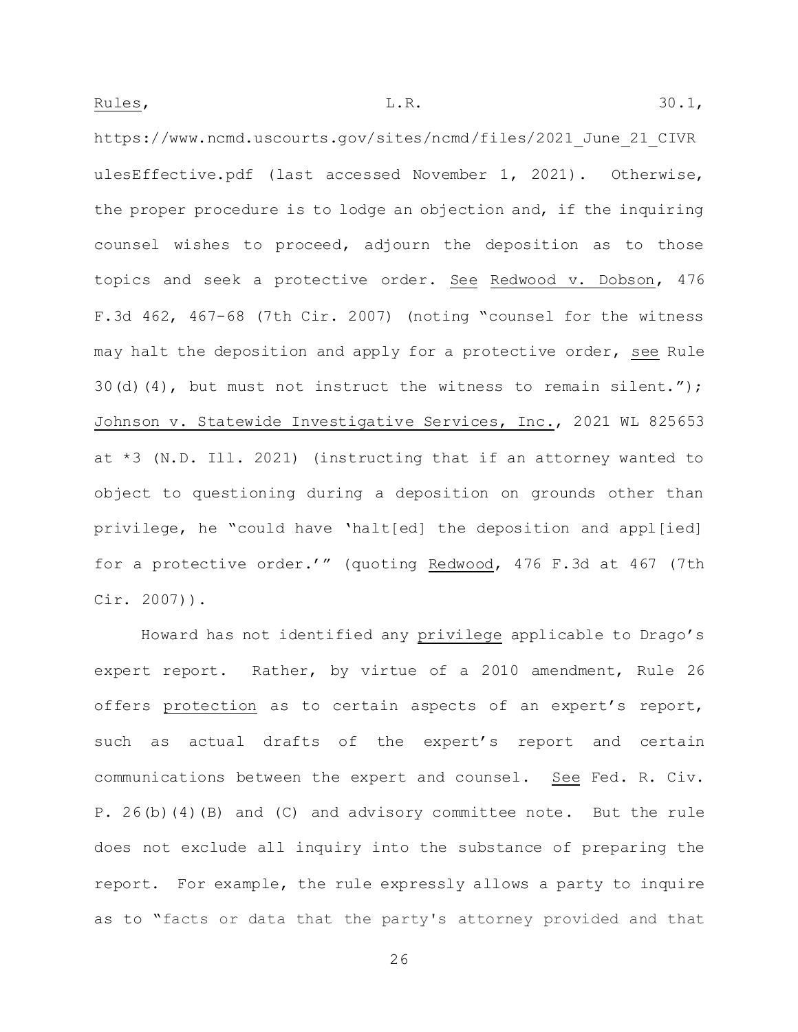Rules, L.R. 30.1, https://www.ncmd.uscourts.gov/sites/ncmd/files/2021_June_21_CIVRulesEffective.pdf (last accessed November 1, 2021). Otherwise, the proper procedure is to lodge an objection and, if the inquiring counsel wishes to proceed, adjourn the deposition as to those topics and seek a protective order. See Redwood v. Dobson, 476 F.3d 462, 467-68 (7th Cir. 2007) (noting "counsel for the witness may halt the deposition and apply for a protective order, see Rule 30(d)(4), but must not instruct the witness to remain silent."); Johnson v. Statewide Investigative Services, Inc., 2021 WL 825653 at *3 (N.D. Ill. 2021) (instructing that if an attorney wanted to object to questioning during a deposition on grounds other than privilege, he "could have 'halt[ed] the deposition and appl[ied] for a protective order.'" (quoting Redwood, 476 F.3d at 467 (7th Cir. 2007)).

Howard has not identified any privilege applicable to Drago's expert report. Rather, by virtue of a 2010 amendment, Rule 26 offers protection as to certain aspects of an expert's report, such as actual drafts of the expert's report and certain communications between the expert and counsel. See Fed. R. Civ. P. 26(b)(4)(B) and (C) and advisory committee note. But the rule does not exclude all inquiry into the substance of preparing the report. For example, the rule expressly allows a party to inquire as to "facts or data that the party's attorney provided and that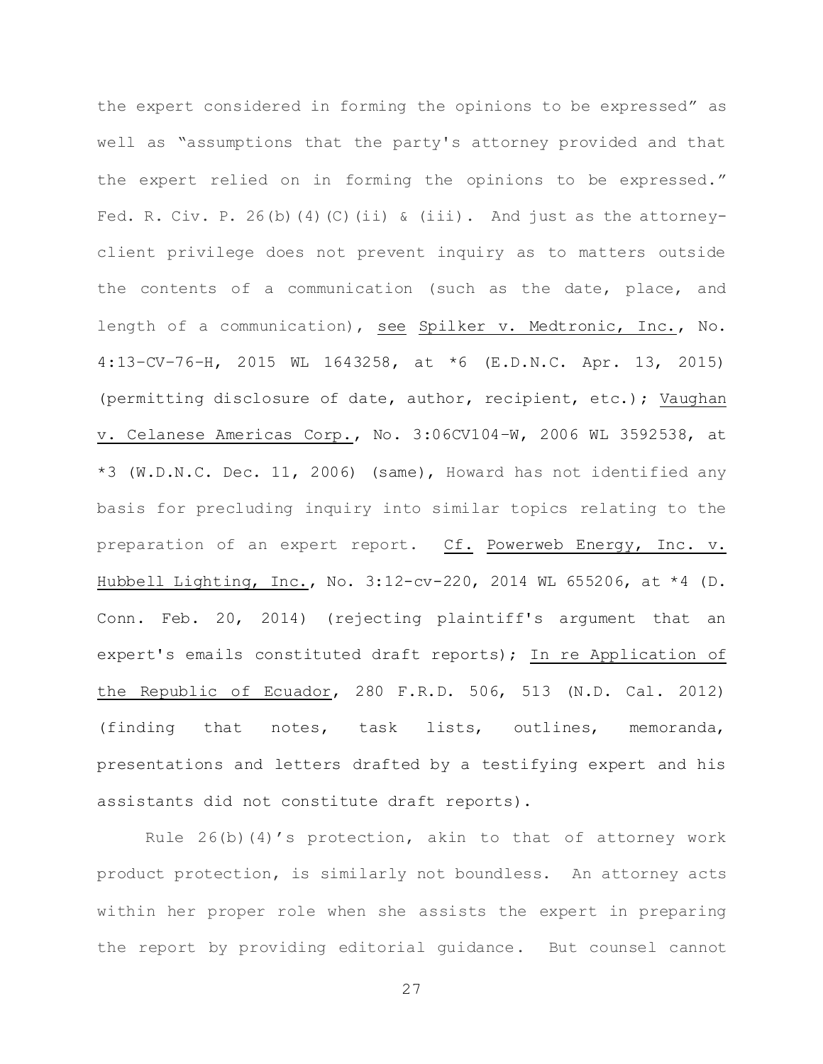the expert considered in forming the opinions to be expressed" as well as "assumptions that the party's attorney provided and that the expert relied on in forming the opinions to be expressed." Fed. R. Civ. P. 26(b)(4)(C)(ii) & (iii). And just as the attorney-client privilege does not prevent inquiry as to matters outside the contents of a communication (such as the date, place, and length of a communication), see Spilker v. Medtronic, Inc., No. 4:13–CV–76–H, 2015 WL 1643258, at *6 (E.D.N.C. Apr. 13, 2015) (permitting disclosure of date, author, recipient, etc.); Vaughan v. Celanese Americas Corp., No. 3:06CV104–W, 2006 WL 3592538, at *3 (W.D.N.C. Dec. 11, 2006) (same), Howard has not identified any basis for precluding inquiry into similar topics relating to the preparation of an expert report. Cf. Powerweb Energy, Inc. v. Hubbell Lighting, Inc., No. 3:12-cv-220, 2014 WL 655206, at *4 (D. Conn. Feb. 20, 2014) (rejecting plaintiff's argument that an expert's emails constituted draft reports); In re Application of the Republic of Ecuador, 280 F.R.D. 506, 513 (N.D. Cal. 2012) (finding that notes, task lists, outlines, memoranda, presentations and letters drafted by a testifying expert and his assistants did not constitute draft reports).

Rule 26(b)(4)'s protection, akin to that of attorney work product protection, is similarly not boundless. An attorney acts within her proper role when she assists the expert in preparing the report by providing editorial guidance. But counsel cannot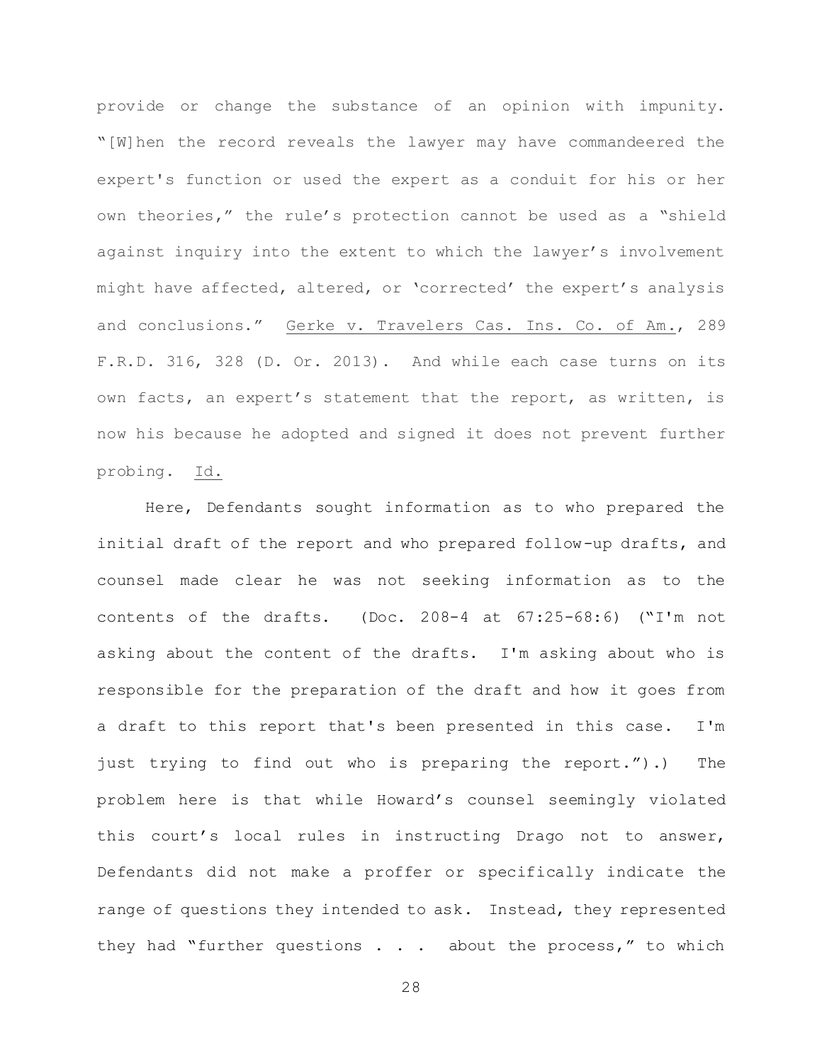provide or change the substance of an opinion with impunity. "[W]hen the record reveals the lawyer may have commandeered the expert's function or used the expert as a conduit for his or her own theories," the rule's protection cannot be used as a "shield against inquiry into the extent to which the lawyer's involvement might have affected, altered, or 'corrected' the expert's analysis and conclusions." Gerke v. Travelers Cas. Ins. Co. of Am., 289 F.R.D. 316, 328 (D. Or. 2013). And while each case turns on its own facts, an expert's statement that the report, as written, is now his because he adopted and signed it does not prevent further probing. Id.

Here, Defendants sought information as to who prepared the initial draft of the report and who prepared follow-up drafts, and counsel made clear he was not seeking information as to the contents of the drafts. (Doc. 208-4 at 67:25-68:6) ("I'm not asking about the content of the drafts. I'm asking about who is responsible for the preparation of the draft and how it goes from a draft to this report that's been presented in this case. I'm just trying to find out who is preparing the report.").) The problem here is that while Howard's counsel seemingly violated this court's local rules in instructing Drago not to answer, Defendants did not make a proffer or specifically indicate the range of questions they intended to ask. Instead, they represented they had "further questions . . . about the process," to which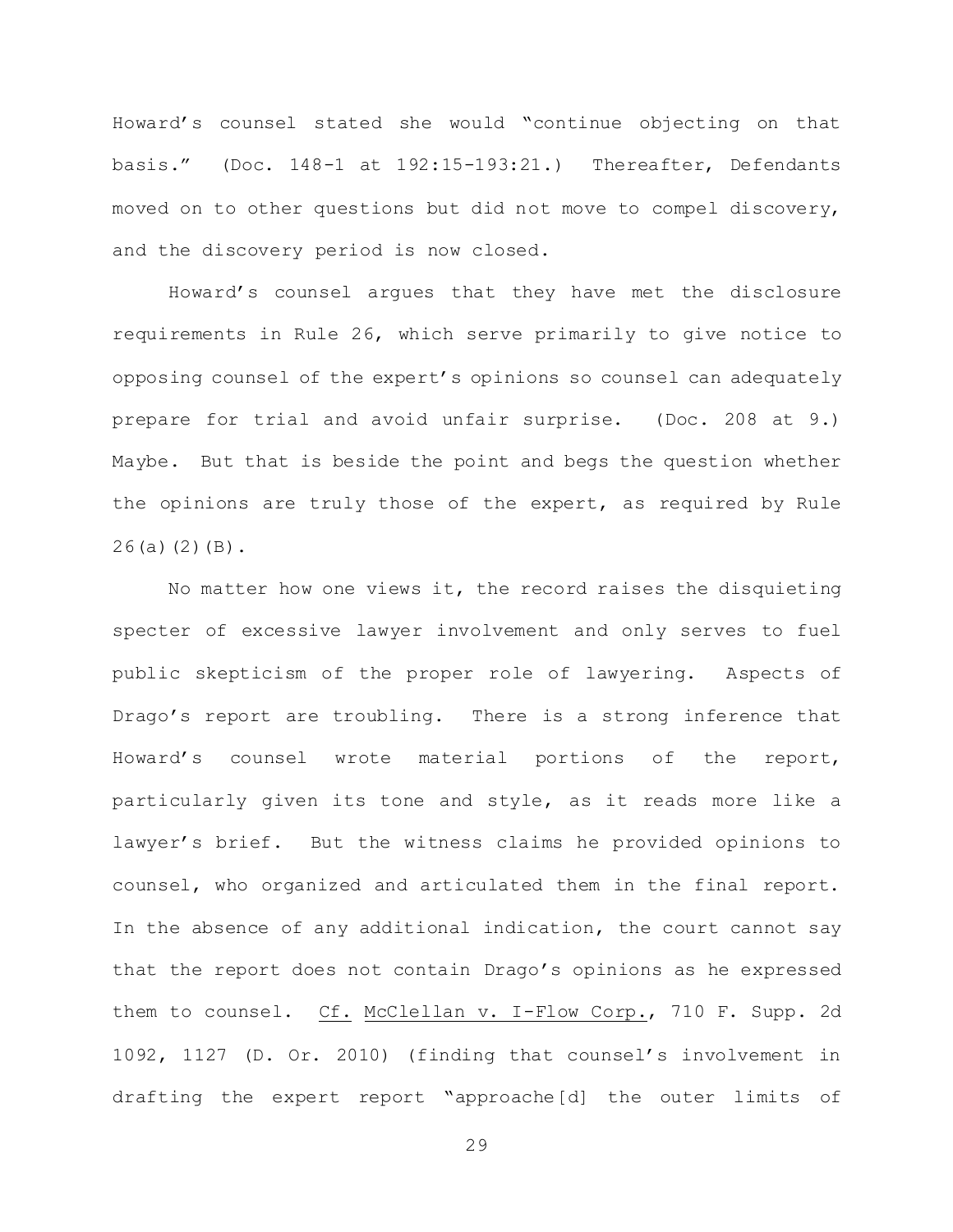Howard's counsel stated she would "continue objecting on that basis." (Doc. 148-1 at 192:15-193:21.) Thereafter, Defendants moved on to other questions but did not move to compel discovery, and the discovery period is now closed.

Howard's counsel argues that they have met the disclosure requirements in Rule 26, which serve primarily to give notice to opposing counsel of the expert's opinions so counsel can adequately prepare for trial and avoid unfair surprise. (Doc. 208 at 9.) Maybe. But that is beside the point and begs the question whether the opinions are truly those of the expert, as required by Rule 26(a)(2)(B).

No matter how one views it, the record raises the disquieting specter of excessive lawyer involvement and only serves to fuel public skepticism of the proper role of lawyering. Aspects of Drago's report are troubling. There is a strong inference that Howard's counsel wrote material portions of the report, particularly given its tone and style, as it reads more like a lawyer's brief. But the witness claims he provided opinions to counsel, who organized and articulated them in the final report. In the absence of any additional indication, the court cannot say that the report does not contain Drago's opinions as he expressed them to counsel. Cf. McClellan v. I-Flow Corp., 710 F. Supp. 2d 1092, 1127 (D. Or. 2010) (finding that counsel's involvement in drafting the expert report "approache[d] the outer limits of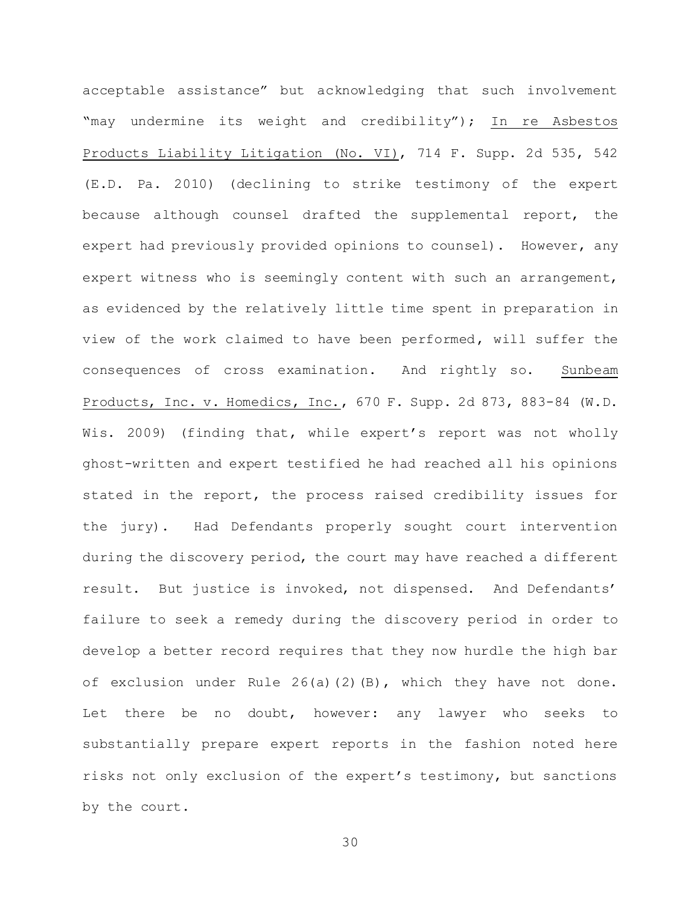acceptable assistance" but acknowledging that such involvement "may undermine its weight and credibility"); <u>In re Asbestos Products Liability Litigation (No. VI)</u>, 714 F. Supp. 2d 535, 542 (E.D. Pa. 2010) (declining to strike testimony of the expert because although counsel drafted the supplemental report, the expert had previously provided opinions to counsel). However, any expert witness who is seemingly content with such an arrangement, as evidenced by the relatively little time spent in preparation in view of the work claimed to have been performed, will suffer the consequences of cross examination. And rightly so. <u>Sunbeam Products, Inc. v. Homedics, Inc.</u>, 670 F. Supp. 2d 873, 883-84 (W.D. Wis. 2009) (finding that, while expert's report was not wholly ghost-written and expert testified he had reached all his opinions stated in the report, the process raised credibility issues for the jury). Had Defendants properly sought court intervention during the discovery period, the court may have reached a different result. But justice is invoked, not dispensed. And Defendants' failure to seek a remedy during the discovery period in order to develop a better record requires that they now hurdle the high bar of exclusion under Rule 26(a)(2)(B), which they have not done. Let there be no doubt, however: any lawyer who seeks to substantially prepare expert reports in the fashion noted here risks not only exclusion of the expert's testimony, but sanctions by the court.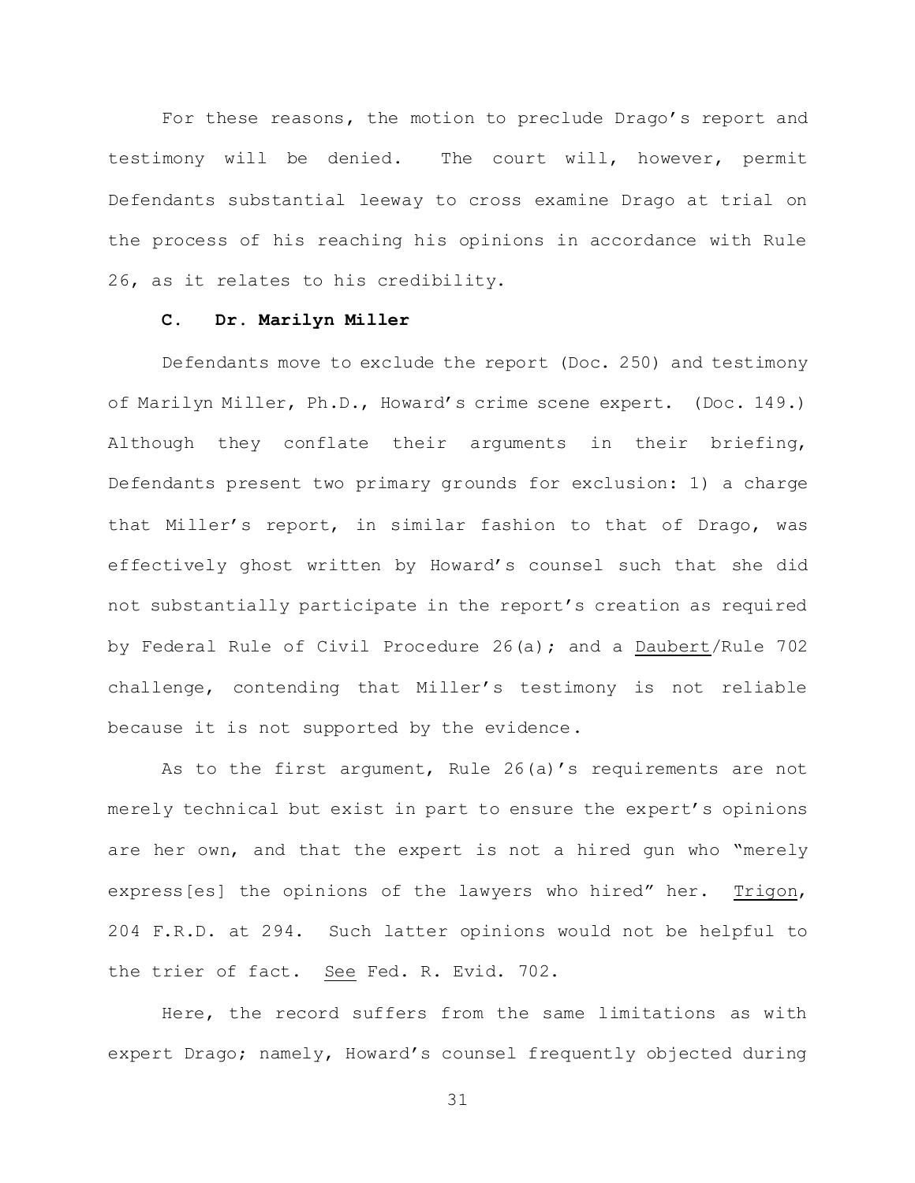For these reasons, the motion to preclude Drago's report and testimony will be denied. The court will, however, permit Defendants substantial leeway to cross examine Drago at trial on the process of his reaching his opinions in accordance with Rule 26, as it relates to his credibility.

### C. Dr. Marilyn Miller

Defendants move to exclude the report (Doc. 250) and testimony of Marilyn Miller, Ph.D., Howard's crime scene expert. (Doc. 149.) Although they conflate their arguments in their briefing, Defendants present two primary grounds for exclusion: 1) a charge that Miller's report, in similar fashion to that of Drago, was effectively ghost written by Howard's counsel such that she did not substantially participate in the report's creation as required by Federal Rule of Civil Procedure 26(a); and a Daubert/Rule 702 challenge, contending that Miller's testimony is not reliable because it is not supported by the evidence.

As to the first argument, Rule 26(a)'s requirements are not merely technical but exist in part to ensure the expert's opinions are her own, and that the expert is not a hired gun who "merely express[es] the opinions of the lawyers who hired" her. Trigon, 204 F.R.D. at 294. Such latter opinions would not be helpful to the trier of fact. See Fed. R. Evid. 702.

Here, the record suffers from the same limitations as with expert Drago; namely, Howard's counsel frequently objected during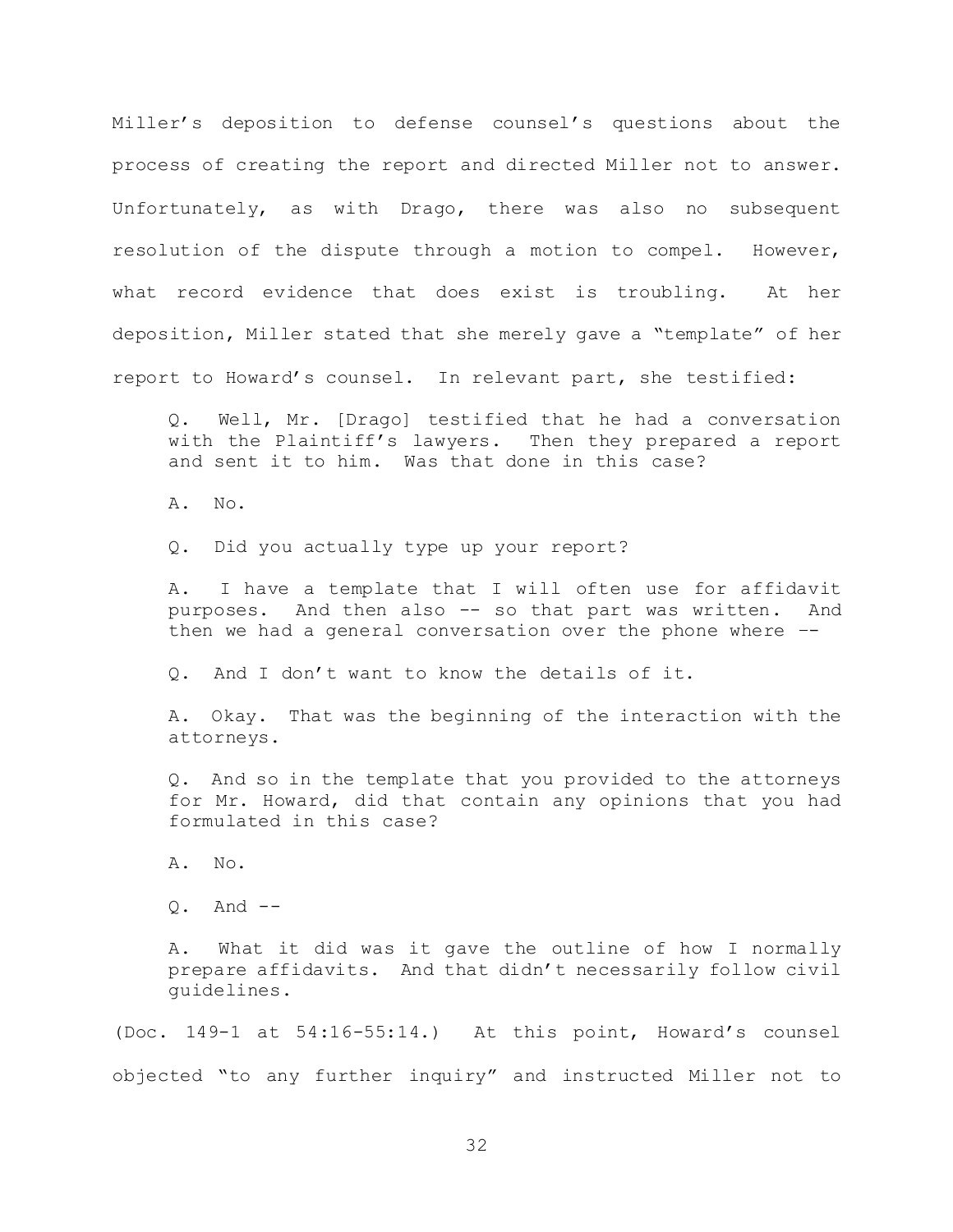Miller's deposition to defense counsel's questions about the process of creating the report and directed Miller not to answer. Unfortunately, as with Drago, there was also no subsequent resolution of the dispute through a motion to compel. However, what record evidence that does exist is troubling. At her deposition, Miller stated that she merely gave a "template" of her report to Howard's counsel. In relevant part, she testified:

> Q. Well, Mr. [Drago] testified that he had a conversation with the Plaintiff's lawyers. Then they prepared a report and sent it to him. Was that done in this case?
>
> A. No.
>
> Q. Did you actually type up your report?
>
> A. I have a template that I will often use for affidavit purposes. And then also -- so that part was written. And then we had a general conversation over the phone where --
>
> Q. And I don't want to know the details of it.
>
> A. Okay. That was the beginning of the interaction with the attorneys.
>
> Q. And so in the template that you provided to the attorneys for Mr. Howard, did that contain any opinions that you had formulated in this case?
>
> A. No.
>
> Q. And --
>
> A. What it did was it gave the outline of how I normally prepare affidavits. And that didn't necessarily follow civil guidelines.

(Doc. 149-1 at 54:16-55:14.) At this point, Howard's counsel objected "to any further inquiry" and instructed Miller not to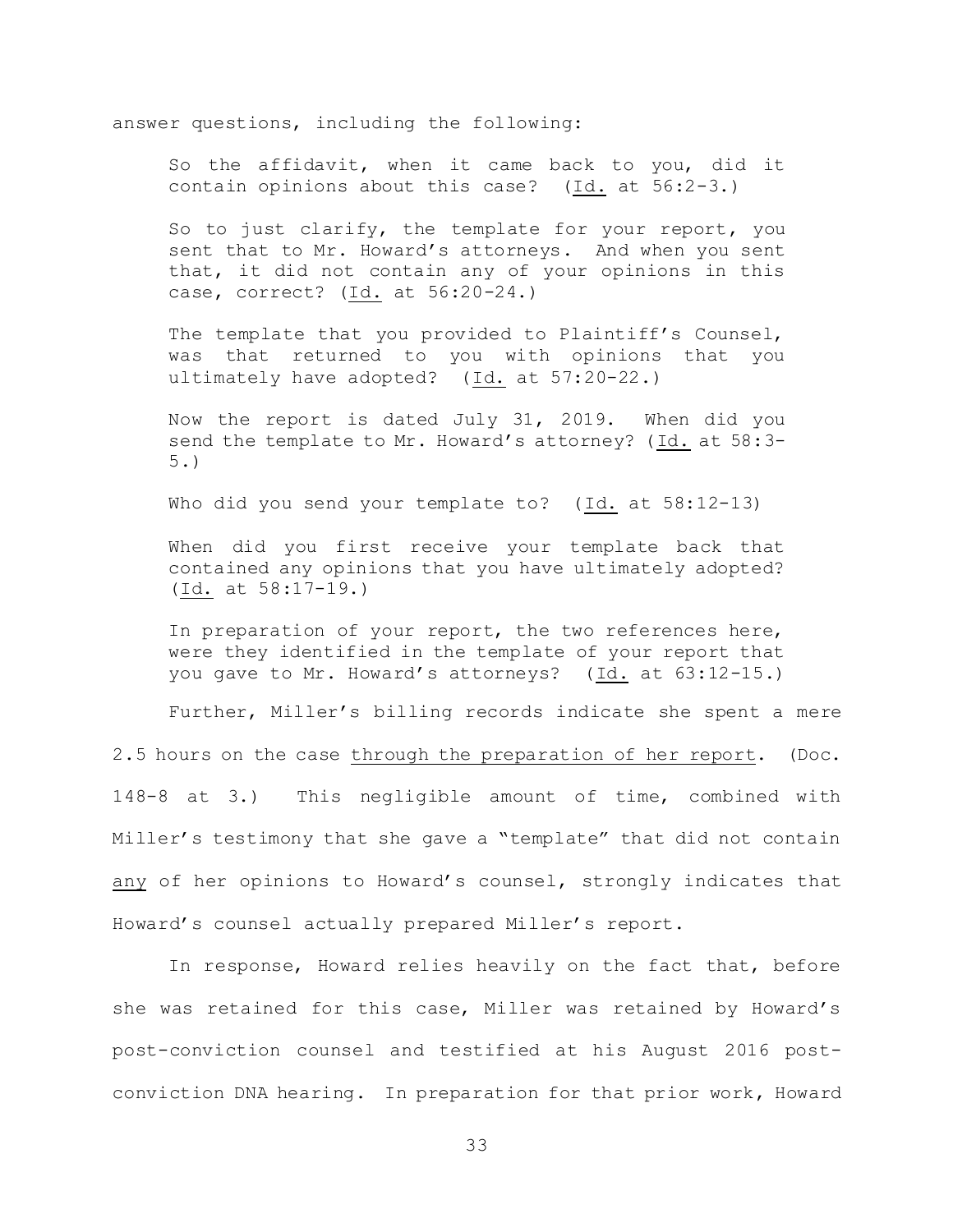answer questions, including the following:

> So the affidavit, when it came back to you, did it contain opinions about this case? (Id. at 56:2-3.)
>
> So to just clarify, the template for your report, you sent that to Mr. Howard's attorneys. And when you sent that, it did not contain any of your opinions in this case, correct? (Id. at 56:20-24.)
>
> The template that you provided to Plaintiff's Counsel, was that returned to you with opinions that you ultimately have adopted? (Id. at 57:20-22.)
>
> Now the report is dated July 31, 2019. When did you send the template to Mr. Howard's attorney? (Id. at 58:3-5.)
>
> Who did you send your template to? (Id. at 58:12-13)
>
> When did you first receive your template back that contained any opinions that you have ultimately adopted? (Id. at 58:17-19.)
>
> In preparation of your report, the two references here, were they identified in the template of your report that you gave to Mr. Howard's attorneys? (Id. at 63:12-15.)

Further, Miller's billing records indicate she spent a mere 2.5 hours on the case through the preparation of her report. (Doc. 148-8 at 3.) This negligible amount of time, combined with Miller's testimony that she gave a "template" that did not contain any of her opinions to Howard's counsel, strongly indicates that Howard's counsel actually prepared Miller's report.

In response, Howard relies heavily on the fact that, before she was retained for this case, Miller was retained by Howard's post-conviction counsel and testified at his August 2016 post-conviction DNA hearing. In preparation for that prior work, Howard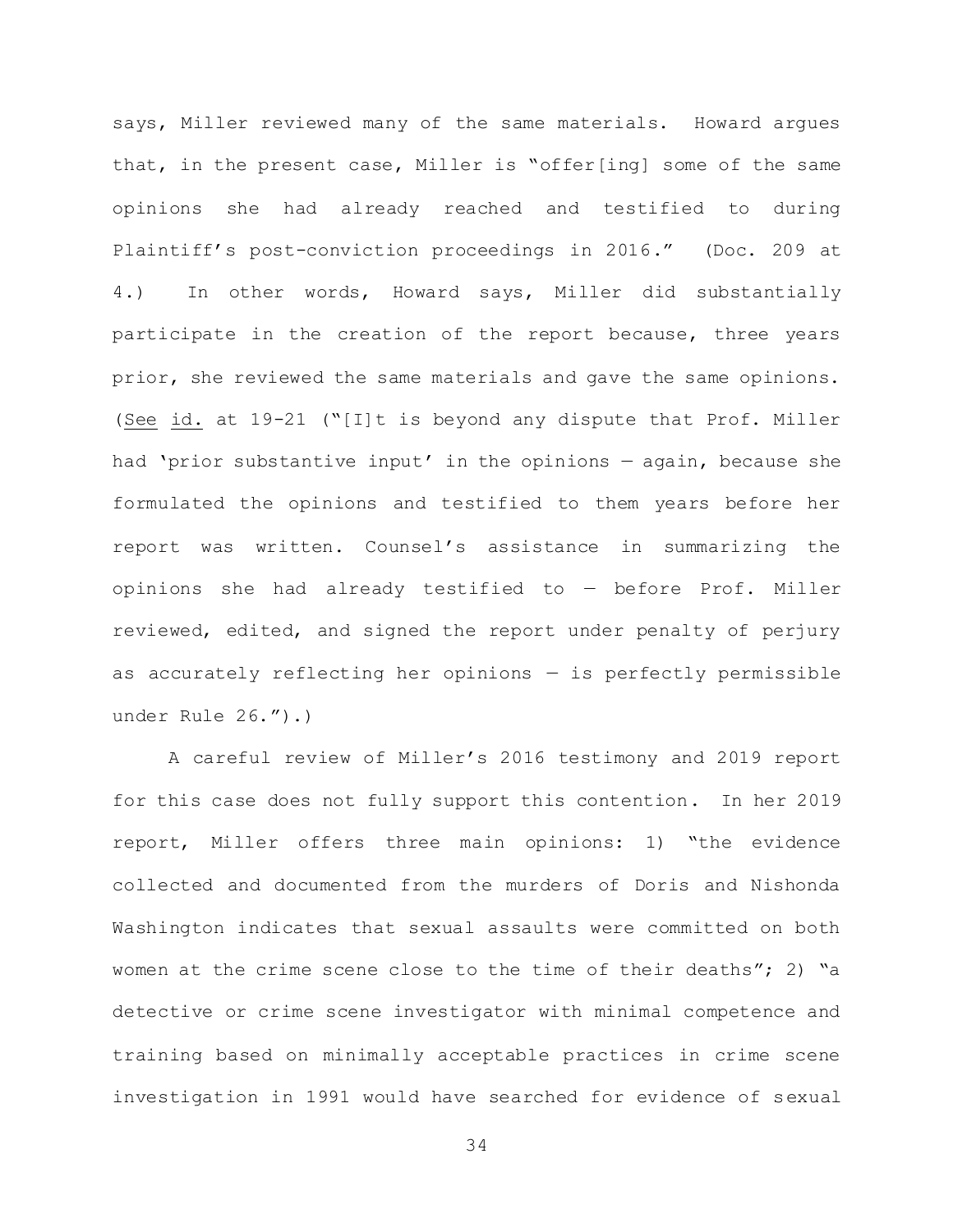says, Miller reviewed many of the same materials. Howard argues that, in the present case, Miller is "offer[ing] some of the same opinions she had already reached and testified to during Plaintiff's post-conviction proceedings in 2016." (Doc. 209 at 4.) In other words, Howard says, Miller did substantially participate in the creation of the report because, three years prior, she reviewed the same materials and gave the same opinions. (See id. at 19-21 ("[I]t is beyond any dispute that Prof. Miller had 'prior substantive input' in the opinions — again, because she formulated the opinions and testified to them years before her report was written. Counsel's assistance in summarizing the opinions she had already testified to — before Prof. Miller reviewed, edited, and signed the report under penalty of perjury as accurately reflecting her opinions — is perfectly permissible under Rule 26.").)

A careful review of Miller's 2016 testimony and 2019 report for this case does not fully support this contention. In her 2019 report, Miller offers three main opinions: 1) "the evidence collected and documented from the murders of Doris and Nishonda Washington indicates that sexual assaults were committed on both women at the crime scene close to the time of their deaths"; 2) "a detective or crime scene investigator with minimal competence and training based on minimally acceptable practices in crime scene investigation in 1991 would have searched for evidence of sexual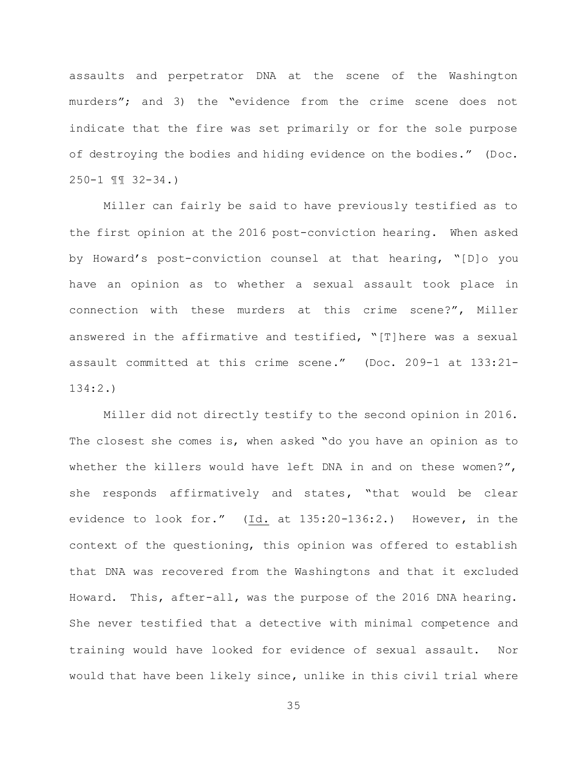assaults and perpetrator DNA at the scene of the Washington murders"; and 3) the "evidence from the crime scene does not indicate that the fire was set primarily or for the sole purpose of destroying the bodies and hiding evidence on the bodies." (Doc. 250-1 ¶¶ 32-34.)

Miller can fairly be said to have previously testified as to the first opinion at the 2016 post-conviction hearing. When asked by Howard's post-conviction counsel at that hearing, "[D]o you have an opinion as to whether a sexual assault took place in connection with these murders at this crime scene?", Miller answered in the affirmative and testified, "[T]here was a sexual assault committed at this crime scene." (Doc. 209-1 at 133:21-134:2.)

Miller did not directly testify to the second opinion in 2016. The closest she comes is, when asked "do you have an opinion as to whether the killers would have left DNA in and on these women?", she responds affirmatively and states, "that would be clear evidence to look for." (Id. at 135:20-136:2.) However, in the context of the questioning, this opinion was offered to establish that DNA was recovered from the Washingtons and that it excluded Howard. This, after-all, was the purpose of the 2016 DNA hearing. She never testified that a detective with minimal competence and training would have looked for evidence of sexual assault. Nor would that have been likely since, unlike in this civil trial where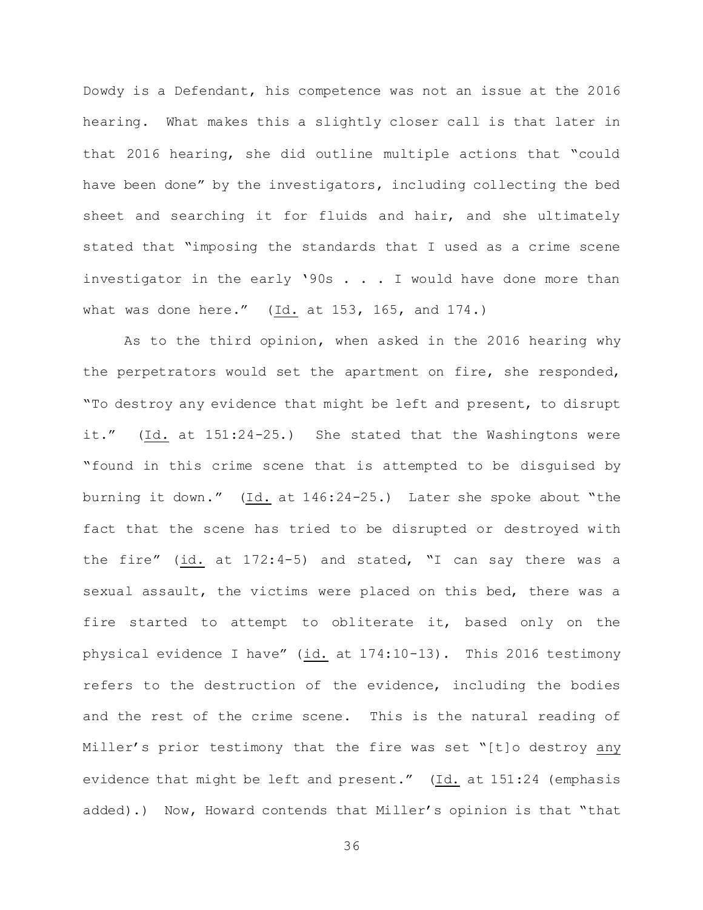Dowdy is a Defendant, his competence was not an issue at the 2016 hearing. What makes this a slightly closer call is that later in that 2016 hearing, she did outline multiple actions that "could have been done" by the investigators, including collecting the bed sheet and searching it for fluids and hair, and she ultimately stated that "imposing the standards that I used as a crime scene investigator in the early '90s . . . I would have done more than what was done here." (Id. at 153, 165, and 174.)

As to the third opinion, when asked in the 2016 hearing why the perpetrators would set the apartment on fire, she responded, "To destroy any evidence that might be left and present, to disrupt it." (Id. at 151:24-25.) She stated that the Washingtons were "found in this crime scene that is attempted to be disguised by burning it down." (Id. at 146:24-25.) Later she spoke about "the fact that the scene has tried to be disrupted or destroyed with the fire" (id. at 172:4-5) and stated, "I can say there was a sexual assault, the victims were placed on this bed, there was a fire started to attempt to obliterate it, based only on the physical evidence I have" (id. at 174:10-13). This 2016 testimony refers to the destruction of the evidence, including the bodies and the rest of the crime scene. This is the natural reading of Miller's prior testimony that the fire was set "[t]o destroy any evidence that might be left and present." (Id. at 151:24 (emphasis added).) Now, Howard contends that Miller's opinion is that "that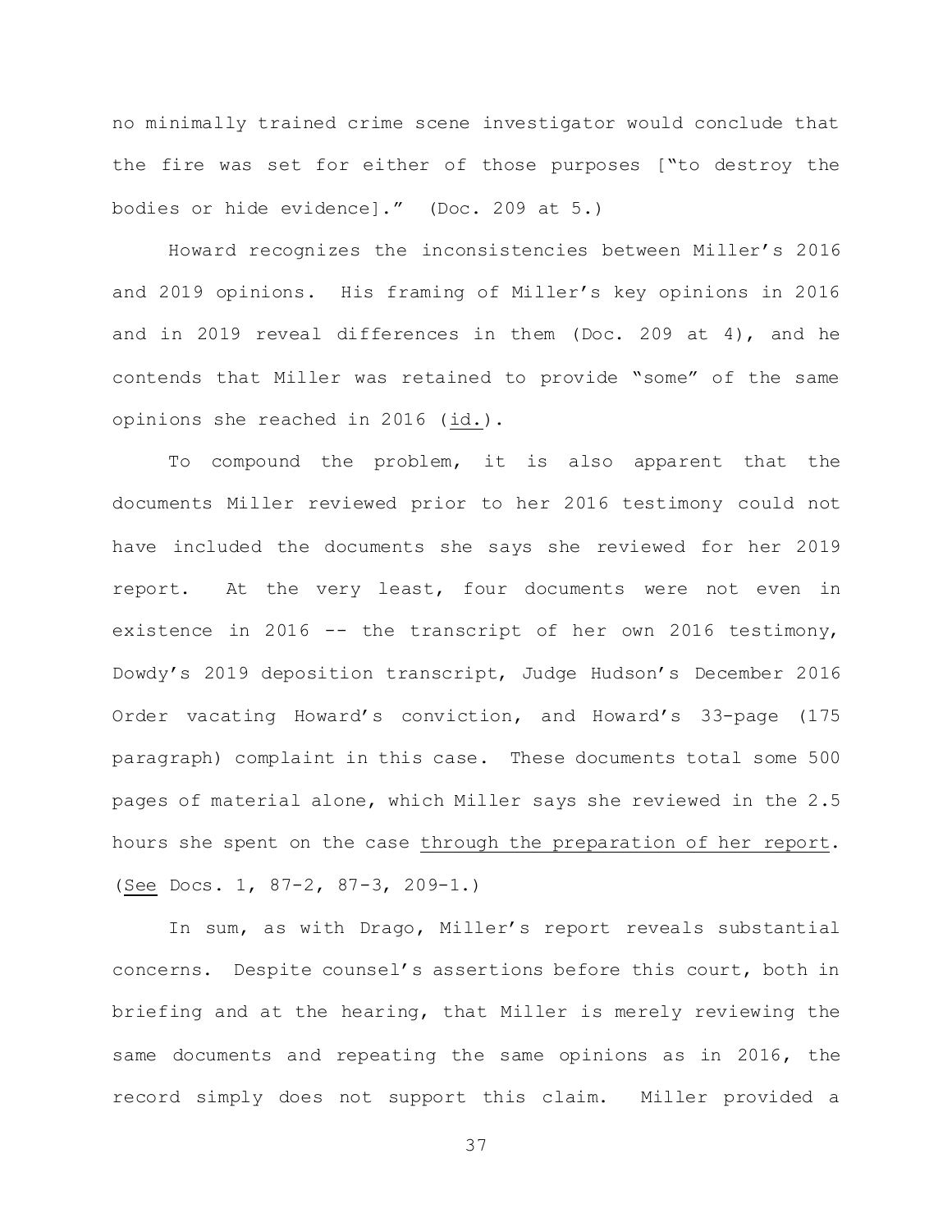no minimally trained crime scene investigator would conclude that the fire was set for either of those purposes ["to destroy the bodies or hide evidence]." (Doc. 209 at 5.)

Howard recognizes the inconsistencies between Miller's 2016 and 2019 opinions. His framing of Miller's key opinions in 2016 and in 2019 reveal differences in them (Doc. 209 at 4), and he contends that Miller was retained to provide "some" of the same opinions she reached in 2016 (id.).

To compound the problem, it is also apparent that the documents Miller reviewed prior to her 2016 testimony could not have included the documents she says she reviewed for her 2019 report. At the very least, four documents were not even in existence in 2016 -- the transcript of her own 2016 testimony, Dowdy's 2019 deposition transcript, Judge Hudson's December 2016 Order vacating Howard's conviction, and Howard's 33-page (175 paragraph) complaint in this case. These documents total some 500 pages of material alone, which Miller says she reviewed in the 2.5 hours she spent on the case through the preparation of her report. (See Docs. 1, 87-2, 87-3, 209-1.)

In sum, as with Drago, Miller's report reveals substantial concerns. Despite counsel's assertions before this court, both in briefing and at the hearing, that Miller is merely reviewing the same documents and repeating the same opinions as in 2016, the record simply does not support this claim. Miller provided a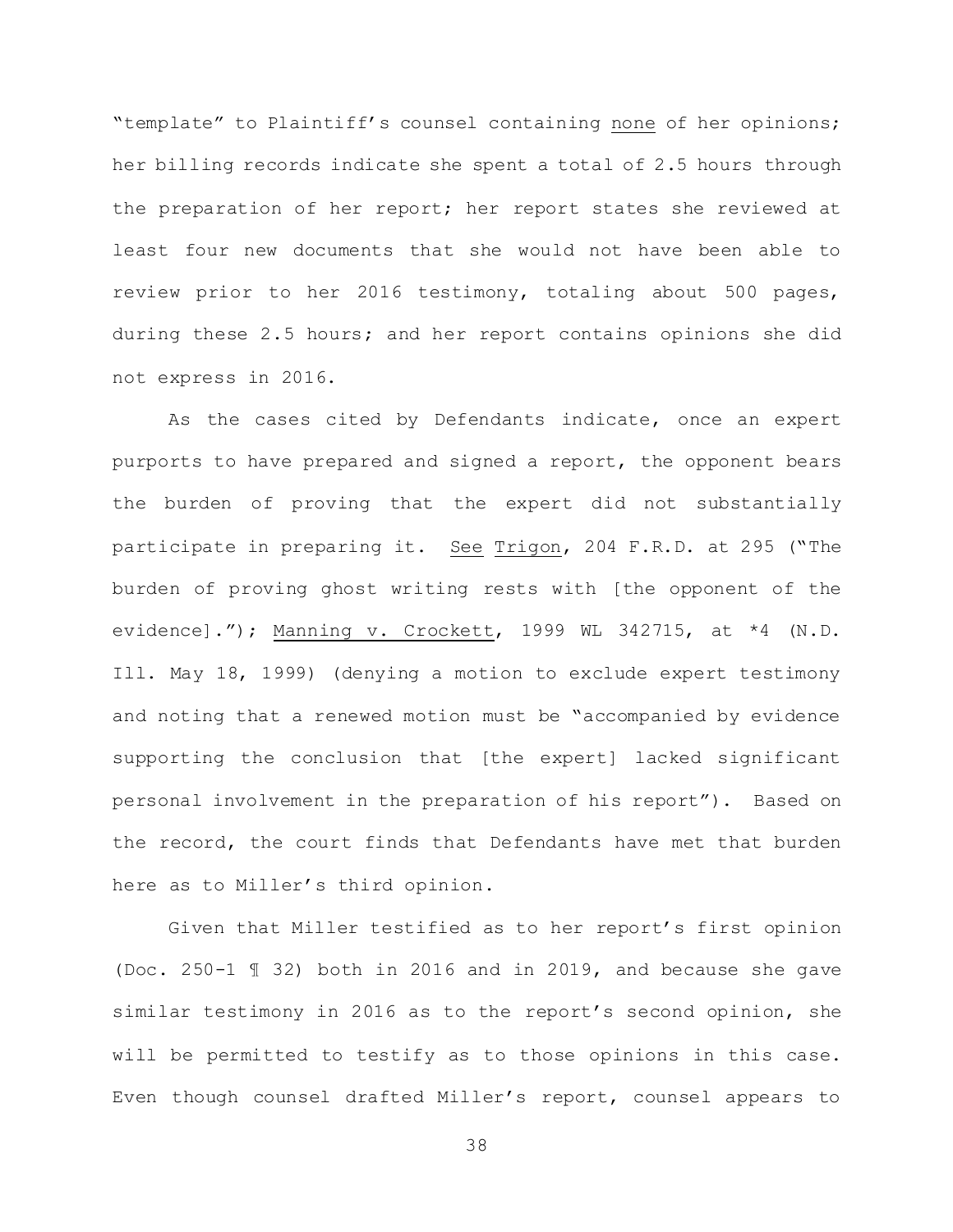"template" to Plaintiff's counsel containing <u>none</u> of her opinions; her billing records indicate she spent a total of 2.5 hours through the preparation of her report; her report states she reviewed at least four new documents that she would not have been able to review prior to her 2016 testimony, totaling about 500 pages, during these 2.5 hours; and her report contains opinions she did not express in 2016.

As the cases cited by Defendants indicate, once an expert purports to have prepared and signed a report, the opponent bears the burden of proving that the expert did not substantially participate in preparing it. <u>See</u> <u>Trigon</u>, 204 F.R.D. at 295 ("The burden of proving ghost writing rests with [the opponent of the evidence]."); <u>Manning v. Crockett</u>, 1999 WL 342715, at *4 (N.D. Ill. May 18, 1999) (denying a motion to exclude expert testimony and noting that a renewed motion must be "accompanied by evidence supporting the conclusion that [the expert] lacked significant personal involvement in the preparation of his report"). Based on the record, the court finds that Defendants have met that burden here as to Miller's third opinion.

Given that Miller testified as to her report's first opinion (Doc. 250-1 ¶ 32) both in 2016 and in 2019, and because she gave similar testimony in 2016 as to the report's second opinion, she will be permitted to testify as to those opinions in this case. Even though counsel drafted Miller's report, counsel appears to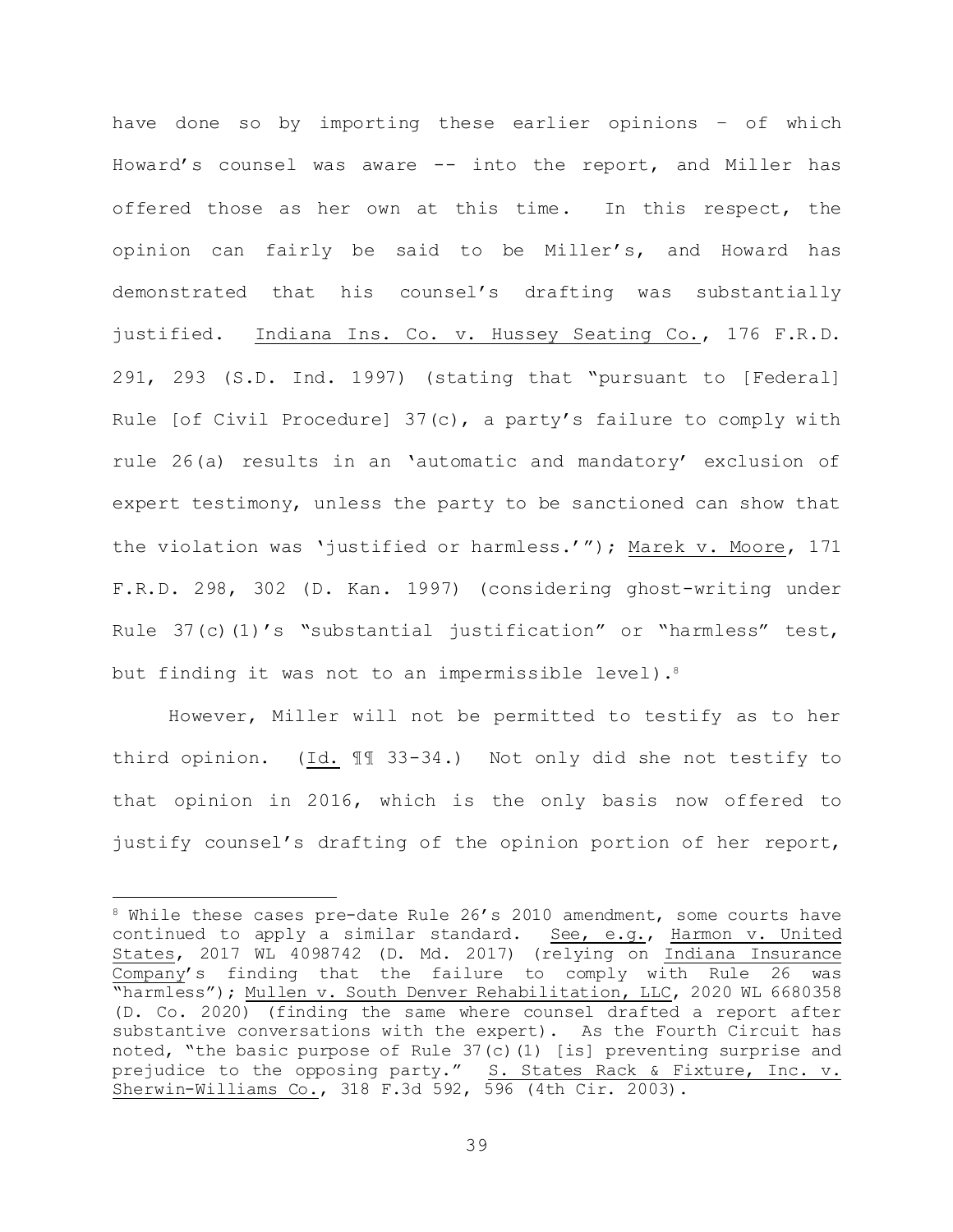have done so by importing these earlier opinions – of which Howard's counsel was aware -- into the report, and Miller has offered those as her own at this time. In this respect, the opinion can fairly be said to be Miller's, and Howard has demonstrated that his counsel's drafting was substantially justified. Indiana Ins. Co. v. Hussey Seating Co., 176 F.R.D. 291, 293 (S.D. Ind. 1997) (stating that "pursuant to [Federal] Rule [of Civil Procedure] 37(c), a party's failure to comply with rule 26(a) results in an 'automatic and mandatory' exclusion of expert testimony, unless the party to be sanctioned can show that the violation was 'justified or harmless.'"); Marek v. Moore, 171 F.R.D. 298, 302 (D. Kan. 1997) (considering ghost-writing under Rule 37(c)(1)'s "substantial justification" or "harmless" test, but finding it was not to an impermissible level).[8]

However, Miller will not be permitted to testify as to her third opinion. (Id. ¶¶ 33-34.) Not only did she not testify to that opinion in 2016, which is the only basis now offered to justify counsel's drafting of the opinion portion of her report,

---

[8] While these cases pre-date Rule 26's 2010 amendment, some courts have continued to apply a similar standard. See, e.g., Harmon v. United States, 2017 WL 4098742 (D. Md. 2017) (relying on Indiana Insurance Company's finding that the failure to comply with Rule 26 was "harmless"); Mullen v. South Denver Rehabilitation, LLC, 2020 WL 6680358 (D. Co. 2020) (finding the same where counsel drafted a report after substantive conversations with the expert). As the Fourth Circuit has noted, "the basic purpose of Rule 37(c)(1) [is] preventing surprise and prejudice to the opposing party." S. States Rack & Fixture, Inc. v. Sherwin-Williams Co., 318 F.3d 592, 596 (4th Cir. 2003).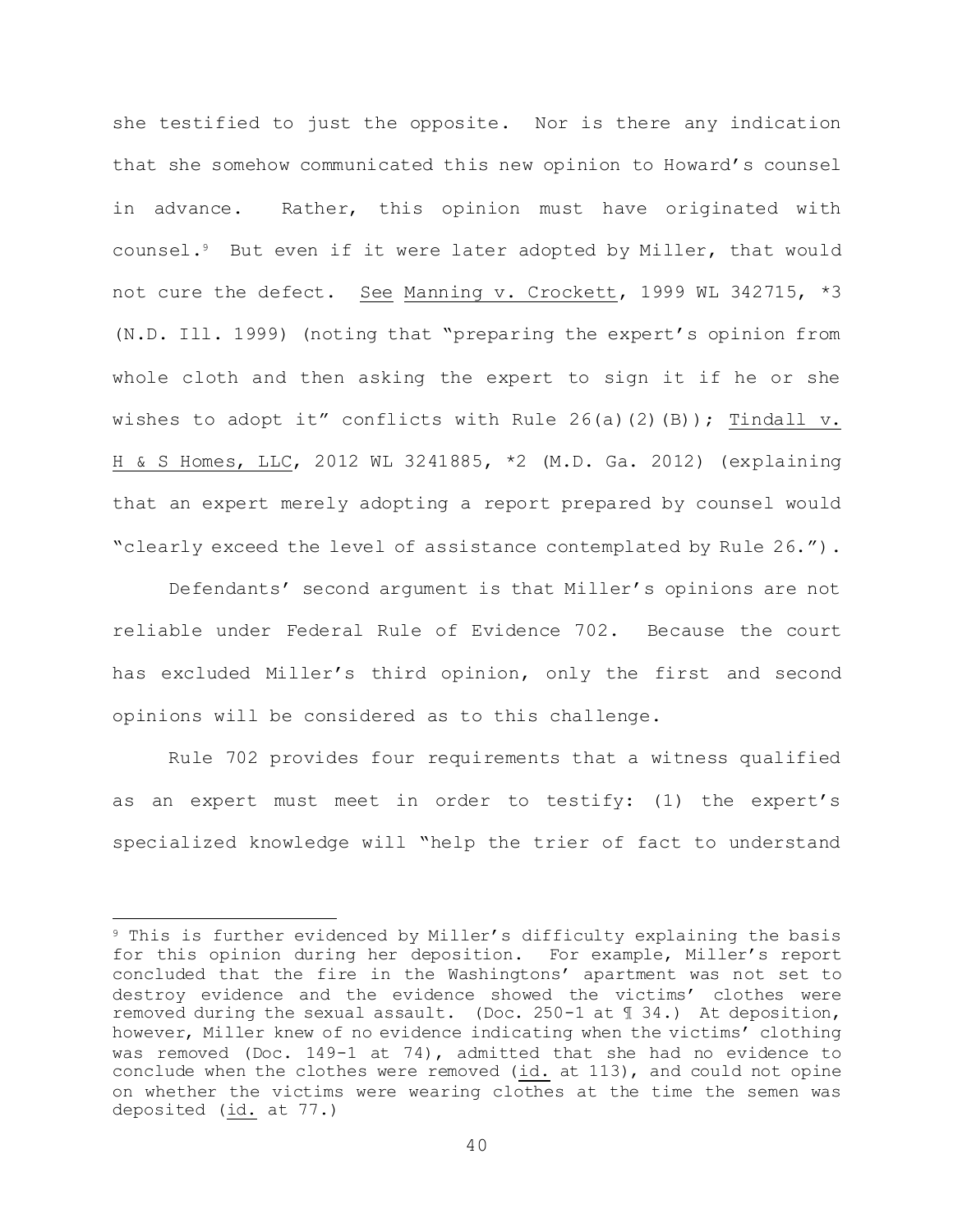she testified to just the opposite. Nor is there any indication that she somehow communicated this new opinion to Howard's counsel in advance. Rather, this opinion must have originated with counsel.[9] But even if it were later adopted by Miller, that would not cure the defect. See Manning v. Crockett, 1999 WL 342715, *3 (N.D. Ill. 1999) (noting that "preparing the expert's opinion from whole cloth and then asking the expert to sign it if he or she wishes to adopt it" conflicts with Rule 26(a)(2)(B)); Tindall v. H & S Homes, LLC, 2012 WL 3241885, *2 (M.D. Ga. 2012) (explaining that an expert merely adopting a report prepared by counsel would "clearly exceed the level of assistance contemplated by Rule 26.").

Defendants' second argument is that Miller's opinions are not reliable under Federal Rule of Evidence 702. Because the court has excluded Miller's third opinion, only the first and second opinions will be considered as to this challenge.

Rule 702 provides four requirements that a witness qualified as an expert must meet in order to testify: (1) the expert's specialized knowledge will "help the trier of fact to understand

---

[9] This is further evidenced by Miller's difficulty explaining the basis for this opinion during her deposition. For example, Miller's report concluded that the fire in the Washingtons' apartment was not set to destroy evidence and the evidence showed the victims' clothes were removed during the sexual assault. (Doc. 250-1 at ¶ 34.) At deposition, however, Miller knew of no evidence indicating when the victims' clothing was removed (Doc. 149-1 at 74), admitted that she had no evidence to conclude when the clothes were removed (id. at 113), and could not opine on whether the victims were wearing clothes at the time the semen was deposited (id. at 77.)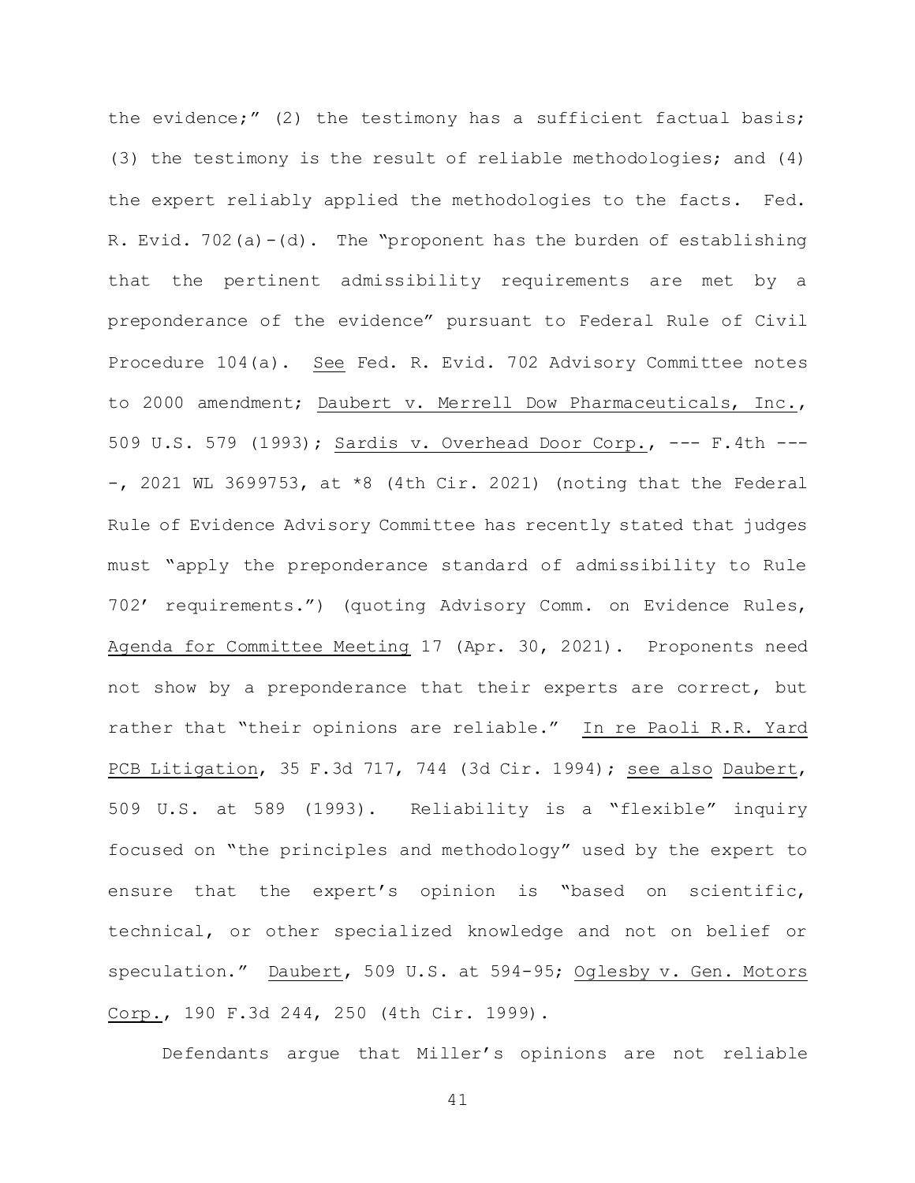the evidence;" (2) the testimony has a sufficient factual basis; (3) the testimony is the result of reliable methodologies; and (4) the expert reliably applied the methodologies to the facts. Fed. R. Evid. 702(a)-(d). The "proponent has the burden of establishing that the pertinent admissibility requirements are met by a preponderance of the evidence" pursuant to Federal Rule of Civil Procedure 104(a). See Fed. R. Evid. 702 Advisory Committee notes to 2000 amendment; Daubert v. Merrell Dow Pharmaceuticals, Inc., 509 U.S. 579 (1993); Sardis v. Overhead Door Corp., --- F.4th ----, 2021 WL 3699753, at *8 (4th Cir. 2021) (noting that the Federal Rule of Evidence Advisory Committee has recently stated that judges must "apply the preponderance standard of admissibility to Rule 702' requirements.") (quoting Advisory Comm. on Evidence Rules, Agenda for Committee Meeting 17 (Apr. 30, 2021). Proponents need not show by a preponderance that their experts are correct, but rather that "their opinions are reliable." In re Paoli R.R. Yard PCB Litigation, 35 F.3d 717, 744 (3d Cir. 1994); see also Daubert, 509 U.S. at 589 (1993). Reliability is a "flexible" inquiry focused on "the principles and methodology" used by the expert to ensure that the expert's opinion is "based on scientific, technical, or other specialized knowledge and not on belief or speculation." Daubert, 509 U.S. at 594-95; Oglesby v. Gen. Motors Corp., 190 F.3d 244, 250 (4th Cir. 1999).

Defendants argue that Miller's opinions are not reliable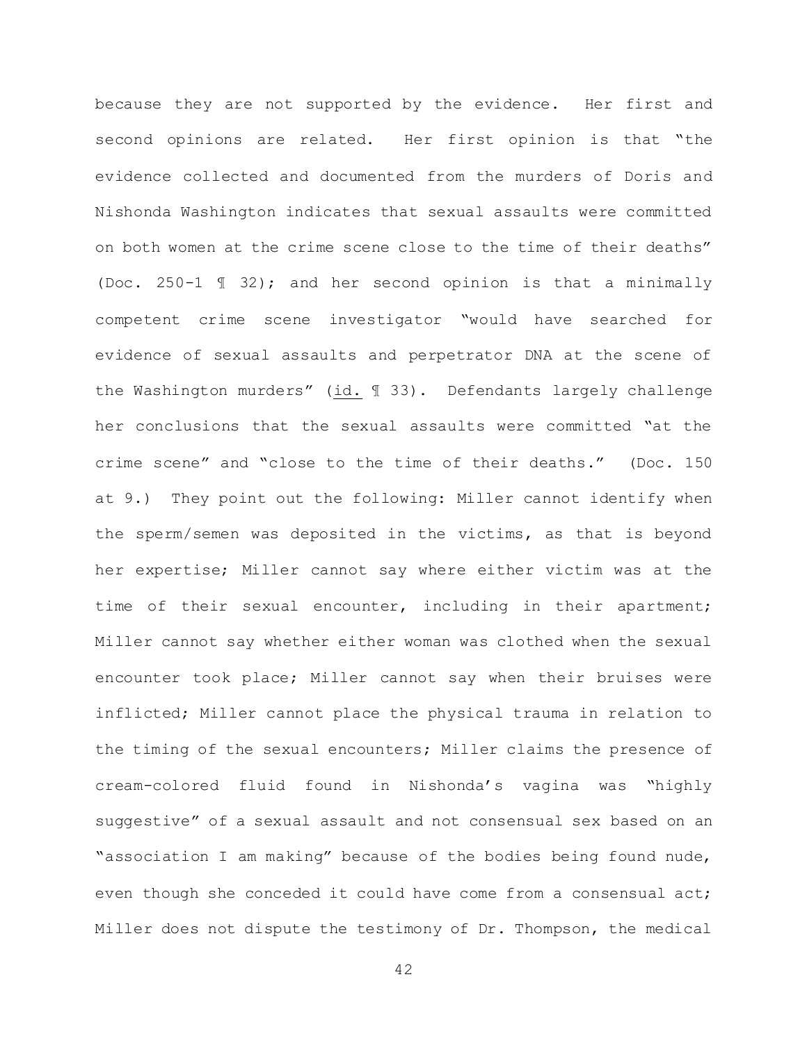because they are not supported by the evidence. Her first and second opinions are related. Her first opinion is that "the evidence collected and documented from the murders of Doris and Nishonda Washington indicates that sexual assaults were committed on both women at the crime scene close to the time of their deaths" (Doc. 250-1 ¶ 32); and her second opinion is that a minimally competent crime scene investigator "would have searched for evidence of sexual assaults and perpetrator DNA at the scene of the Washington murders" (id. ¶ 33). Defendants largely challenge her conclusions that the sexual assaults were committed "at the crime scene" and "close to the time of their deaths." (Doc. 150 at 9.) They point out the following: Miller cannot identify when the sperm/semen was deposited in the victims, as that is beyond her expertise; Miller cannot say where either victim was at the time of their sexual encounter, including in their apartment; Miller cannot say whether either woman was clothed when the sexual encounter took place; Miller cannot say when their bruises were inflicted; Miller cannot place the physical trauma in relation to the timing of the sexual encounters; Miller claims the presence of cream-colored fluid found in Nishonda's vagina was "highly suggestive" of a sexual assault and not consensual sex based on an "association I am making" because of the bodies being found nude, even though she conceded it could have come from a consensual act; Miller does not dispute the testimony of Dr. Thompson, the medical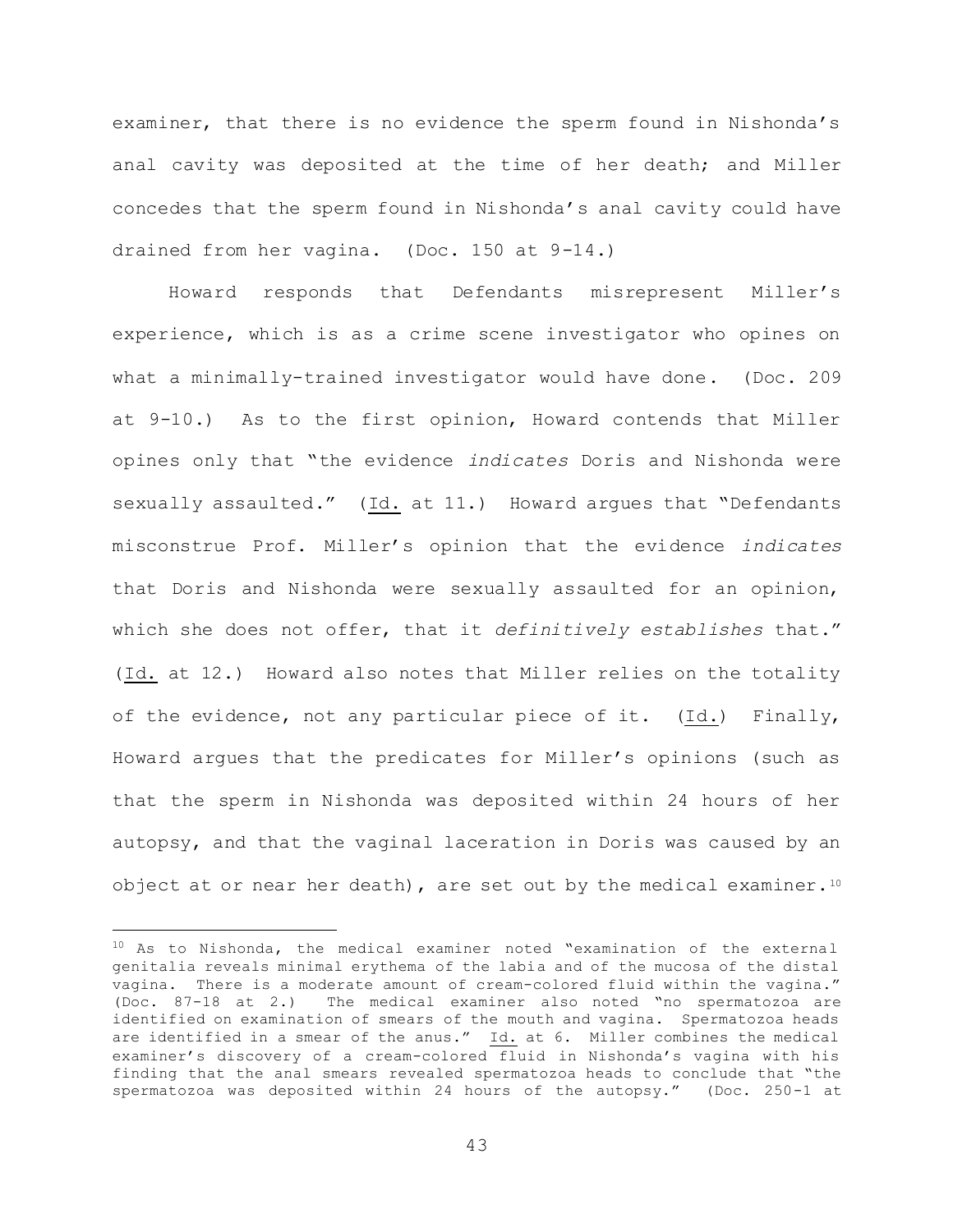examiner, that there is no evidence the sperm found in Nishonda's anal cavity was deposited at the time of her death; and Miller concedes that the sperm found in Nishonda's anal cavity could have drained from her vagina. (Doc. 150 at 9-14.)

Howard responds that Defendants misrepresent Miller's experience, which is as a crime scene investigator who opines on what a minimally-trained investigator would have done. (Doc. 209 at 9-10.) As to the first opinion, Howard contends that Miller opines only that "the evidence *indicates* Doris and Nishonda were sexually assaulted." (Id. at 11.) Howard argues that "Defendants misconstrue Prof. Miller's opinion that the evidence *indicates* that Doris and Nishonda were sexually assaulted for an opinion, which she does not offer, that it *definitively establishes* that." (Id. at 12.) Howard also notes that Miller relies on the totality of the evidence, not any particular piece of it. (Id.) Finally, Howard argues that the predicates for Miller's opinions (such as that the sperm in Nishonda was deposited within 24 hours of her autopsy, and that the vaginal laceration in Doris was caused by an object at or near her death), are set out by the medical examiner.[10]

---

[10] As to Nishonda, the medical examiner noted "examination of the external genitalia reveals minimal erythema of the labia and of the mucosa of the distal vagina. There is a moderate amount of cream-colored fluid within the vagina." (Doc. 87-18 at 2.) The medical examiner also noted "no spermatozoa are identified on examination of smears of the mouth and vagina. Spermatozoa heads are identified in a smear of the anus." Id. at 6. Miller combines the medical examiner's discovery of a cream-colored fluid in Nishonda's vagina with his finding that the anal smears revealed spermatozoa heads to conclude that "the spermatozoa was deposited within 24 hours of the autopsy." (Doc. 250-1 at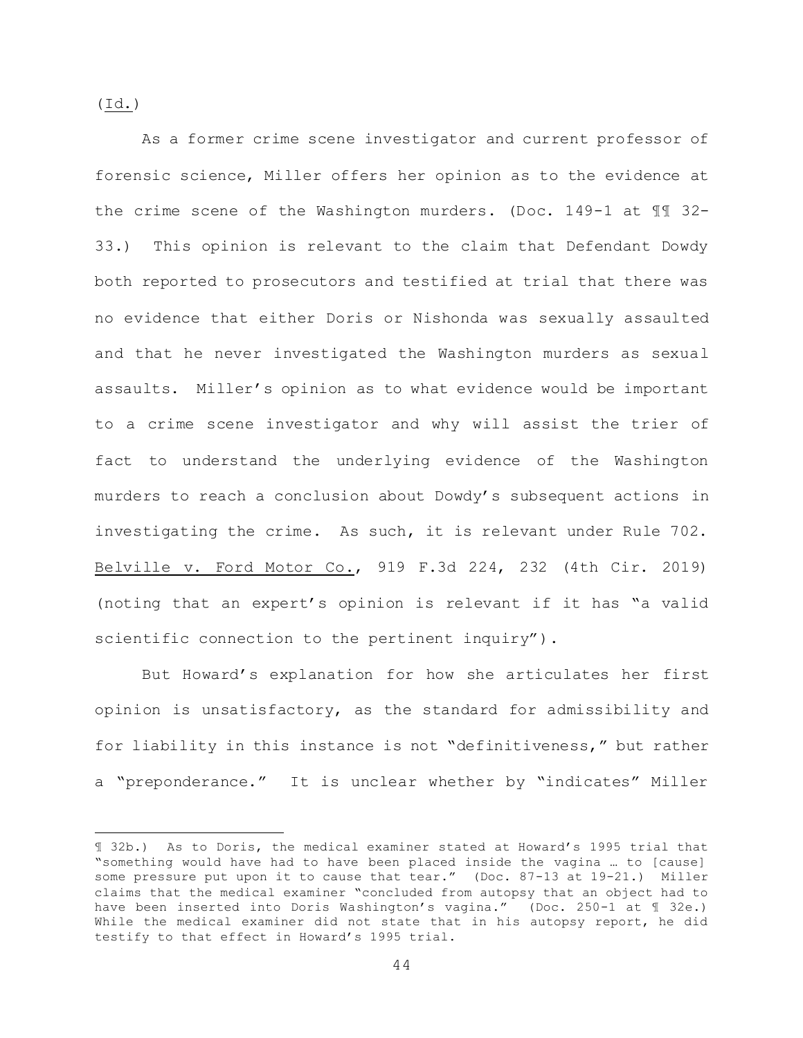(Id.)

As a former crime scene investigator and current professor of forensic science, Miller offers her opinion as to the evidence at the crime scene of the Washington murders. (Doc. 149-1 at ¶¶ 32-33.) This opinion is relevant to the claim that Defendant Dowdy both reported to prosecutors and testified at trial that there was no evidence that either Doris or Nishonda was sexually assaulted and that he never investigated the Washington murders as sexual assaults. Miller's opinion as to what evidence would be important to a crime scene investigator and why will assist the trier of fact to understand the underlying evidence of the Washington murders to reach a conclusion about Dowdy's subsequent actions in investigating the crime. As such, it is relevant under Rule 702. Belville v. Ford Motor Co., 919 F.3d 224, 232 (4th Cir. 2019) (noting that an expert's opinion is relevant if it has "a valid scientific connection to the pertinent inquiry").

But Howard's explanation for how she articulates her first opinion is unsatisfactory, as the standard for admissibility and for liability in this instance is not "definitiveness," but rather a "preponderance." It is unclear whether by "indicates" Miller

---

¶ 32b.) As to Doris, the medical examiner stated at Howard's 1995 trial that "something would have had to have been placed inside the vagina … to [cause] some pressure put upon it to cause that tear." (Doc. 87-13 at 19-21.) Miller claims that the medical examiner "concluded from autopsy that an object had to have been inserted into Doris Washington's vagina." (Doc. 250-1 at ¶ 32e.) While the medical examiner did not state that in his autopsy report, he did testify to that effect in Howard's 1995 trial.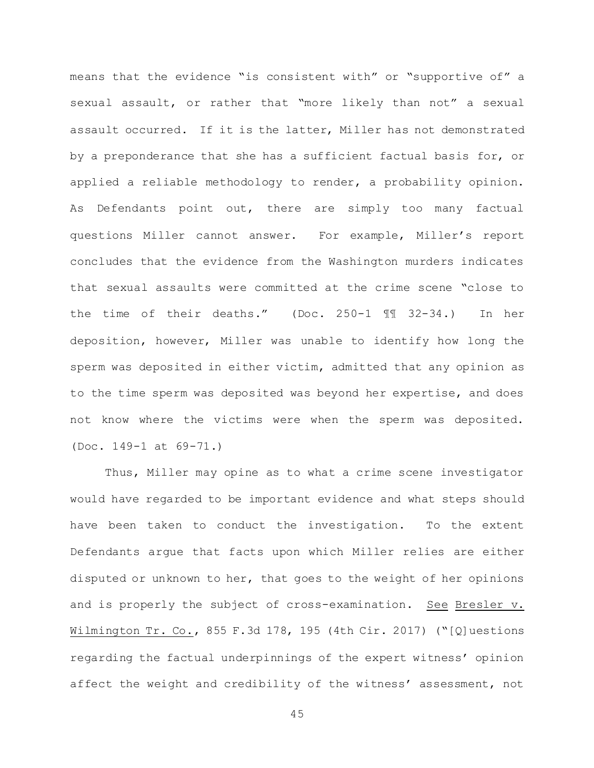means that the evidence "is consistent with" or "supportive of" a sexual assault, or rather that "more likely than not" a sexual assault occurred. If it is the latter, Miller has not demonstrated by a preponderance that she has a sufficient factual basis for, or applied a reliable methodology to render, a probability opinion. As Defendants point out, there are simply too many factual questions Miller cannot answer. For example, Miller's report concludes that the evidence from the Washington murders indicates that sexual assaults were committed at the crime scene "close to the time of their deaths." (Doc. 250-1 ¶¶ 32-34.) In her deposition, however, Miller was unable to identify how long the sperm was deposited in either victim, admitted that any opinion as to the time sperm was deposited was beyond her expertise, and does not know where the victims were when the sperm was deposited. (Doc. 149-1 at 69-71.)

Thus, Miller may opine as to what a crime scene investigator would have regarded to be important evidence and what steps should have been taken to conduct the investigation. To the extent Defendants argue that facts upon which Miller relies are either disputed or unknown to her, that goes to the weight of her opinions and is properly the subject of cross-examination. See Bresler v. Wilmington Tr. Co., 855 F.3d 178, 195 (4th Cir. 2017) ("[Q]uestions regarding the factual underpinnings of the expert witness' opinion affect the weight and credibility of the witness' assessment, not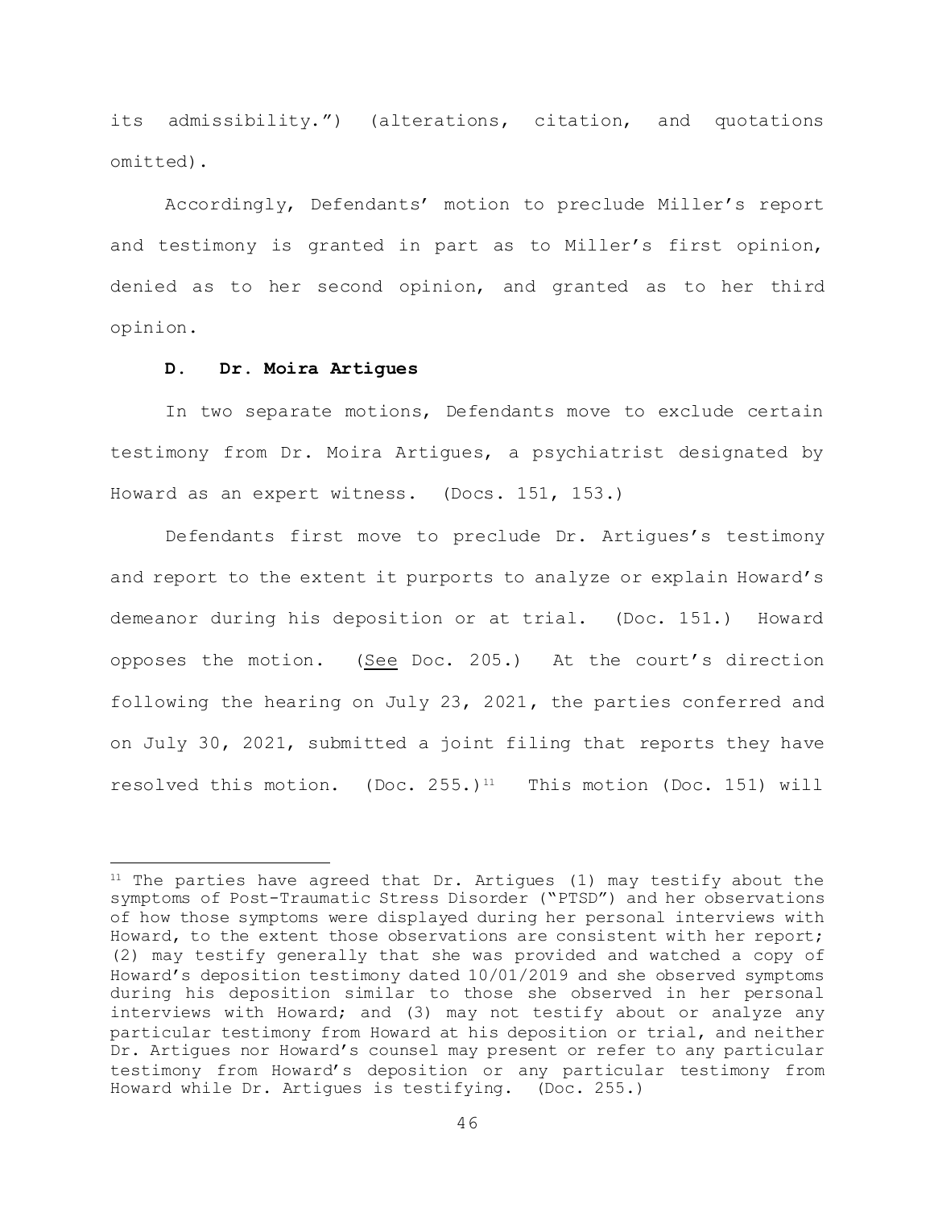its admissibility.") (alterations, citation, and quotations omitted).

Accordingly, Defendants' motion to preclude Miller's report and testimony is granted in part as to Miller's first opinion, denied as to her second opinion, and granted as to her third opinion.

### D. Dr. Moira Artigues

In two separate motions, Defendants move to exclude certain testimony from Dr. Moira Artigues, a psychiatrist designated by Howard as an expert witness. (Docs. 151, 153.)

Defendants first move to preclude Dr. Artigues's testimony and report to the extent it purports to analyze or explain Howard's demeanor during his deposition or at trial. (Doc. 151.) Howard opposes the motion. (See Doc. 205.) At the court's direction following the hearing on July 23, 2021, the parties conferred and on July 30, 2021, submitted a joint filing that reports they have resolved this motion. (Doc. 255.)[11] This motion (Doc. 151) will

---

[11] The parties have agreed that Dr. Artigues (1) may testify about the symptoms of Post-Traumatic Stress Disorder ("PTSD") and her observations of how those symptoms were displayed during her personal interviews with Howard, to the extent those observations are consistent with her report; (2) may testify generally that she was provided and watched a copy of Howard's deposition testimony dated 10/01/2019 and she observed symptoms during his deposition similar to those she observed in her personal interviews with Howard; and (3) may not testify about or analyze any particular testimony from Howard at his deposition or trial, and neither Dr. Artigues nor Howard's counsel may present or refer to any particular testimony from Howard's deposition or any particular testimony from Howard while Dr. Artigues is testifying. (Doc. 255.)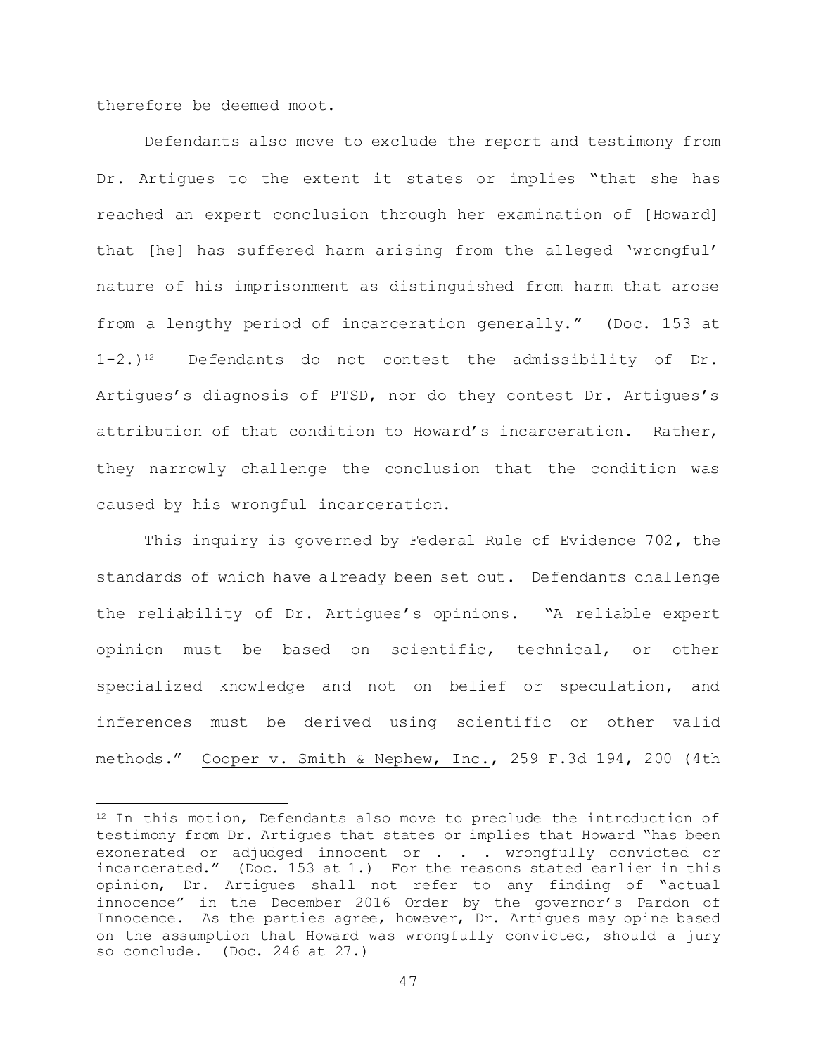therefore be deemed moot.

Defendants also move to exclude the report and testimony from Dr. Artigues to the extent it states or implies "that she has reached an expert conclusion through her examination of [Howard] that [he] has suffered harm arising from the alleged 'wrongful' nature of his imprisonment as distinguished from harm that arose from a lengthy period of incarceration generally." (Doc. 153 at 1-2.)[12] Defendants do not contest the admissibility of Dr. Artigues's diagnosis of PTSD, nor do they contest Dr. Artigues's attribution of that condition to Howard's incarceration. Rather, they narrowly challenge the conclusion that the condition was caused by his wrongful incarceration.

This inquiry is governed by Federal Rule of Evidence 702, the standards of which have already been set out. Defendants challenge the reliability of Dr. Artigues's opinions. "A reliable expert opinion must be based on scientific, technical, or other specialized knowledge and not on belief or speculation, and inferences must be derived using scientific or other valid methods." Cooper v. Smith & Nephew, Inc., 259 F.3d 194, 200 (4th

---

[12] In this motion, Defendants also move to preclude the introduction of testimony from Dr. Artigues that states or implies that Howard "has been exonerated or adjudged innocent or . . . wrongfully convicted or incarcerated." (Doc. 153 at 1.) For the reasons stated earlier in this opinion, Dr. Artigues shall not refer to any finding of "actual innocence" in the December 2016 Order by the governor's Pardon of Innocence. As the parties agree, however, Dr. Artigues may opine based on the assumption that Howard was wrongfully convicted, should a jury so conclude. (Doc. 246 at 27.)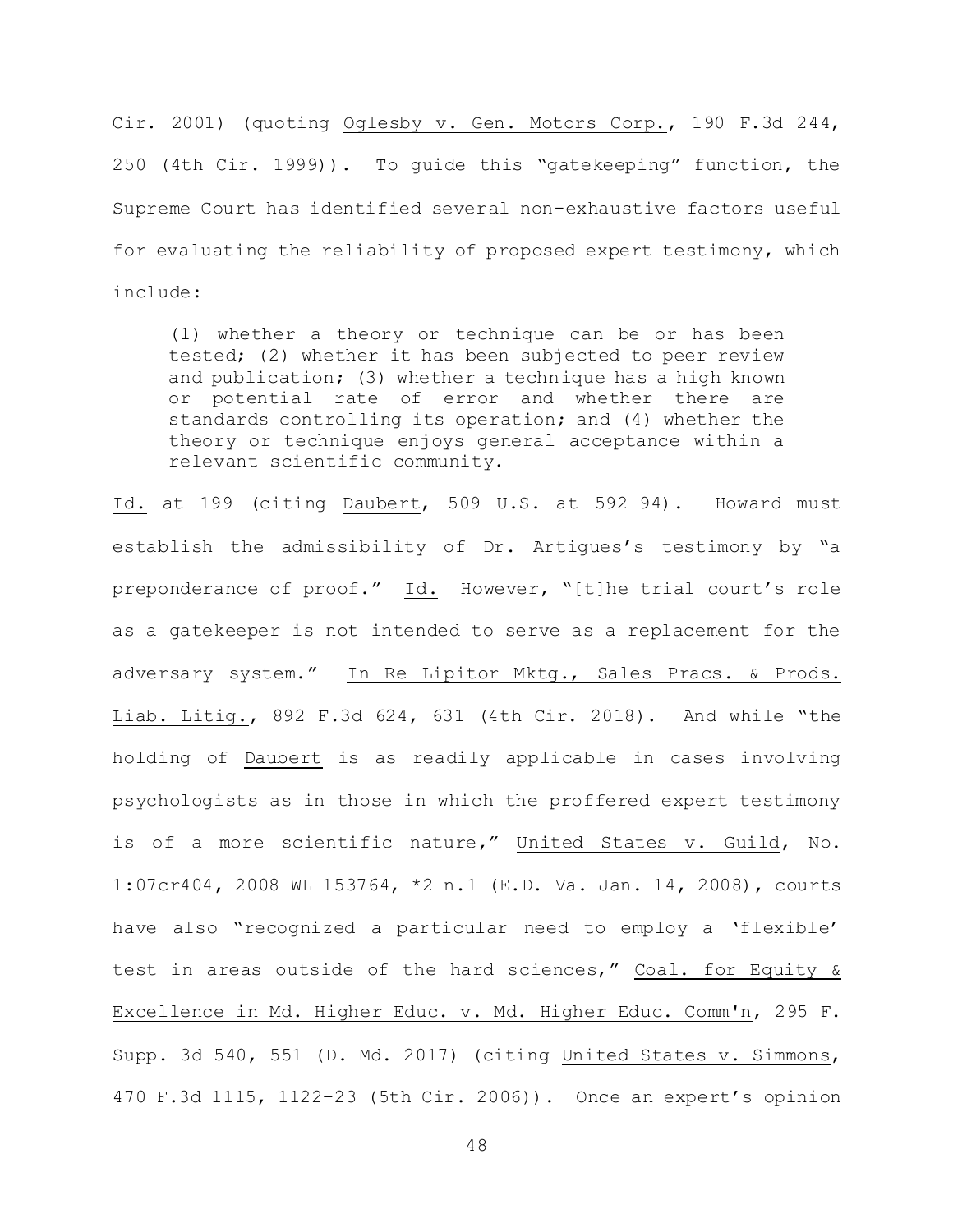Cir. 2001) (quoting Oglesby v. Gen. Motors Corp., 190 F.3d 244, 250 (4th Cir. 1999)). To guide this "gatekeeping" function, the Supreme Court has identified several non-exhaustive factors useful for evaluating the reliability of proposed expert testimony, which include:

> (1) whether a theory or technique can be or has been tested; (2) whether it has been subjected to peer review and publication; (3) whether a technique has a high known or potential rate of error and whether there are standards controlling its operation; and (4) whether the theory or technique enjoys general acceptance within a relevant scientific community.

Id. at 199 (citing Daubert, 509 U.S. at 592–94). Howard must establish the admissibility of Dr. Artigues's testimony by "a preponderance of proof." Id. However, "[t]he trial court's role as a gatekeeper is not intended to serve as a replacement for the adversary system." In Re Lipitor Mktg., Sales Pracs. & Prods. Liab. Litig., 892 F.3d 624, 631 (4th Cir. 2018). And while "the holding of Daubert is as readily applicable in cases involving psychologists as in those in which the proffered expert testimony is of a more scientific nature," United States v. Guild, No. 1:07cr404, 2008 WL 153764, *2 n.1 (E.D. Va. Jan. 14, 2008), courts have also "recognized a particular need to employ a 'flexible' test in areas outside of the hard sciences," Coal. for Equity & Excellence in Md. Higher Educ. v. Md. Higher Educ. Comm'n, 295 F. Supp. 3d 540, 551 (D. Md. 2017) (citing United States v. Simmons, 470 F.3d 1115, 1122–23 (5th Cir. 2006)). Once an expert's opinion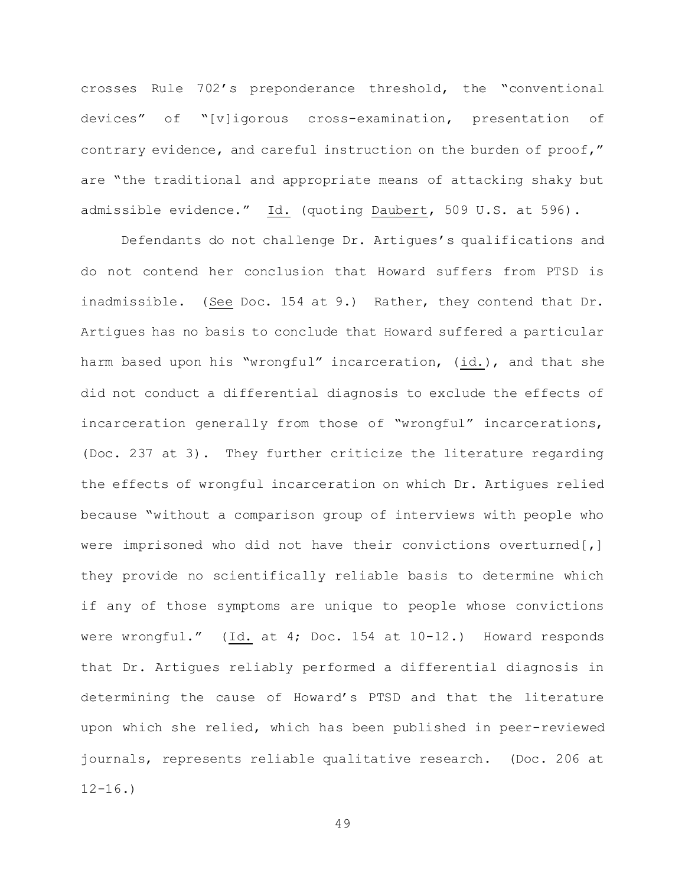crosses Rule 702's preponderance threshold, the "conventional devices" of "[v]igorous cross-examination, presentation of contrary evidence, and careful instruction on the burden of proof," are "the traditional and appropriate means of attacking shaky but admissible evidence." Id. (quoting Daubert, 509 U.S. at 596).

Defendants do not challenge Dr. Artigues's qualifications and do not contend her conclusion that Howard suffers from PTSD is inadmissible. (See Doc. 154 at 9.) Rather, they contend that Dr. Artigues has no basis to conclude that Howard suffered a particular harm based upon his "wrongful" incarceration, (id.), and that she did not conduct a differential diagnosis to exclude the effects of incarceration generally from those of "wrongful" incarcerations, (Doc. 237 at 3). They further criticize the literature regarding the effects of wrongful incarceration on which Dr. Artigues relied because "without a comparison group of interviews with people who were imprisoned who did not have their convictions overturned[,] they provide no scientifically reliable basis to determine which if any of those symptoms are unique to people whose convictions were wrongful." (Id. at 4; Doc. 154 at 10-12.) Howard responds that Dr. Artigues reliably performed a differential diagnosis in determining the cause of Howard's PTSD and that the literature upon which she relied, which has been published in peer-reviewed journals, represents reliable qualitative research. (Doc. 206 at 12-16.)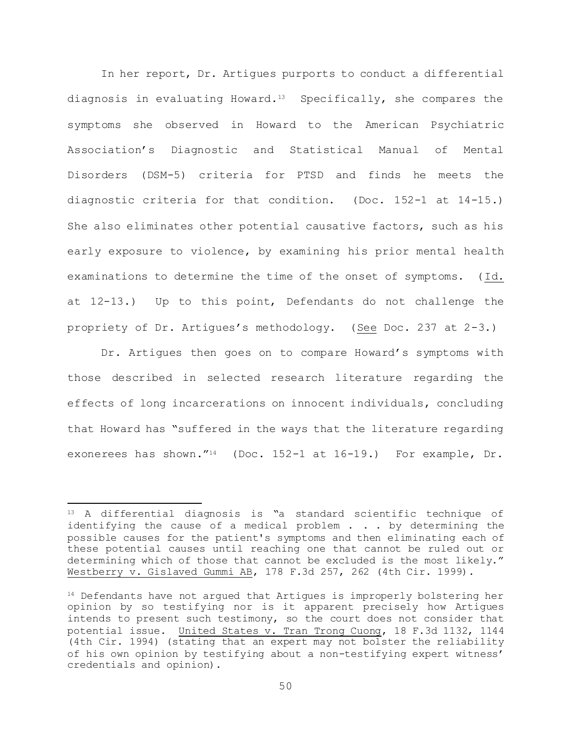In her report, Dr. Artigues purports to conduct a differential diagnosis in evaluating Howard.[13] Specifically, she compares the symptoms she observed in Howard to the American Psychiatric Association's Diagnostic and Statistical Manual of Mental Disorders (DSM-5) criteria for PTSD and finds he meets the diagnostic criteria for that condition. (Doc. 152-1 at 14-15.) She also eliminates other potential causative factors, such as his early exposure to violence, by examining his prior mental health examinations to determine the time of the onset of symptoms. (Id. at 12-13.) Up to this point, Defendants do not challenge the propriety of Dr. Artigues's methodology. (See Doc. 237 at 2-3.)

Dr. Artigues then goes on to compare Howard's symptoms with those described in selected research literature regarding the effects of long incarcerations on innocent individuals, concluding that Howard has "suffered in the ways that the literature regarding exonerees has shown."[14] (Doc. 152-1 at 16-19.) For example, Dr.

---

[13] A differential diagnosis is "a standard scientific technique of identifying the cause of a medical problem . . . by determining the possible causes for the patient's symptoms and then eliminating each of these potential causes until reaching one that cannot be ruled out or determining which of those that cannot be excluded is the most likely." Westberry v. Gislaved Gummi AB, 178 F.3d 257, 262 (4th Cir. 1999).

[14] Defendants have not argued that Artigues is improperly bolstering her opinion by so testifying nor is it apparent precisely how Artigues intends to present such testimony, so the court does not consider that potential issue. United States v. Tran Trong Cuong, 18 F.3d 1132, 1144 (4th Cir. 1994) (stating that an expert may not bolster the reliability of his own opinion by testifying about a non-testifying expert witness' credentials and opinion).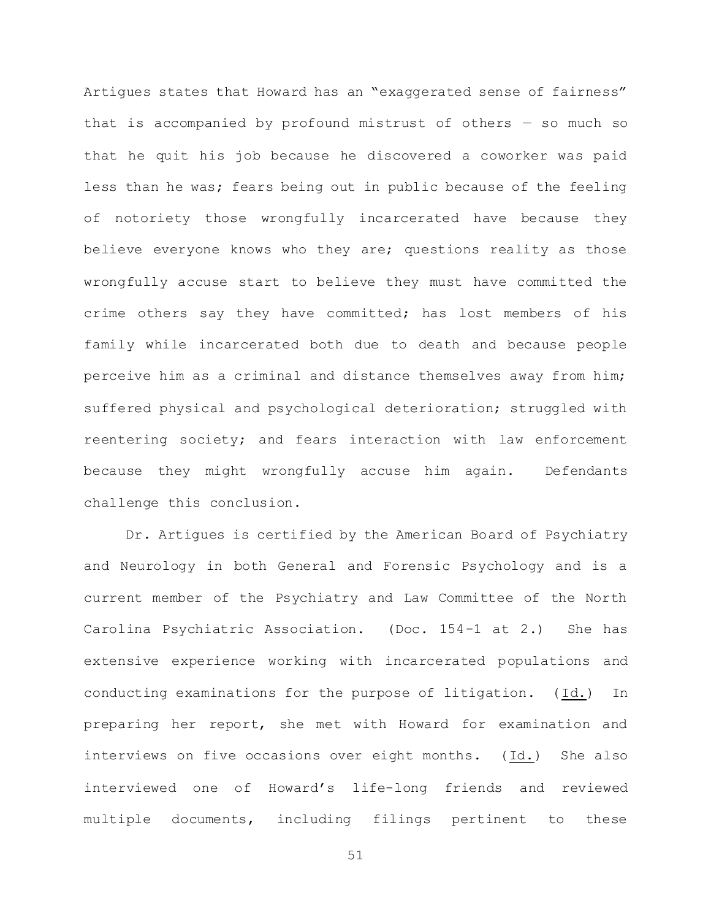Artigues states that Howard has an "exaggerated sense of fairness" that is accompanied by profound mistrust of others — so much so that he quit his job because he discovered a coworker was paid less than he was; fears being out in public because of the feeling of notoriety those wrongfully incarcerated have because they believe everyone knows who they are; questions reality as those wrongfully accuse start to believe they must have committed the crime others say they have committed; has lost members of his family while incarcerated both due to death and because people perceive him as a criminal and distance themselves away from him; suffered physical and psychological deterioration; struggled with reentering society; and fears interaction with law enforcement because they might wrongfully accuse him again. Defendants challenge this conclusion.

Dr. Artigues is certified by the American Board of Psychiatry and Neurology in both General and Forensic Psychology and is a current member of the Psychiatry and Law Committee of the North Carolina Psychiatric Association. (Doc. 154-1 at 2.) She has extensive experience working with incarcerated populations and conducting examinations for the purpose of litigation. (Id.) In preparing her report, she met with Howard for examination and interviews on five occasions over eight months. (Id.) She also interviewed one of Howard's life-long friends and reviewed multiple documents, including filings pertinent to these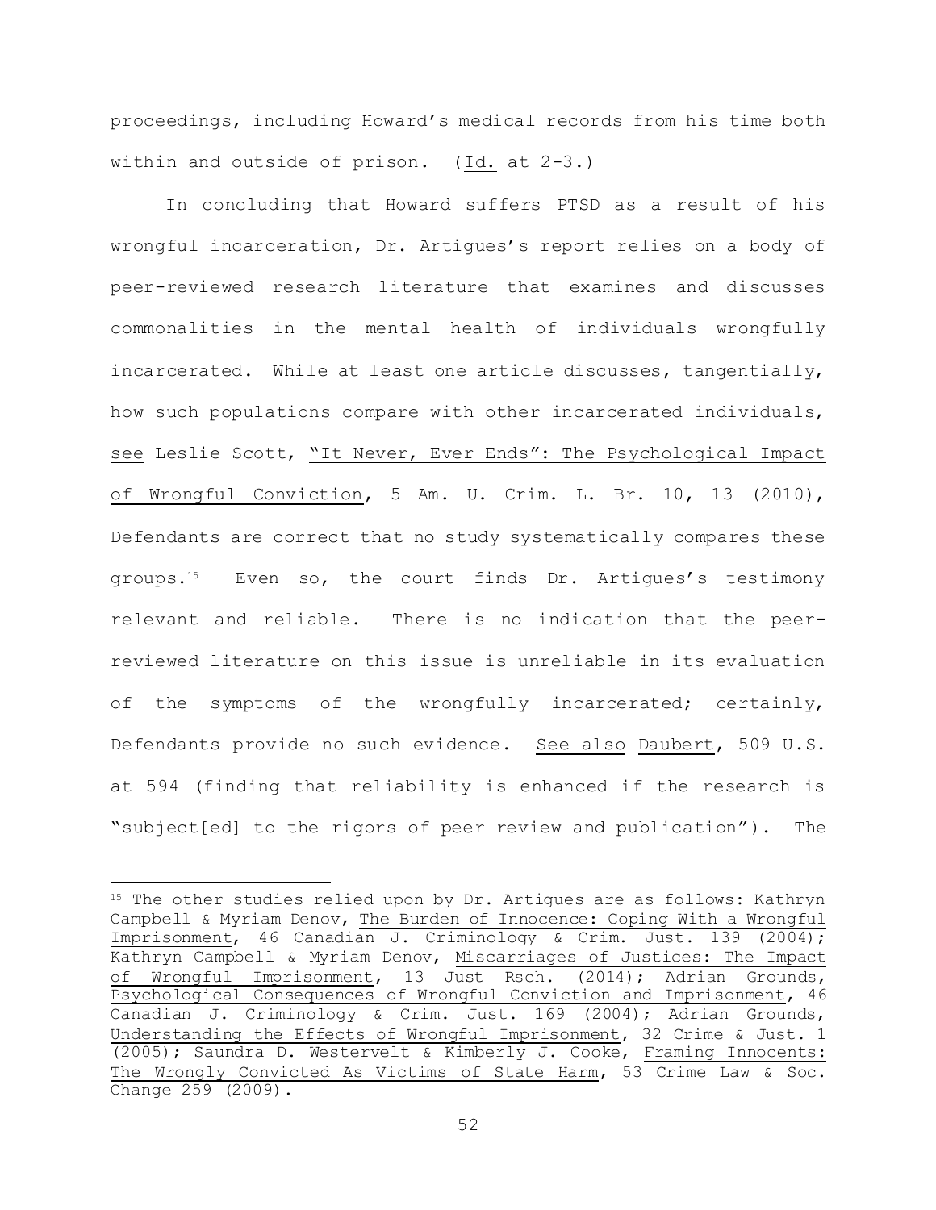proceedings, including Howard's medical records from his time both within and outside of prison. (Id. at 2-3.)

In concluding that Howard suffers PTSD as a result of his wrongful incarceration, Dr. Artigues's report relies on a body of peer-reviewed research literature that examines and discusses commonalities in the mental health of individuals wrongfully incarcerated. While at least one article discusses, tangentially, how such populations compare with other incarcerated individuals, see Leslie Scott, "It Never, Ever Ends": The Psychological Impact of Wrongful Conviction, 5 Am. U. Crim. L. Br. 10, 13 (2010), Defendants are correct that no study systematically compares these groups.[15] Even so, the court finds Dr. Artigues's testimony relevant and reliable. There is no indication that the peer-reviewed literature on this issue is unreliable in its evaluation of the symptoms of the wrongfully incarcerated; certainly, Defendants provide no such evidence. See also Daubert, 509 U.S. at 594 (finding that reliability is enhanced if the research is "subject[ed] to the rigors of peer review and publication"). The

---

[15] The other studies relied upon by Dr. Artigues are as follows: Kathryn Campbell & Myriam Denov, The Burden of Innocence: Coping With a Wrongful Imprisonment, 46 Canadian J. Criminology & Crim. Just. 139 (2004); Kathryn Campbell & Myriam Denov, Miscarriages of Justices: The Impact of Wrongful Imprisonment, 13 Just Rsch. (2014); Adrian Grounds, Psychological Consequences of Wrongful Conviction and Imprisonment, 46 Canadian J. Criminology & Crim. Just. 169 (2004); Adrian Grounds, Understanding the Effects of Wrongful Imprisonment, 32 Crime & Just. 1 (2005); Saundra D. Westervelt & Kimberly J. Cooke, Framing Innocents: The Wrongly Convicted As Victims of State Harm, 53 Crime Law & Soc. Change 259 (2009).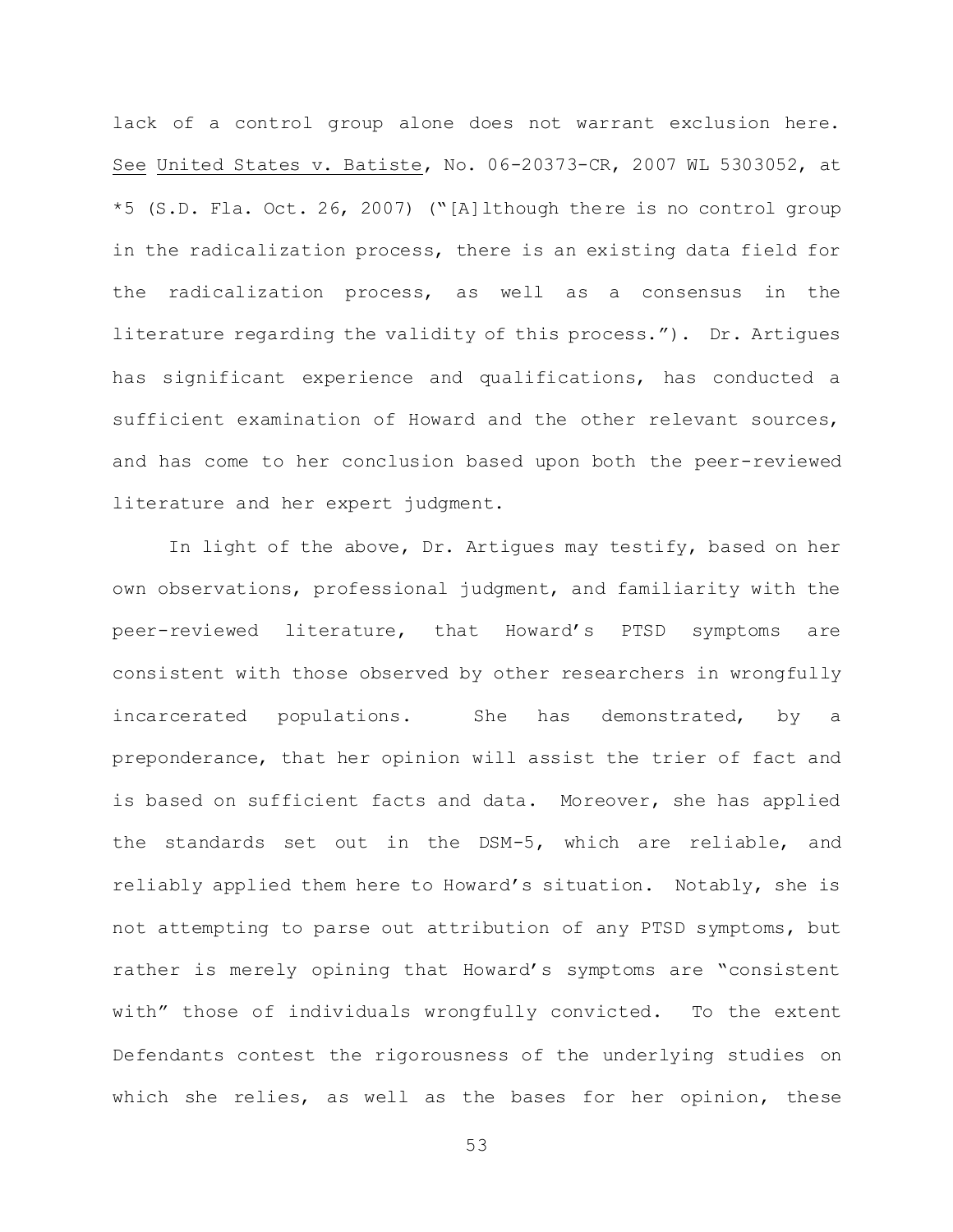lack of a control group alone does not warrant exclusion here. See United States v. Batiste, No. 06-20373-CR, 2007 WL 5303052, at *5 (S.D. Fla. Oct. 26, 2007) ("[A]lthough there is no control group in the radicalization process, there is an existing data field for the radicalization process, as well as a consensus in the literature regarding the validity of this process."). Dr. Artigues has significant experience and qualifications, has conducted a sufficient examination of Howard and the other relevant sources, and has come to her conclusion based upon both the peer-reviewed literature and her expert judgment.

In light of the above, Dr. Artigues may testify, based on her own observations, professional judgment, and familiarity with the peer-reviewed literature, that Howard's PTSD symptoms are consistent with those observed by other researchers in wrongfully incarcerated populations. She has demonstrated, by a preponderance, that her opinion will assist the trier of fact and is based on sufficient facts and data. Moreover, she has applied the standards set out in the DSM-5, which are reliable, and reliably applied them here to Howard's situation. Notably, she is not attempting to parse out attribution of any PTSD symptoms, but rather is merely opining that Howard's symptoms are "consistent with" those of individuals wrongfully convicted. To the extent Defendants contest the rigorousness of the underlying studies on which she relies, as well as the bases for her opinion, these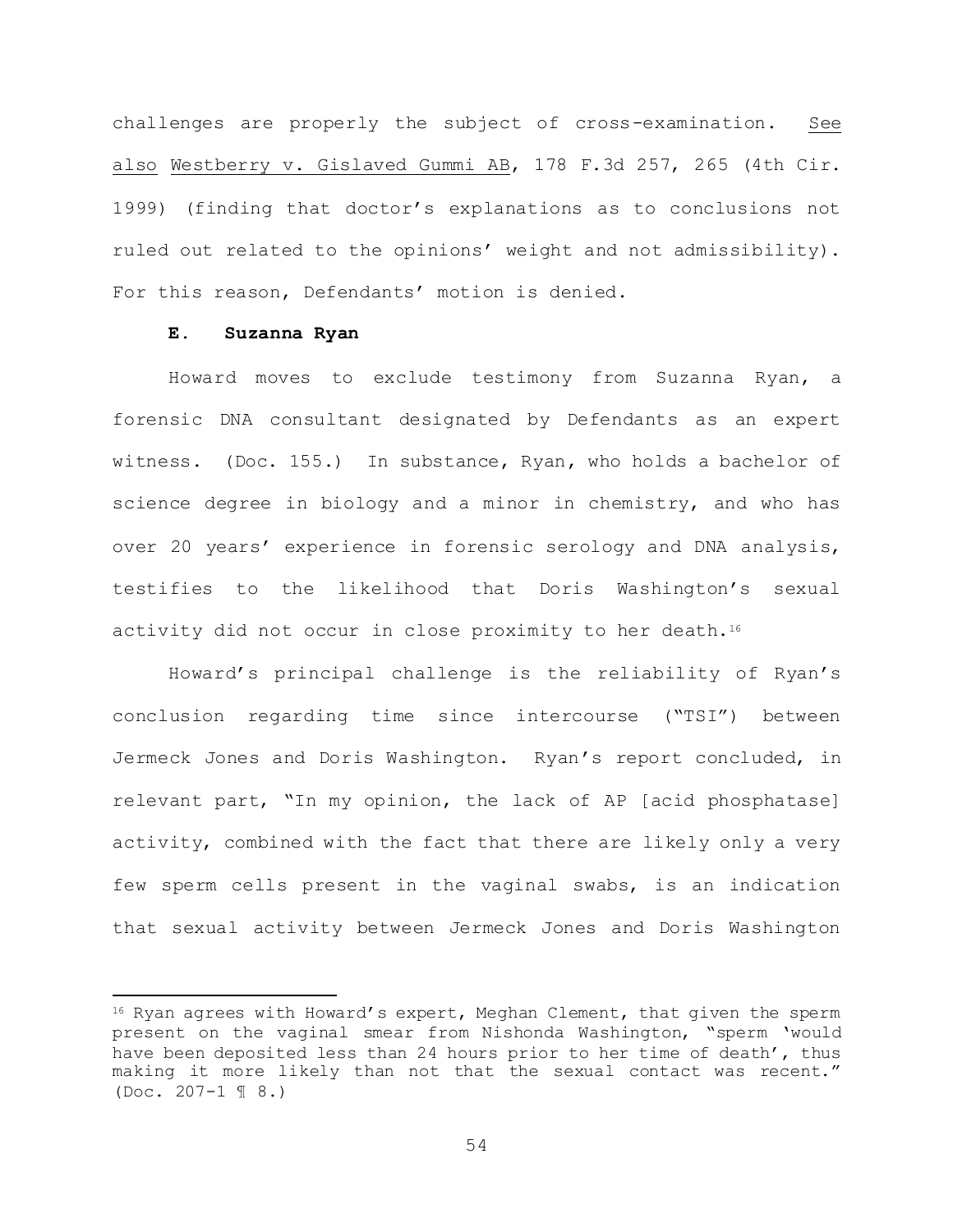challenges are properly the subject of cross-examination. See also Westberry v. Gislaved Gummi AB, 178 F.3d 257, 265 (4th Cir. 1999) (finding that doctor's explanations as to conclusions not ruled out related to the opinions' weight and not admissibility). For this reason, Defendants' motion is denied.

### E. Suzanna Ryan

Howard moves to exclude testimony from Suzanna Ryan, a forensic DNA consultant designated by Defendants as an expert witness. (Doc. 155.) In substance, Ryan, who holds a bachelor of science degree in biology and a minor in chemistry, and who has over 20 years' experience in forensic serology and DNA analysis, testifies to the likelihood that Doris Washington's sexual activity did not occur in close proximity to her death.[16]

Howard's principal challenge is the reliability of Ryan's conclusion regarding time since intercourse ("TSI") between Jermeck Jones and Doris Washington. Ryan's report concluded, in relevant part, "In my opinion, the lack of AP [acid phosphatase] activity, combined with the fact that there are likely only a very few sperm cells present in the vaginal swabs, is an indication that sexual activity between Jermeck Jones and Doris Washington

---

[16] Ryan agrees with Howard's expert, Meghan Clement, that given the sperm present on the vaginal smear from Nishonda Washington, "sperm 'would have been deposited less than 24 hours prior to her time of death', thus making it more likely than not that the sexual contact was recent." (Doc. 207-1 ¶ 8.)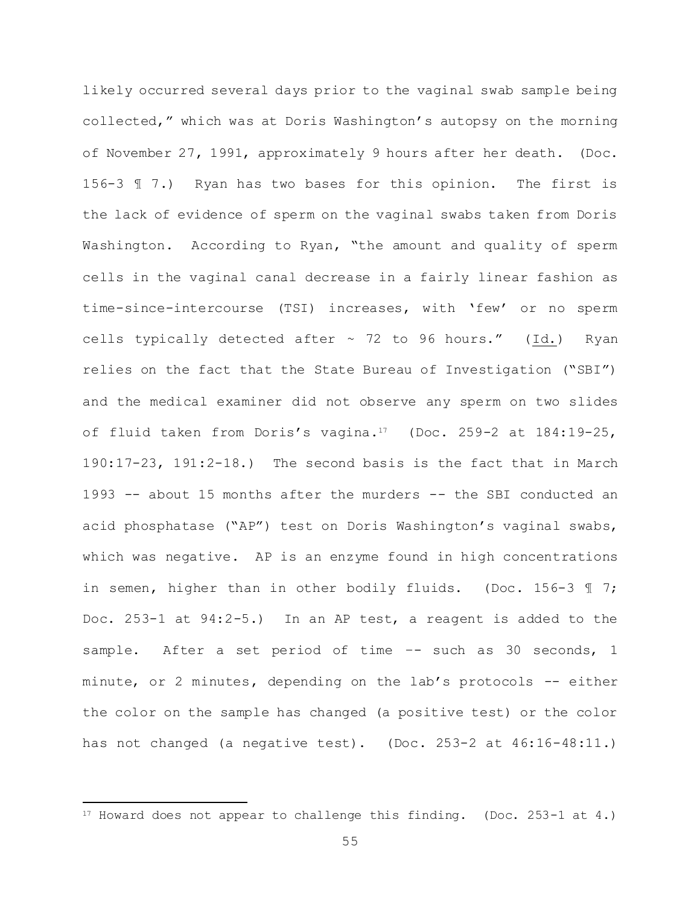likely occurred several days prior to the vaginal swab sample being collected," which was at Doris Washington's autopsy on the morning of November 27, 1991, approximately 9 hours after her death. (Doc. 156-3 ¶ 7.) Ryan has two bases for this opinion. The first is the lack of evidence of sperm on the vaginal swabs taken from Doris Washington. According to Ryan, "the amount and quality of sperm cells in the vaginal canal decrease in a fairly linear fashion as time-since-intercourse (TSI) increases, with 'few' or no sperm cells typically detected after ~ 72 to 96 hours." (Id.) Ryan relies on the fact that the State Bureau of Investigation ("SBI") and the medical examiner did not observe any sperm on two slides of fluid taken from Doris's vagina.[17] (Doc. 259-2 at 184:19-25, 190:17-23, 191:2-18.) The second basis is the fact that in March 1993 -- about 15 months after the murders -- the SBI conducted an acid phosphatase ("AP") test on Doris Washington's vaginal swabs, which was negative. AP is an enzyme found in high concentrations in semen, higher than in other bodily fluids. (Doc. 156-3 ¶ 7; Doc. 253-1 at 94:2-5.) In an AP test, a reagent is added to the sample. After a set period of time –- such as 30 seconds, 1 minute, or 2 minutes, depending on the lab's protocols -- either the color on the sample has changed (a positive test) or the color has not changed (a negative test). (Doc. 253-2 at 46:16-48:11.)

---

[17] Howard does not appear to challenge this finding. (Doc. 253-1 at 4.)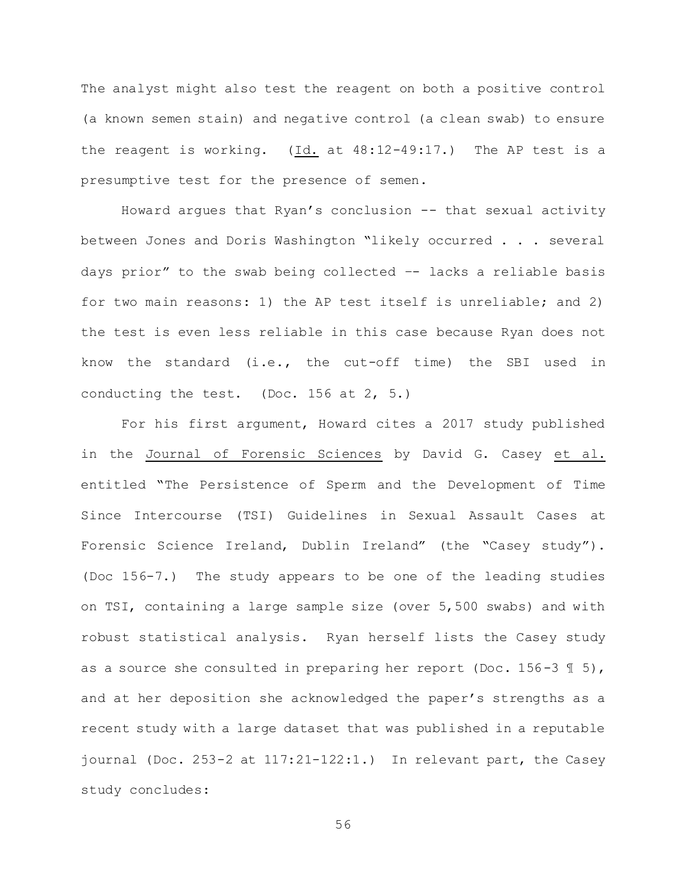The analyst might also test the reagent on both a positive control (a known semen stain) and negative control (a clean swab) to ensure the reagent is working. (Id. at 48:12-49:17.) The AP test is a presumptive test for the presence of semen.

Howard argues that Ryan's conclusion -- that sexual activity between Jones and Doris Washington "likely occurred . . . several days prior" to the swab being collected –- lacks a reliable basis for two main reasons: 1) the AP test itself is unreliable; and 2) the test is even less reliable in this case because Ryan does not know the standard (i.e., the cut-off time) the SBI used in conducting the test. (Doc. 156 at 2, 5.)

For his first argument, Howard cites a 2017 study published in the Journal of Forensic Sciences by David G. Casey et al. entitled "The Persistence of Sperm and the Development of Time Since Intercourse (TSI) Guidelines in Sexual Assault Cases at Forensic Science Ireland, Dublin Ireland" (the "Casey study"). (Doc 156-7.) The study appears to be one of the leading studies on TSI, containing a large sample size (over 5,500 swabs) and with robust statistical analysis. Ryan herself lists the Casey study as a source she consulted in preparing her report (Doc. 156-3 ¶ 5), and at her deposition she acknowledged the paper's strengths as a recent study with a large dataset that was published in a reputable journal (Doc. 253-2 at 117:21-122:1.) In relevant part, the Casey study concludes: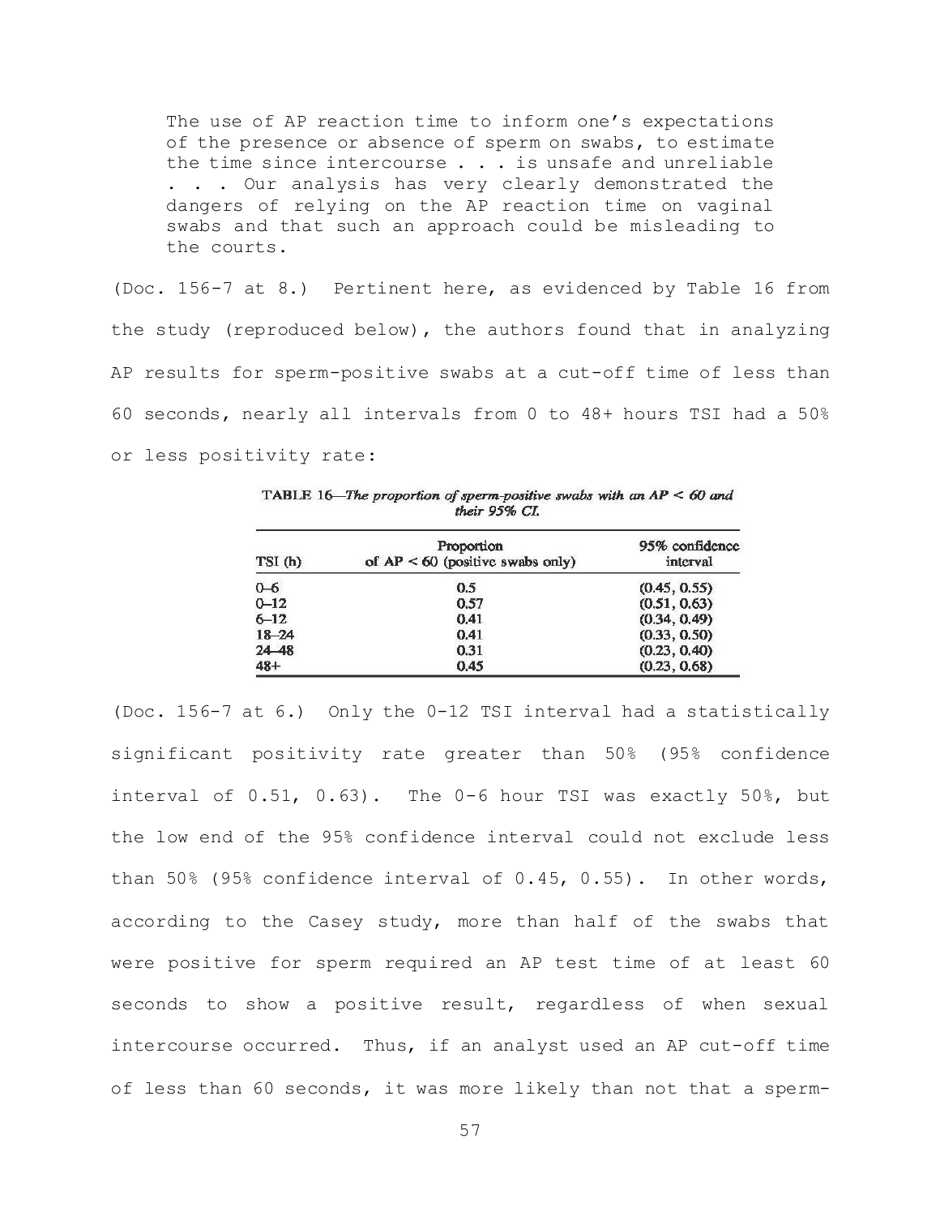> The use of AP reaction time to inform one's expectations of the presence or absence of sperm on swabs, to estimate the time since intercourse . . . is unsafe and unreliable . . . Our analysis has very clearly demonstrated the dangers of relying on the AP reaction time on vaginal swabs and that such an approach could be misleading to the courts.

(Doc. 156-7 at 8.) Pertinent here, as evidenced by Table 16 from the study (reproduced below), the authors found that in analyzing AP results for sperm-positive swabs at a cut-off time of less than 60 seconds, nearly all intervals from 0 to 48+ hours TSI had a 50% or less positivity rate:

TABLE 16—*The proportion of sperm-positive swabs with an AP < 60 and their 95% CI.*

| TSI (h) | Proportion of AP < 60 (positive swabs only) | 95% confidence interval |
|---|---|---|
| 0–6 | 0.5 | (0.45, 0.55) |
| 0–12 | 0.57 | (0.51, 0.63) |
| 6–12 | 0.41 | (0.34, 0.49) |
| 18–24 | 0.41 | (0.33, 0.50) |
| 24–48 | 0.31 | (0.23, 0.40) |
| 48+ | 0.45 | (0.23, 0.68) |

(Doc. 156-7 at 6.) Only the 0-12 TSI interval had a statistically significant positivity rate greater than 50% (95% confidence interval of 0.51, 0.63). The 0-6 hour TSI was exactly 50%, but the low end of the 95% confidence interval could not exclude less than 50% (95% confidence interval of 0.45, 0.55). In other words, according to the Casey study, more than half of the swabs that were positive for sperm required an AP test time of at least 60 seconds to show a positive result, regardless of when sexual intercourse occurred. Thus, if an analyst used an AP cut-off time of less than 60 seconds, it was more likely than not that a sperm-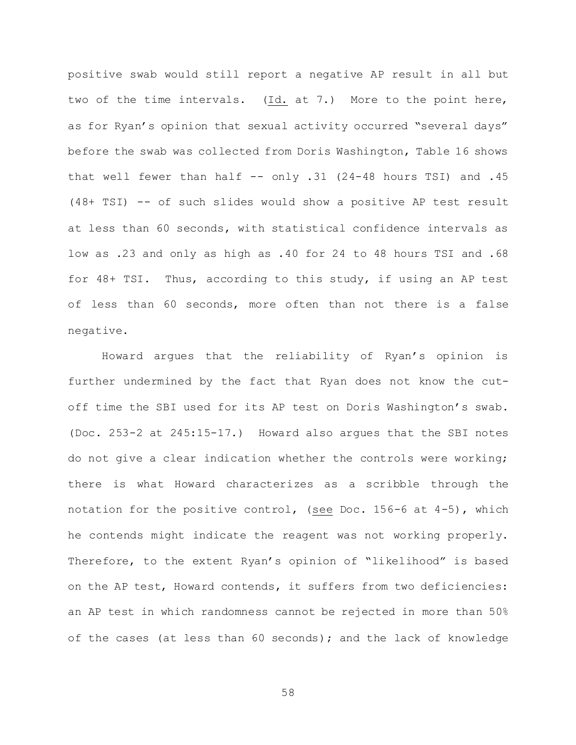positive swab would still report a negative AP result in all but two of the time intervals. (Id. at 7.) More to the point here, as for Ryan's opinion that sexual activity occurred "several days" before the swab was collected from Doris Washington, Table 16 shows that well fewer than half -- only .31 (24-48 hours TSI) and .45 (48+ TSI) -- of such slides would show a positive AP test result at less than 60 seconds, with statistical confidence intervals as low as .23 and only as high as .40 for 24 to 48 hours TSI and .68 for 48+ TSI. Thus, according to this study, if using an AP test of less than 60 seconds, more often than not there is a false negative.

Howard argues that the reliability of Ryan's opinion is further undermined by the fact that Ryan does not know the cut-off time the SBI used for its AP test on Doris Washington's swab. (Doc. 253-2 at 245:15-17.) Howard also argues that the SBI notes do not give a clear indication whether the controls were working; there is what Howard characterizes as a scribble through the notation for the positive control, (see Doc. 156-6 at 4-5), which he contends might indicate the reagent was not working properly. Therefore, to the extent Ryan's opinion of "likelihood" is based on the AP test, Howard contends, it suffers from two deficiencies: an AP test in which randomness cannot be rejected in more than 50% of the cases (at less than 60 seconds); and the lack of knowledge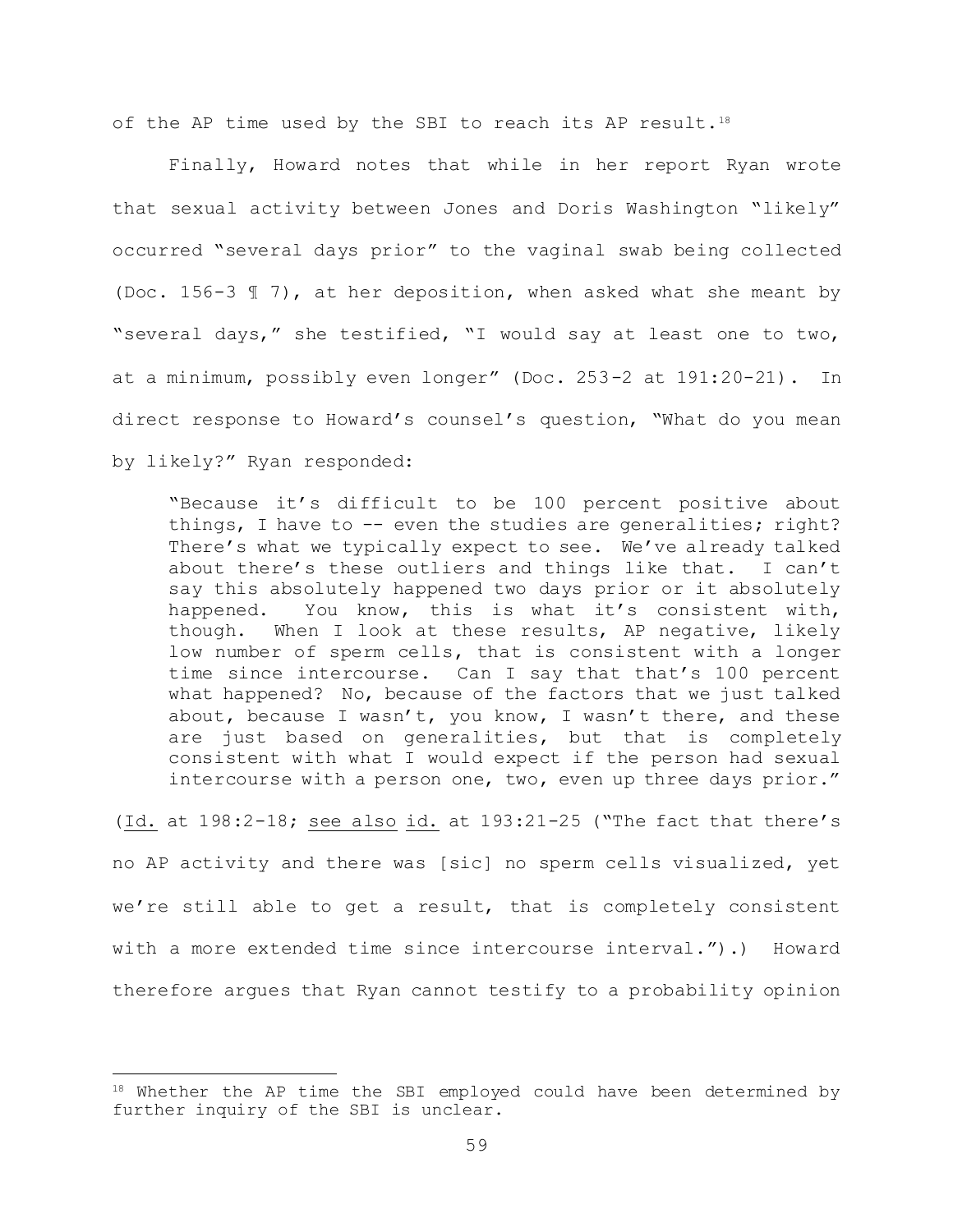of the AP time used by the SBI to reach its AP result.[18]

Finally, Howard notes that while in her report Ryan wrote that sexual activity between Jones and Doris Washington "likely" occurred "several days prior" to the vaginal swab being collected (Doc. 156-3 ¶ 7), at her deposition, when asked what she meant by "several days," she testified, "I would say at least one to two, at a minimum, possibly even longer" (Doc. 253-2 at 191:20-21). In direct response to Howard's counsel's question, "What do you mean by likely?" Ryan responded:

> "Because it's difficult to be 100 percent positive about things, I have to -- even the studies are generalities; right? There's what we typically expect to see. We've already talked about there's these outliers and things like that. I can't say this absolutely happened two days prior or it absolutely happened. You know, this is what it's consistent with, though. When I look at these results, AP negative, likely low number of sperm cells, that is consistent with a longer time since intercourse. Can I say that that's 100 percent what happened? No, because of the factors that we just talked about, because I wasn't, you know, I wasn't there, and these are just based on generalities, but that is completely consistent with what I would expect if the person had sexual intercourse with a person one, two, even up three days prior."

(Id. at 198:2-18; see also id. at 193:21-25 ("The fact that there's no AP activity and there was [sic] no sperm cells visualized, yet we're still able to get a result, that is completely consistent with a more extended time since intercourse interval.").) Howard therefore argues that Ryan cannot testify to a probability opinion

[18] Whether the AP time the SBI employed could have been determined by further inquiry of the SBI is unclear.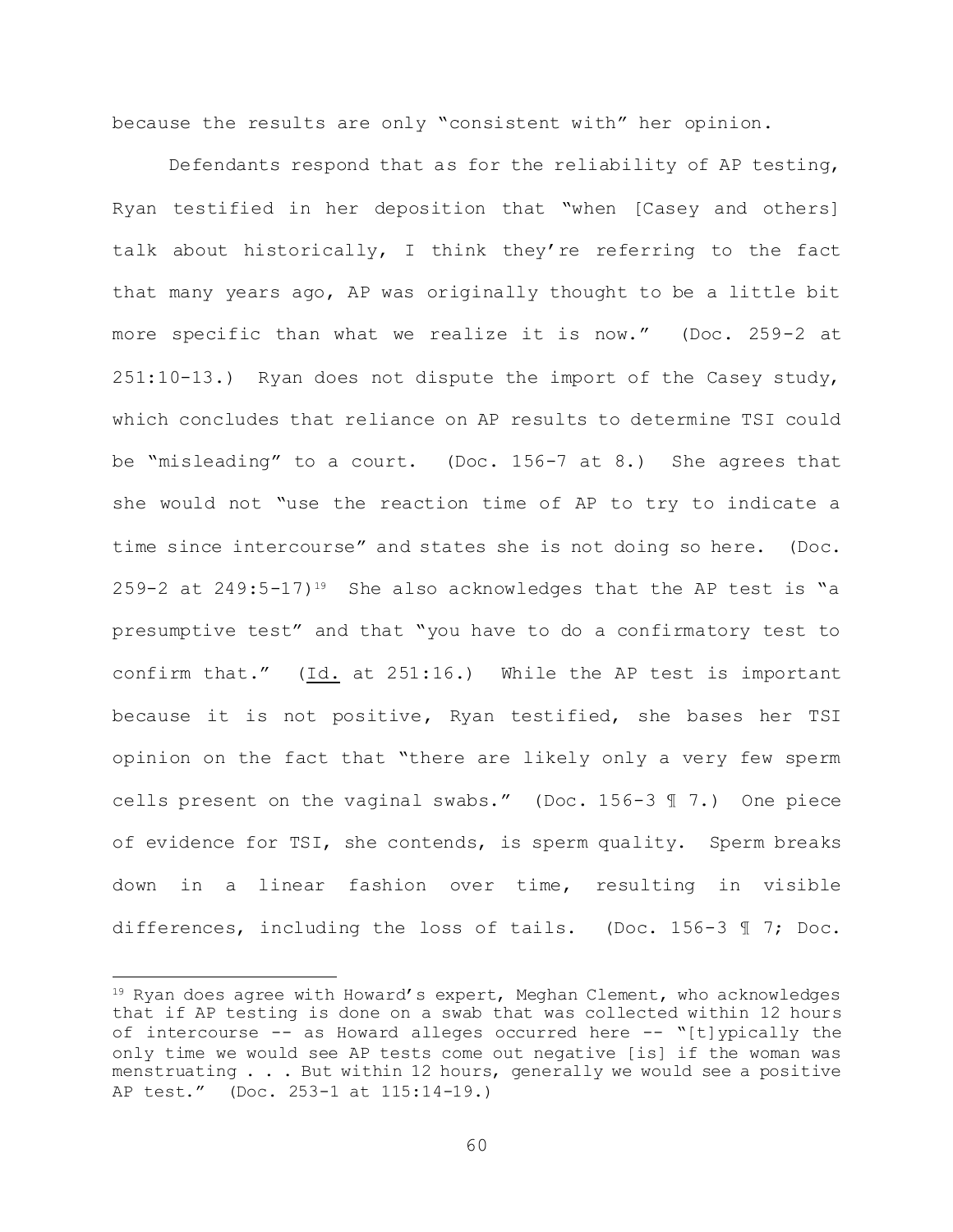because the results are only "consistent with" her opinion.

Defendants respond that as for the reliability of AP testing, Ryan testified in her deposition that "when [Casey and others] talk about historically, I think they're referring to the fact that many years ago, AP was originally thought to be a little bit more specific than what we realize it is now." (Doc. 259-2 at 251:10-13.) Ryan does not dispute the import of the Casey study, which concludes that reliance on AP results to determine TSI could be "misleading" to a court. (Doc. 156-7 at 8.) She agrees that she would not "use the reaction time of AP to try to indicate a time since intercourse" and states she is not doing so here. (Doc. 259-2 at 249:5-17)[19] She also acknowledges that the AP test is "a presumptive test" and that "you have to do a confirmatory test to confirm that." (Id. at 251:16.) While the AP test is important because it is not positive, Ryan testified, she bases her TSI opinion on the fact that "there are likely only a very few sperm cells present on the vaginal swabs." (Doc. 156-3 ¶ 7.) One piece of evidence for TSI, she contends, is sperm quality. Sperm breaks down in a linear fashion over time, resulting in visible differences, including the loss of tails. (Doc. 156-3 ¶ 7; Doc.

---

[19] Ryan does agree with Howard's expert, Meghan Clement, who acknowledges that if AP testing is done on a swab that was collected within 12 hours of intercourse -- as Howard alleges occurred here -- "[t]ypically the only time we would see AP tests come out negative [is] if the woman was menstruating . . . But within 12 hours, generally we would see a positive AP test." (Doc. 253-1 at 115:14-19.)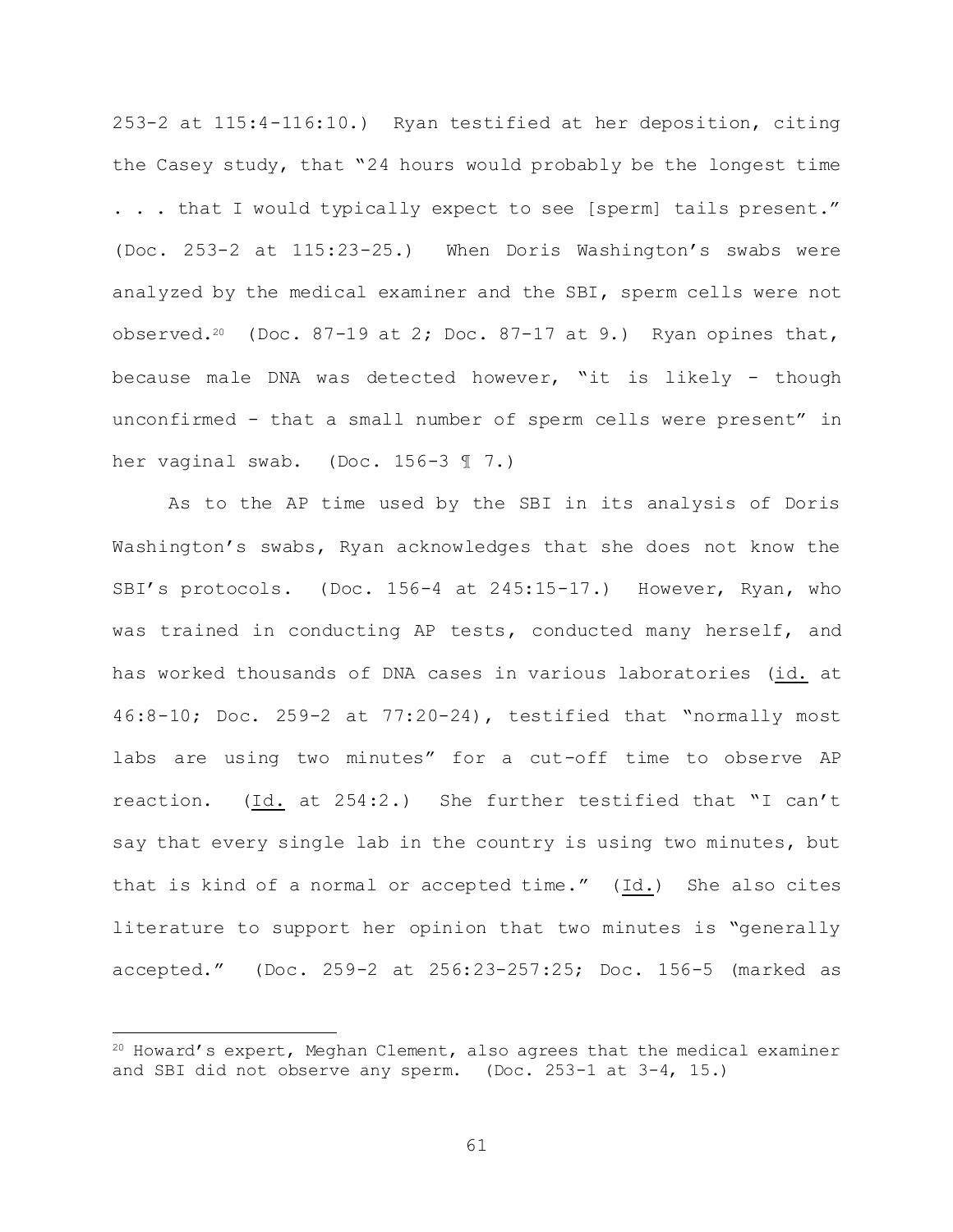253-2 at 115:4-116:10.) Ryan testified at her deposition, citing the Casey study, that "24 hours would probably be the longest time . . . that I would typically expect to see [sperm] tails present." (Doc. 253-2 at 115:23-25.) When Doris Washington's swabs were analyzed by the medical examiner and the SBI, sperm cells were not observed.[20] (Doc. 87-19 at 2; Doc. 87-17 at 9.) Ryan opines that, because male DNA was detected however, "it is likely - though unconfirmed - that a small number of sperm cells were present" in her vaginal swab. (Doc. 156-3 ¶ 7.)

As to the AP time used by the SBI in its analysis of Doris Washington's swabs, Ryan acknowledges that she does not know the SBI's protocols. (Doc. 156-4 at 245:15-17.) However, Ryan, who was trained in conducting AP tests, conducted many herself, and has worked thousands of DNA cases in various laboratories (id. at 46:8-10; Doc. 259-2 at 77:20-24), testified that "normally most labs are using two minutes" for a cut-off time to observe AP reaction. (Id. at 254:2.) She further testified that "I can't say that every single lab in the country is using two minutes, but that is kind of a normal or accepted time." (Id.) She also cites literature to support her opinion that two minutes is "generally accepted." (Doc. 259-2 at 256:23-257:25; Doc. 156-5 (marked as

---

[20] Howard's expert, Meghan Clement, also agrees that the medical examiner and SBI did not observe any sperm. (Doc. 253-1 at 3-4, 15.)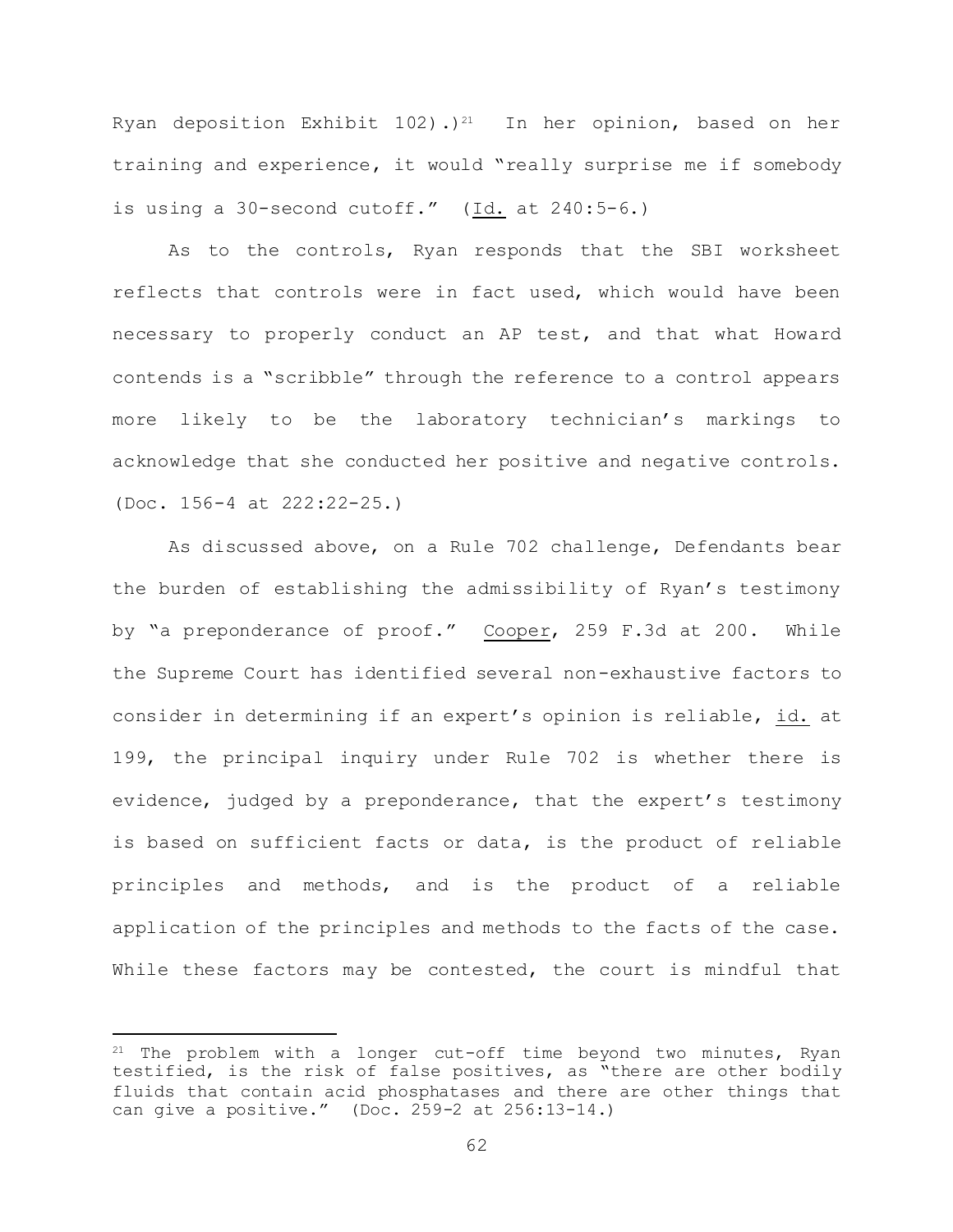Ryan deposition Exhibit 102).)[21] In her opinion, based on her training and experience, it would "really surprise me if somebody is using a 30-second cutoff." (Id. at 240:5-6.)

As to the controls, Ryan responds that the SBI worksheet reflects that controls were in fact used, which would have been necessary to properly conduct an AP test, and that what Howard contends is a "scribble" through the reference to a control appears more likely to be the laboratory technician's markings to acknowledge that she conducted her positive and negative controls. (Doc. 156-4 at 222:22-25.)

As discussed above, on a Rule 702 challenge, Defendants bear the burden of establishing the admissibility of Ryan's testimony by "a preponderance of proof." Cooper, 259 F.3d at 200. While the Supreme Court has identified several non-exhaustive factors to consider in determining if an expert's opinion is reliable, id. at 199, the principal inquiry under Rule 702 is whether there is evidence, judged by a preponderance, that the expert's testimony is based on sufficient facts or data, is the product of reliable principles and methods, and is the product of a reliable application of the principles and methods to the facts of the case. While these factors may be contested, the court is mindful that

---

[21] The problem with a longer cut-off time beyond two minutes, Ryan testified, is the risk of false positives, as "there are other bodily fluids that contain acid phosphatases and there are other things that can give a positive." (Doc. 259-2 at 256:13-14.)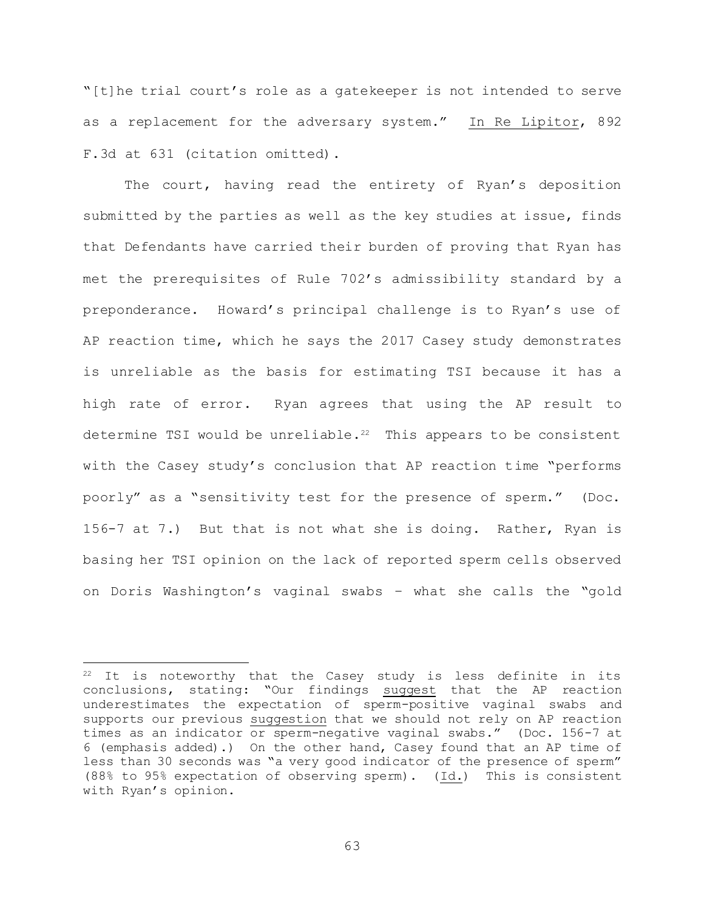"[t]he trial court's role as a gatekeeper is not intended to serve as a replacement for the adversary system." <u>In Re Lipitor</u>, 892 F.3d at 631 (citation omitted).

The court, having read the entirety of Ryan's deposition submitted by the parties as well as the key studies at issue, finds that Defendants have carried their burden of proving that Ryan has met the prerequisites of Rule 702's admissibility standard by a preponderance. Howard's principal challenge is to Ryan's use of AP reaction time, which he says the 2017 Casey study demonstrates is unreliable as the basis for estimating TSI because it has a high rate of error. Ryan agrees that using the AP result to determine TSI would be unreliable.[22] This appears to be consistent with the Casey study's conclusion that AP reaction time "performs poorly" as a "sensitivity test for the presence of sperm." (Doc. 156-7 at 7.) But that is not what she is doing. Rather, Ryan is basing her TSI opinion on the lack of reported sperm cells observed on Doris Washington's vaginal swabs – what she calls the "gold

---

[22] It is noteworthy that the Casey study is less definite in its conclusions, stating: "Our findings <u>suggest</u> that the AP reaction underestimates the expectation of sperm-positive vaginal swabs and supports our previous <u>suggestion</u> that we should not rely on AP reaction times as an indicator or sperm-negative vaginal swabs." (Doc. 156-7 at 6 (emphasis added).) On the other hand, Casey found that an AP time of less than 30 seconds was "a very good indicator of the presence of sperm" (88% to 95% expectation of observing sperm). (<u>Id.</u>) This is consistent with Ryan's opinion.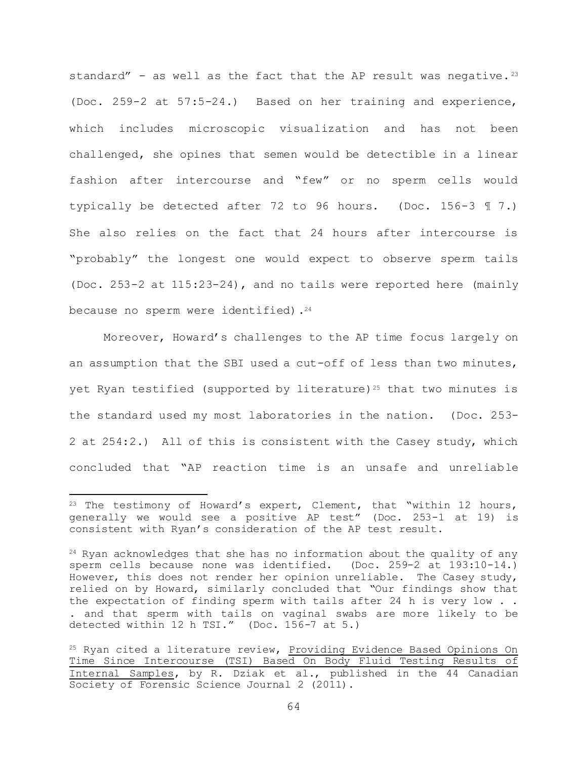standard" - as well as the fact that the AP result was negative.[23] (Doc. 259-2 at 57:5-24.) Based on her training and experience, which includes microscopic visualization and has not been challenged, she opines that semen would be detectible in a linear fashion after intercourse and "few" or no sperm cells would typically be detected after 72 to 96 hours. (Doc. 156-3 ¶ 7.) She also relies on the fact that 24 hours after intercourse is "probably" the longest one would expect to observe sperm tails (Doc. 253-2 at 115:23-24), and no tails were reported here (mainly because no sperm were identified).[24]

Moreover, Howard's challenges to the AP time focus largely on an assumption that the SBI used a cut-off of less than two minutes, yet Ryan testified (supported by literature)[25] that two minutes is the standard used my most laboratories in the nation. (Doc. 253-2 at 254:2.) All of this is consistent with the Casey study, which concluded that "AP reaction time is an unsafe and unreliable

---

[23] The testimony of Howard's expert, Clement, that "within 12 hours, generally we would see a positive AP test" (Doc. 253-1 at 19) is consistent with Ryan's consideration of the AP test result.

[24] Ryan acknowledges that she has no information about the quality of any sperm cells because none was identified. (Doc. 259-2 at 193:10-14.) However, this does not render her opinion unreliable. The Casey study, relied on by Howard, similarly concluded that "Our findings show that the expectation of finding sperm with tails after 24 h is very low . . . and that sperm with tails on vaginal swabs are more likely to be detected within 12 h TSI." (Doc. 156-7 at 5.)

[25] Ryan cited a literature review, <u>Providing Evidence Based Opinions On Time Since Intercourse (TSI) Based On Body Fluid Testing Results of Internal Samples</u>, by R. Dziak et al., published in the 44 Canadian Society of Forensic Science Journal 2 (2011).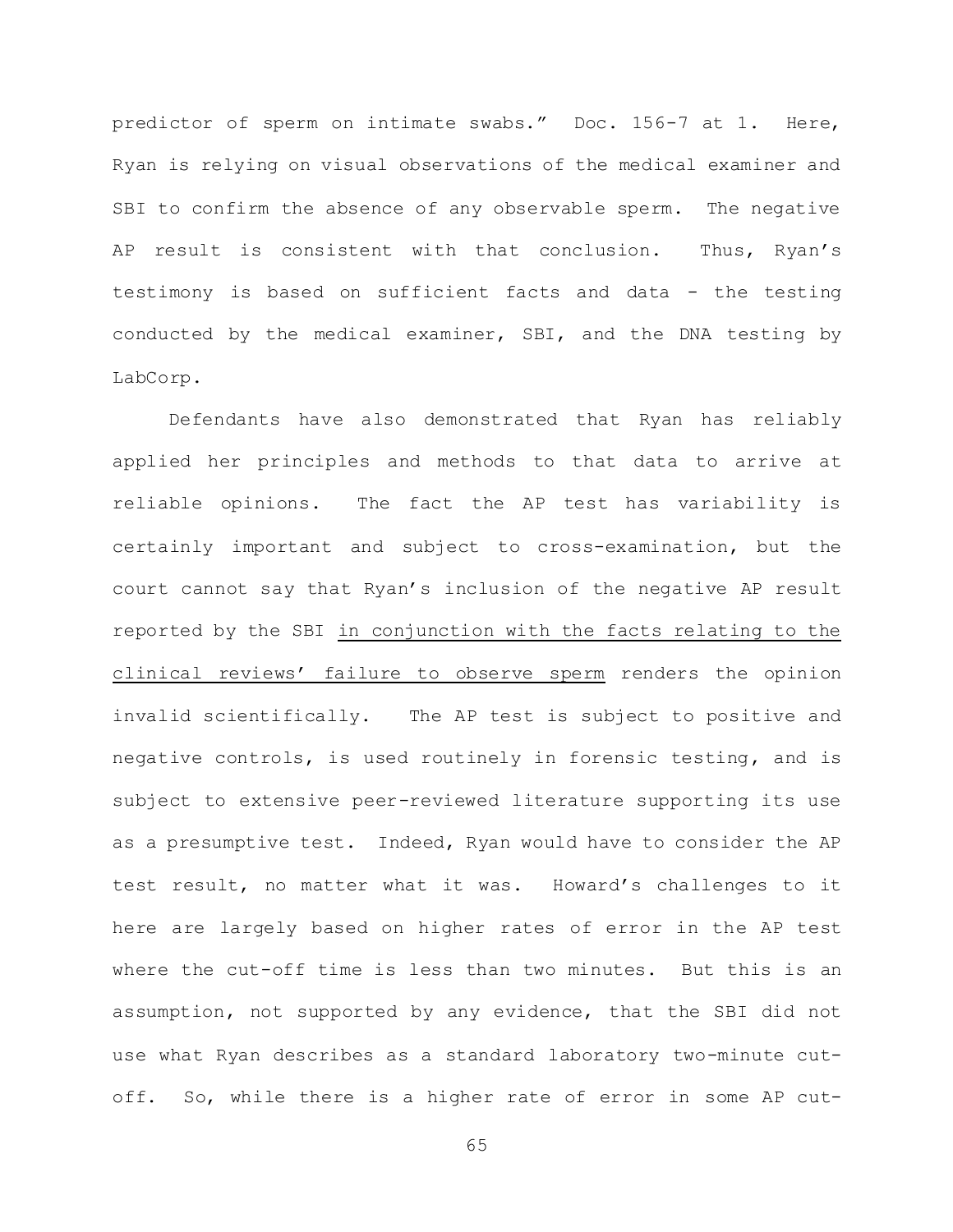predictor of sperm on intimate swabs." Doc. 156-7 at 1. Here, Ryan is relying on visual observations of the medical examiner and SBI to confirm the absence of any observable sperm. The negative AP result is consistent with that conclusion. Thus, Ryan's testimony is based on sufficient facts and data - the testing conducted by the medical examiner, SBI, and the DNA testing by LabCorp.

Defendants have also demonstrated that Ryan has reliably applied her principles and methods to that data to arrive at reliable opinions. The fact the AP test has variability is certainly important and subject to cross-examination, but the court cannot say that Ryan's inclusion of the negative AP result reported by the SBI <u>in conjunction with the facts relating to the clinical reviews' failure to observe sperm</u> renders the opinion invalid scientifically. The AP test is subject to positive and negative controls, is used routinely in forensic testing, and is subject to extensive peer-reviewed literature supporting its use as a presumptive test. Indeed, Ryan would have to consider the AP test result, no matter what it was. Howard's challenges to it here are largely based on higher rates of error in the AP test where the cut-off time is less than two minutes. But this is an assumption, not supported by any evidence, that the SBI did not use what Ryan describes as a standard laboratory two-minute cut-off. So, while there is a higher rate of error in some AP cut-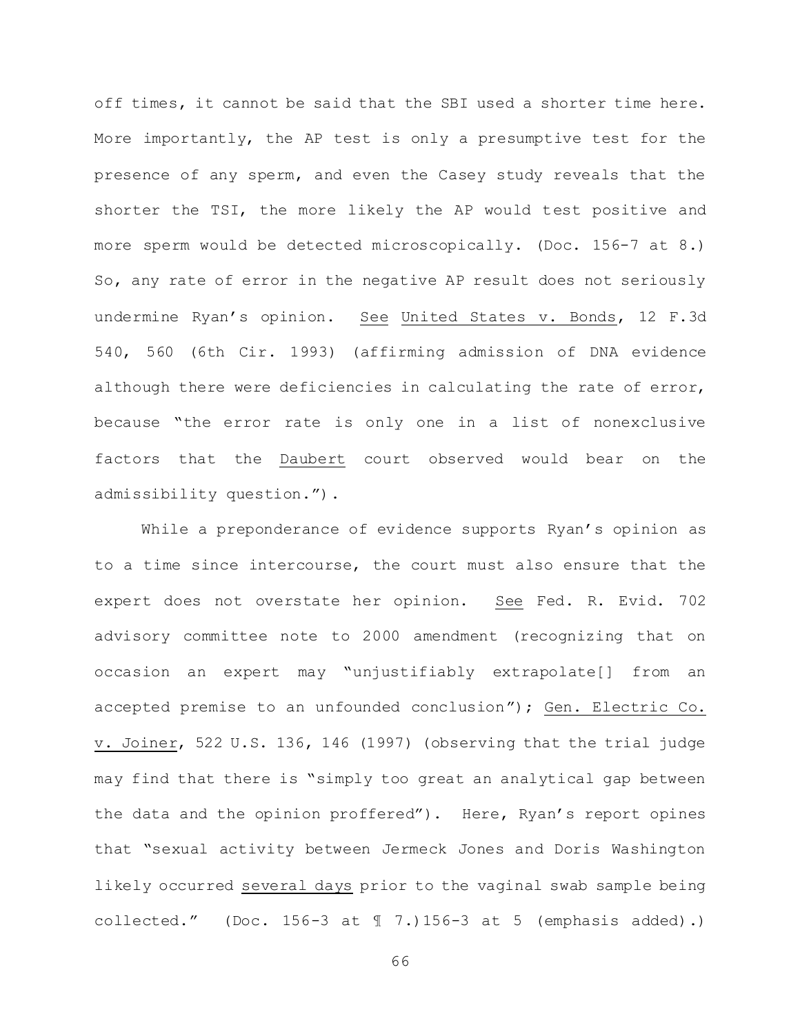off times, it cannot be said that the SBI used a shorter time here. More importantly, the AP test is only a presumptive test for the presence of any sperm, and even the Casey study reveals that the shorter the TSI, the more likely the AP would test positive and more sperm would be detected microscopically. (Doc. 156-7 at 8.) So, any rate of error in the negative AP result does not seriously undermine Ryan's opinion. See United States v. Bonds, 12 F.3d 540, 560 (6th Cir. 1993) (affirming admission of DNA evidence although there were deficiencies in calculating the rate of error, because "the error rate is only one in a list of nonexclusive factors that the Daubert court observed would bear on the admissibility question.").

While a preponderance of evidence supports Ryan's opinion as to a time since intercourse, the court must also ensure that the expert does not overstate her opinion. See Fed. R. Evid. 702 advisory committee note to 2000 amendment (recognizing that on occasion an expert may "unjustifiably extrapolate[] from an accepted premise to an unfounded conclusion"); Gen. Electric Co. v. Joiner, 522 U.S. 136, 146 (1997) (observing that the trial judge may find that there is "simply too great an analytical gap between the data and the opinion proffered"). Here, Ryan's report opines that "sexual activity between Jermeck Jones and Doris Washington likely occurred several days prior to the vaginal swab sample being collected." (Doc. 156-3 at ¶ 7.)156-3 at 5 (emphasis added).)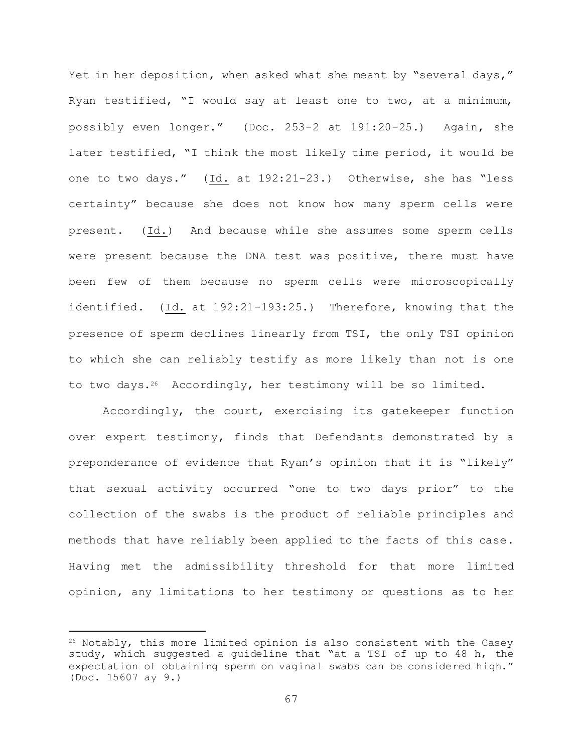Yet in her deposition, when asked what she meant by "several days," Ryan testified, "I would say at least one to two, at a minimum, possibly even longer." (Doc. 253-2 at 191:20-25.) Again, she later testified, "I think the most likely time period, it would be one to two days." (Id. at 192:21-23.) Otherwise, she has "less certainty" because she does not know how many sperm cells were present. (Id.) And because while she assumes some sperm cells were present because the DNA test was positive, there must have been few of them because no sperm cells were microscopically identified. (Id. at 192:21-193:25.) Therefore, knowing that the presence of sperm declines linearly from TSI, the only TSI opinion to which she can reliably testify as more likely than not is one to two days.[26] Accordingly, her testimony will be so limited.

Accordingly, the court, exercising its gatekeeper function over expert testimony, finds that Defendants demonstrated by a preponderance of evidence that Ryan's opinion that it is "likely" that sexual activity occurred "one to two days prior" to the collection of the swabs is the product of reliable principles and methods that have reliably been applied to the facts of this case. Having met the admissibility threshold for that more limited opinion, any limitations to her testimony or questions as to her

---

[26] Notably, this more limited opinion is also consistent with the Casey study, which suggested a guideline that "at a TSI of up to 48 h, the expectation of obtaining sperm on vaginal swabs can be considered high." (Doc. 15607 ay 9.)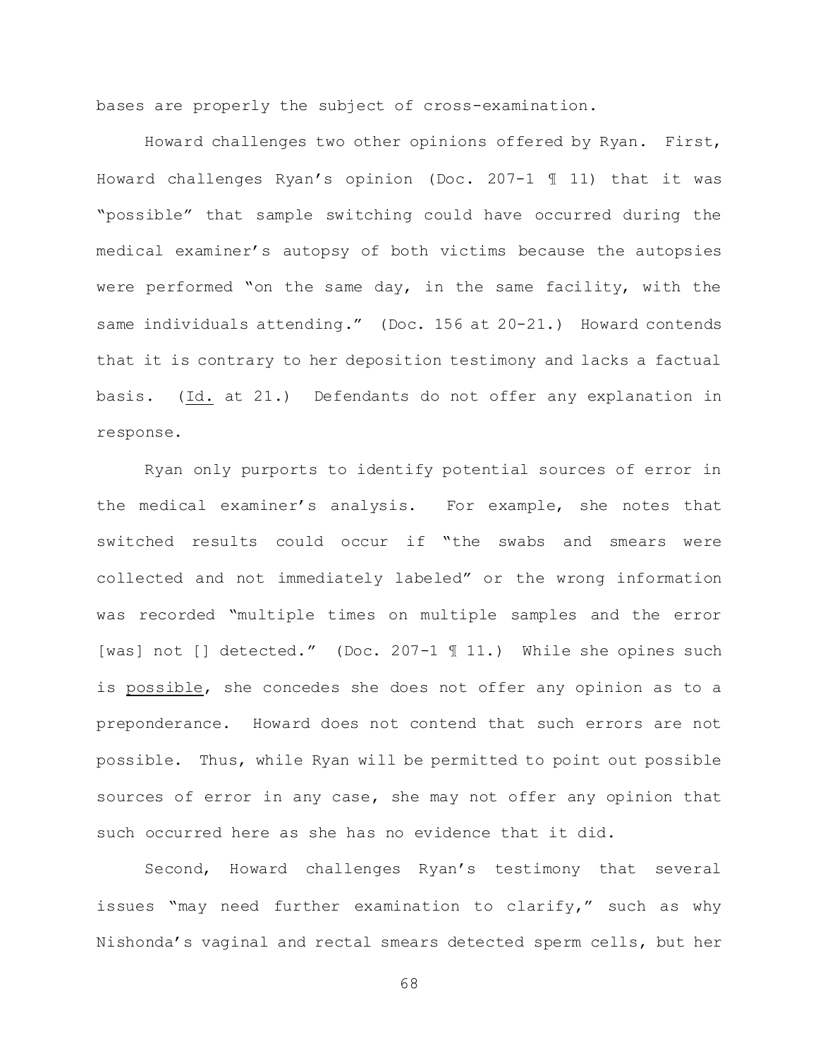bases are properly the subject of cross-examination.

Howard challenges two other opinions offered by Ryan. First, Howard challenges Ryan's opinion (Doc. 207-1 ¶ 11) that it was "possible" that sample switching could have occurred during the medical examiner's autopsy of both victims because the autopsies were performed "on the same day, in the same facility, with the same individuals attending." (Doc. 156 at 20-21.) Howard contends that it is contrary to her deposition testimony and lacks a factual basis. (Id. at 21.) Defendants do not offer any explanation in response.

Ryan only purports to identify potential sources of error in the medical examiner's analysis. For example, she notes that switched results could occur if "the swabs and smears were collected and not immediately labeled" or the wrong information was recorded "multiple times on multiple samples and the error [was] not [] detected." (Doc. 207-1 ¶ 11.) While she opines such is possible, she concedes she does not offer any opinion as to a preponderance. Howard does not contend that such errors are not possible. Thus, while Ryan will be permitted to point out possible sources of error in any case, she may not offer any opinion that such occurred here as she has no evidence that it did.

Second, Howard challenges Ryan's testimony that several issues "may need further examination to clarify," such as why Nishonda's vaginal and rectal smears detected sperm cells, but her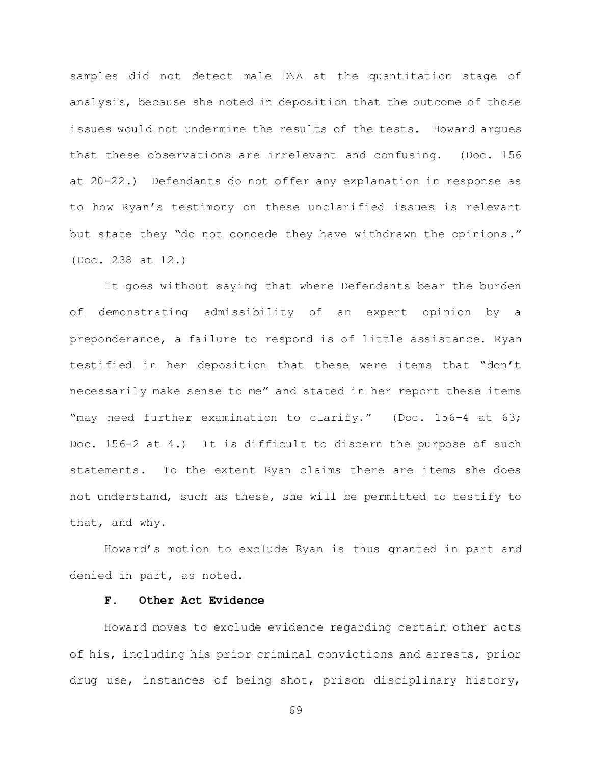samples did not detect male DNA at the quantitation stage of analysis, because she noted in deposition that the outcome of those issues would not undermine the results of the tests. Howard argues that these observations are irrelevant and confusing. (Doc. 156 at 20-22.) Defendants do not offer any explanation in response as to how Ryan's testimony on these unclarified issues is relevant but state they "do not concede they have withdrawn the opinions." (Doc. 238 at 12.)

It goes without saying that where Defendants bear the burden of demonstrating admissibility of an expert opinion by a preponderance, a failure to respond is of little assistance. Ryan testified in her deposition that these were items that "don't necessarily make sense to me" and stated in her report these items "may need further examination to clarify." (Doc. 156-4 at 63; Doc. 156-2 at 4.) It is difficult to discern the purpose of such statements. To the extent Ryan claims there are items she does not understand, such as these, she will be permitted to testify to that, and why.

Howard's motion to exclude Ryan is thus granted in part and denied in part, as noted.

### F. Other Act Evidence

Howard moves to exclude evidence regarding certain other acts of his, including his prior criminal convictions and arrests, prior drug use, instances of being shot, prison disciplinary history,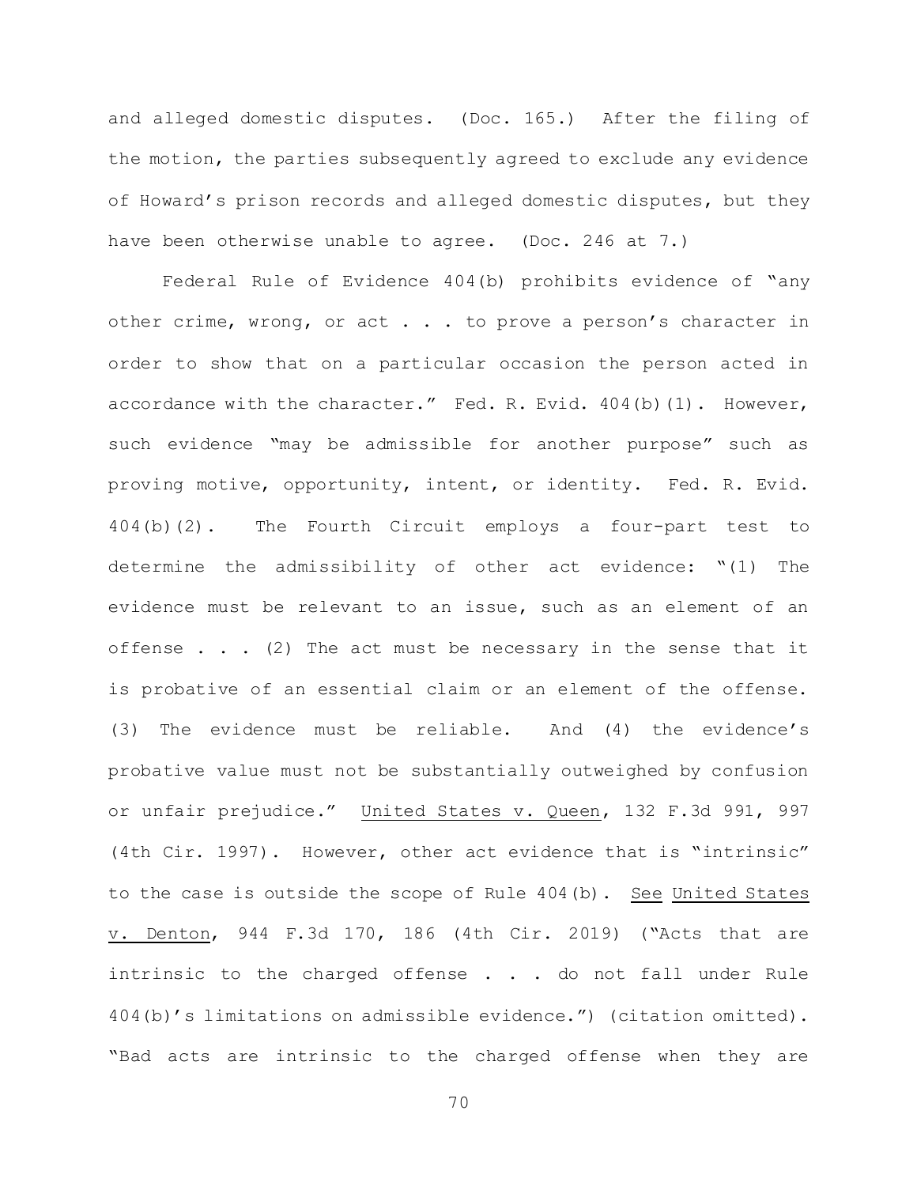and alleged domestic disputes. (Doc. 165.) After the filing of the motion, the parties subsequently agreed to exclude any evidence of Howard's prison records and alleged domestic disputes, but they have been otherwise unable to agree. (Doc. 246 at 7.)

Federal Rule of Evidence 404(b) prohibits evidence of "any other crime, wrong, or act . . . to prove a person's character in order to show that on a particular occasion the person acted in accordance with the character." Fed. R. Evid. 404(b)(1). However, such evidence "may be admissible for another purpose" such as proving motive, opportunity, intent, or identity. Fed. R. Evid. 404(b)(2). The Fourth Circuit employs a four-part test to determine the admissibility of other act evidence: "(1) The evidence must be relevant to an issue, such as an element of an offense . . . (2) The act must be necessary in the sense that it is probative of an essential claim or an element of the offense. (3) The evidence must be reliable. And (4) the evidence's probative value must not be substantially outweighed by confusion or unfair prejudice." United States v. Queen, 132 F.3d 991, 997 (4th Cir. 1997). However, other act evidence that is "intrinsic" to the case is outside the scope of Rule 404(b). See United States v. Denton, 944 F.3d 170, 186 (4th Cir. 2019) ("Acts that are intrinsic to the charged offense . . . do not fall under Rule 404(b)'s limitations on admissible evidence.") (citation omitted). "Bad acts are intrinsic to the charged offense when they are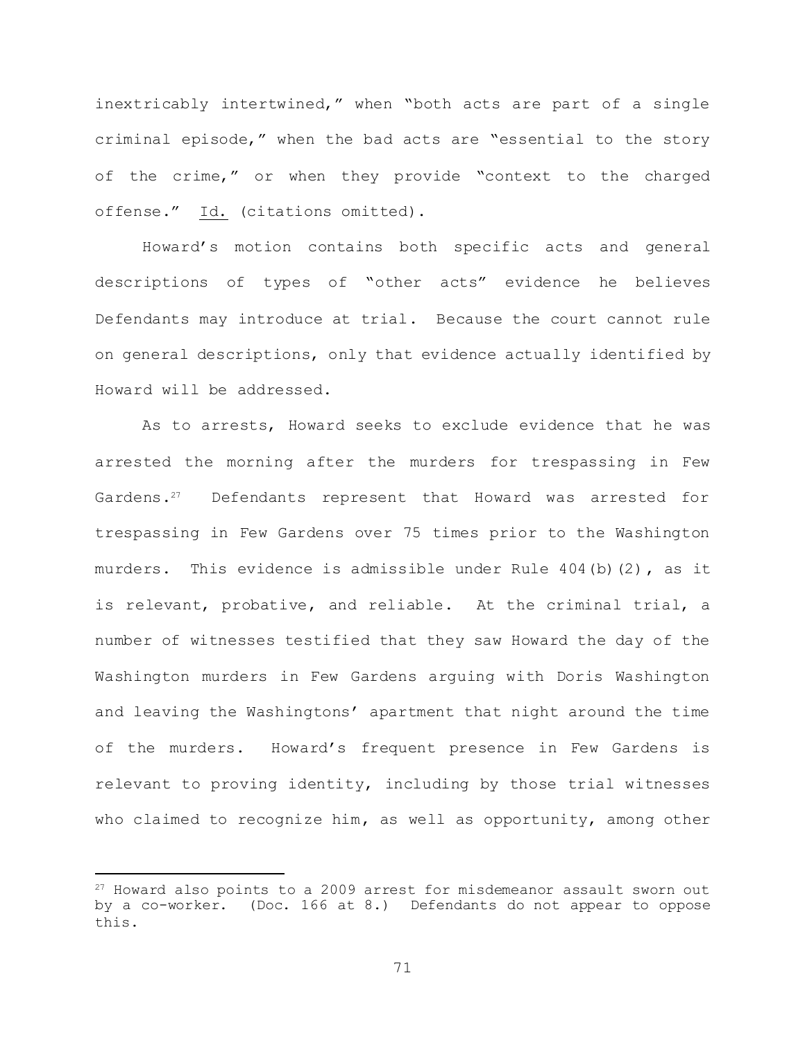inextricably intertwined," when "both acts are part of a single criminal episode," when the bad acts are "essential to the story of the crime," or when they provide "context to the charged offense." Id. (citations omitted).

Howard's motion contains both specific acts and general descriptions of types of "other acts" evidence he believes Defendants may introduce at trial. Because the court cannot rule on general descriptions, only that evidence actually identified by Howard will be addressed.

As to arrests, Howard seeks to exclude evidence that he was arrested the morning after the murders for trespassing in Few Gardens.[27] Defendants represent that Howard was arrested for trespassing in Few Gardens over 75 times prior to the Washington murders. This evidence is admissible under Rule 404(b)(2), as it is relevant, probative, and reliable. At the criminal trial, a number of witnesses testified that they saw Howard the day of the Washington murders in Few Gardens arguing with Doris Washington and leaving the Washingtons' apartment that night around the time of the murders. Howard's frequent presence in Few Gardens is relevant to proving identity, including by those trial witnesses who claimed to recognize him, as well as opportunity, among other

---

[27] Howard also points to a 2009 arrest for misdemeanor assault sworn out by a co-worker. (Doc. 166 at 8.) Defendants do not appear to oppose this.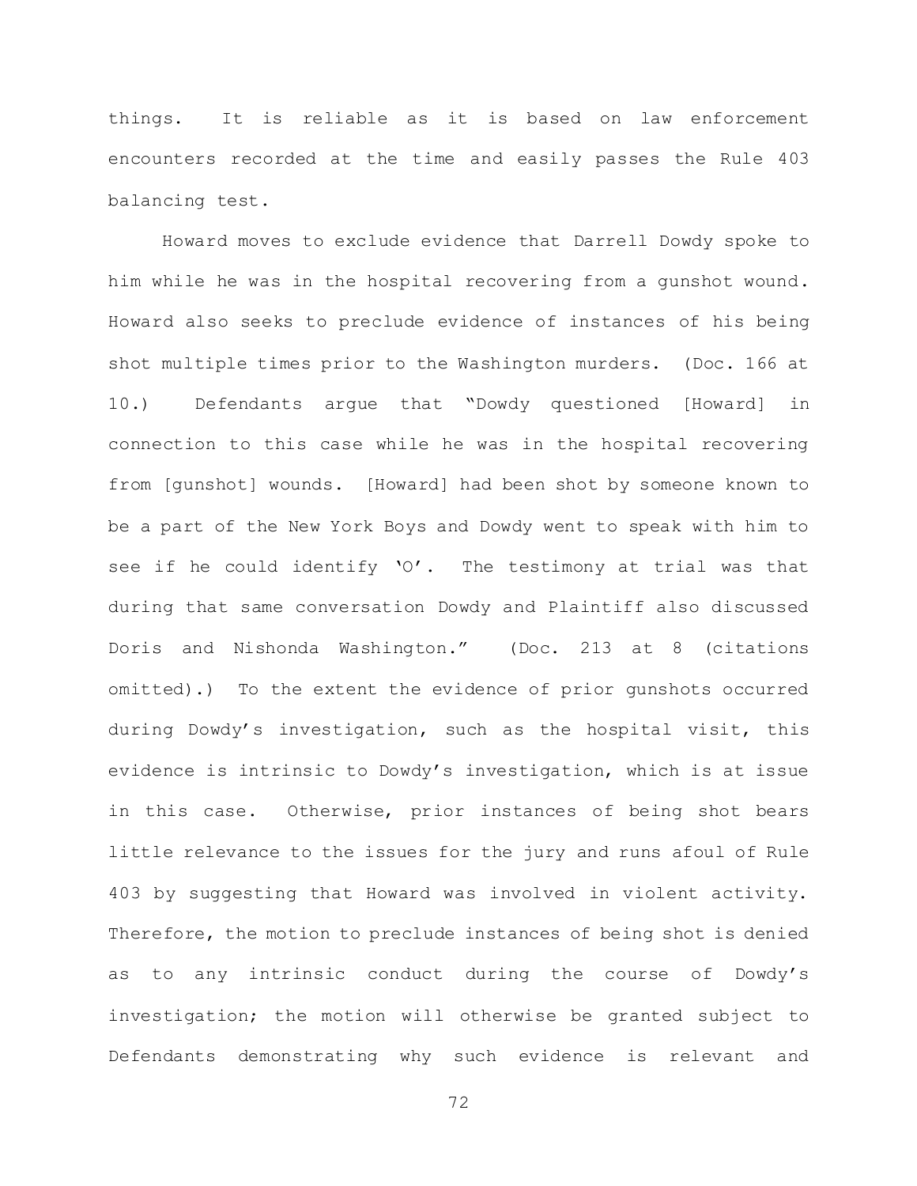things. It is reliable as it is based on law enforcement encounters recorded at the time and easily passes the Rule 403 balancing test.

Howard moves to exclude evidence that Darrell Dowdy spoke to him while he was in the hospital recovering from a gunshot wound. Howard also seeks to preclude evidence of instances of his being shot multiple times prior to the Washington murders. (Doc. 166 at 10.) Defendants argue that "Dowdy questioned [Howard] in connection to this case while he was in the hospital recovering from [gunshot] wounds. [Howard] had been shot by someone known to be a part of the New York Boys and Dowdy went to speak with him to see if he could identify 'O'. The testimony at trial was that during that same conversation Dowdy and Plaintiff also discussed Doris and Nishonda Washington." (Doc. 213 at 8 (citations omitted).) To the extent the evidence of prior gunshots occurred during Dowdy's investigation, such as the hospital visit, this evidence is intrinsic to Dowdy's investigation, which is at issue in this case. Otherwise, prior instances of being shot bears little relevance to the issues for the jury and runs afoul of Rule 403 by suggesting that Howard was involved in violent activity. Therefore, the motion to preclude instances of being shot is denied as to any intrinsic conduct during the course of Dowdy's investigation; the motion will otherwise be granted subject to Defendants demonstrating why such evidence is relevant and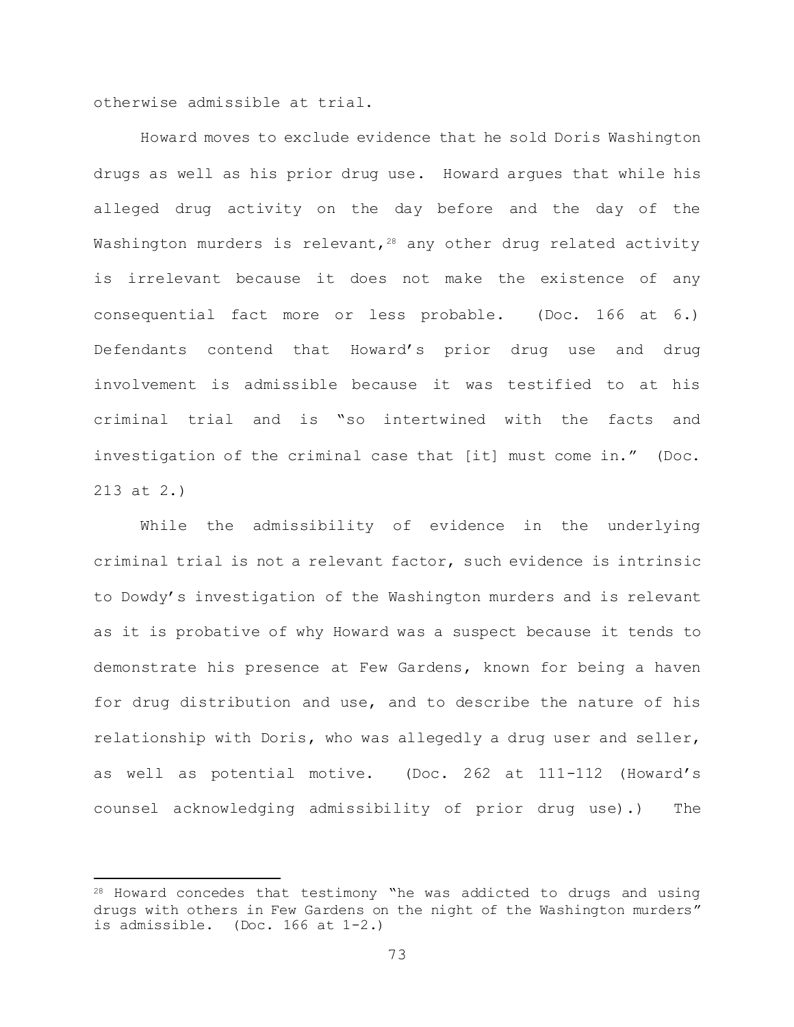otherwise admissible at trial.

Howard moves to exclude evidence that he sold Doris Washington drugs as well as his prior drug use. Howard argues that while his alleged drug activity on the day before and the day of the Washington murders is relevant,[28] any other drug related activity is irrelevant because it does not make the existence of any consequential fact more or less probable. (Doc. 166 at 6.) Defendants contend that Howard's prior drug use and drug involvement is admissible because it was testified to at his criminal trial and is "so intertwined with the facts and investigation of the criminal case that [it] must come in." (Doc. 213 at 2.)

While the admissibility of evidence in the underlying criminal trial is not a relevant factor, such evidence is intrinsic to Dowdy's investigation of the Washington murders and is relevant as it is probative of why Howard was a suspect because it tends to demonstrate his presence at Few Gardens, known for being a haven for drug distribution and use, and to describe the nature of his relationship with Doris, who was allegedly a drug user and seller, as well as potential motive. (Doc. 262 at 111-112 (Howard's counsel acknowledging admissibility of prior drug use).) The

---

[28] Howard concedes that testimony "he was addicted to drugs and using drugs with others in Few Gardens on the night of the Washington murders" is admissible. (Doc. 166 at 1-2.)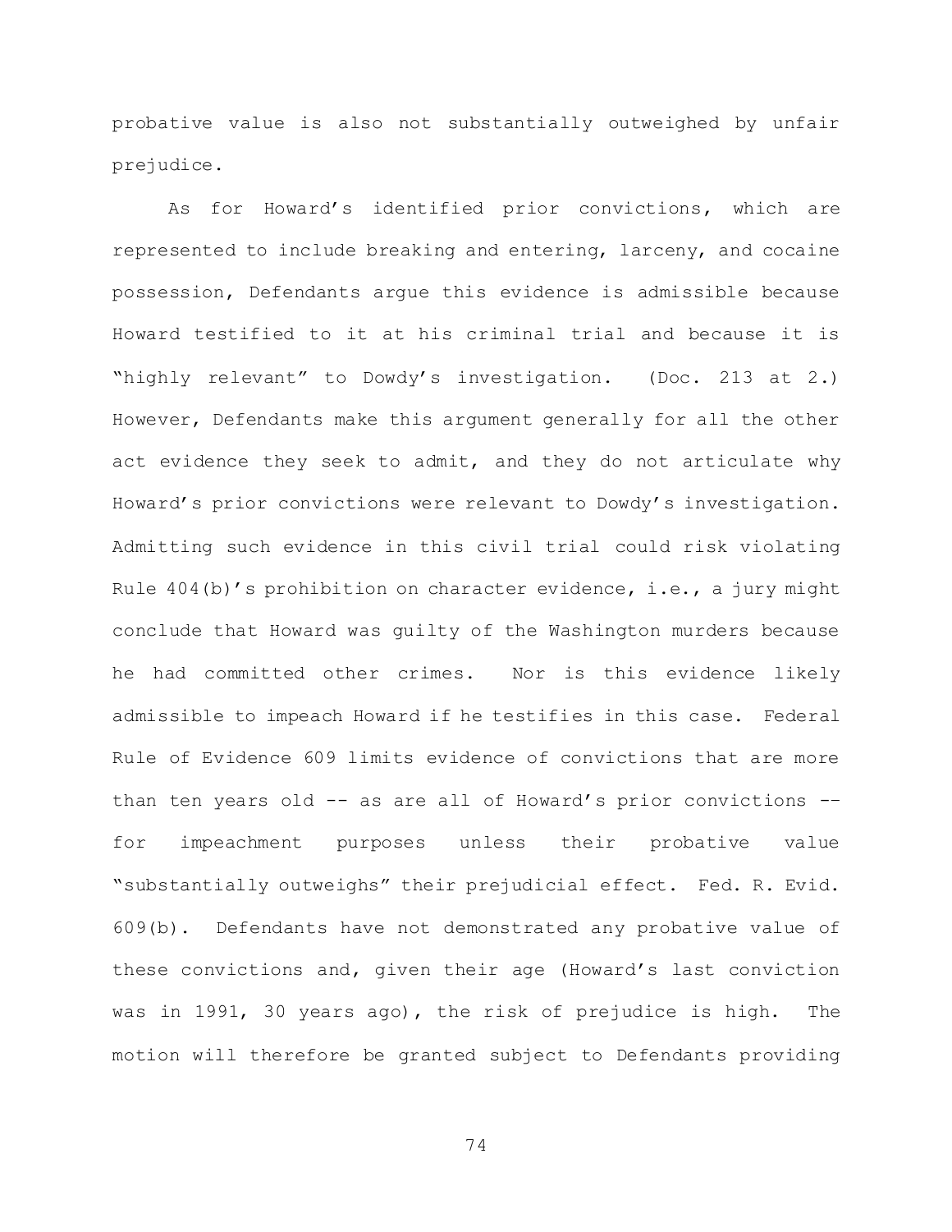probative value is also not substantially outweighed by unfair prejudice.

As for Howard's identified prior convictions, which are represented to include breaking and entering, larceny, and cocaine possession, Defendants argue this evidence is admissible because Howard testified to it at his criminal trial and because it is "highly relevant" to Dowdy's investigation. (Doc. 213 at 2.) However, Defendants make this argument generally for all the other act evidence they seek to admit, and they do not articulate why Howard's prior convictions were relevant to Dowdy's investigation. Admitting such evidence in this civil trial could risk violating Rule 404(b)'s prohibition on character evidence, i.e., a jury might conclude that Howard was guilty of the Washington murders because he had committed other crimes. Nor is this evidence likely admissible to impeach Howard if he testifies in this case. Federal Rule of Evidence 609 limits evidence of convictions that are more than ten years old -- as are all of Howard's prior convictions -- for impeachment purposes unless their probative value "substantially outweighs" their prejudicial effect. Fed. R. Evid. 609(b). Defendants have not demonstrated any probative value of these convictions and, given their age (Howard's last conviction was in 1991, 30 years ago), the risk of prejudice is high. The motion will therefore be granted subject to Defendants providing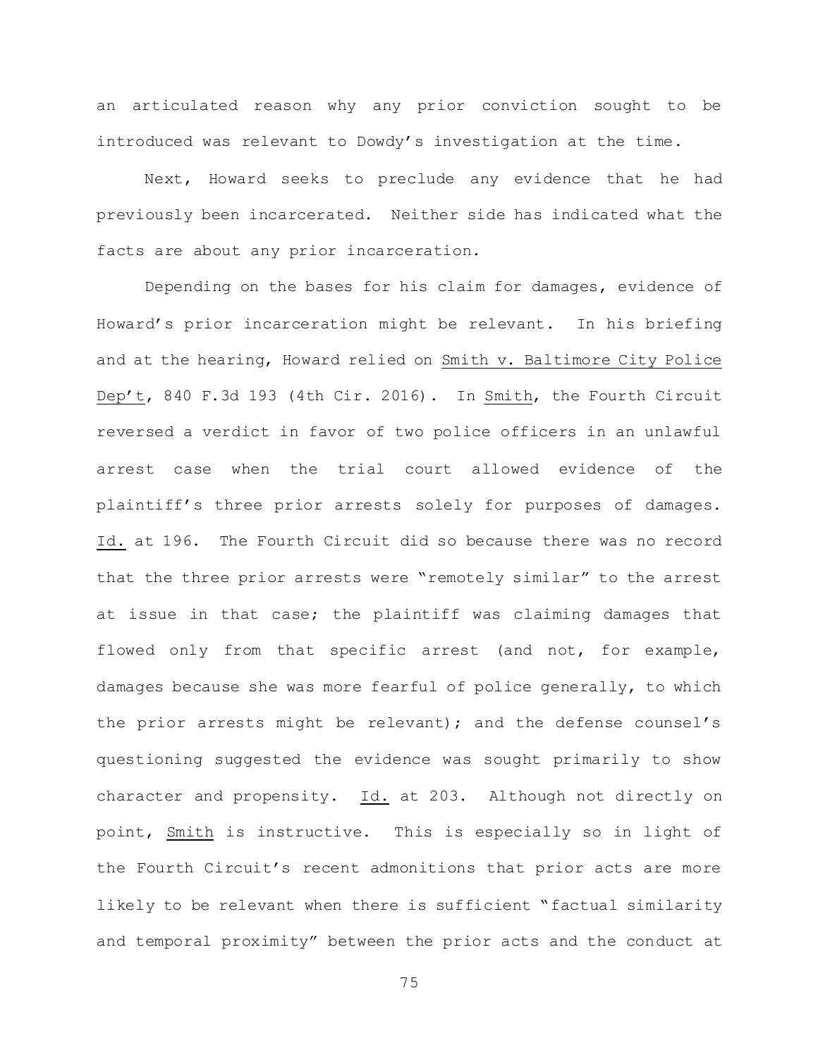an articulated reason why any prior conviction sought to be introduced was relevant to Dowdy's investigation at the time.

Next, Howard seeks to preclude any evidence that he had previously been incarcerated. Neither side has indicated what the facts are about any prior incarceration.

Depending on the bases for his claim for damages, evidence of Howard's prior incarceration might be relevant. In his briefing and at the hearing, Howard relied on Smith v. Baltimore City Police Dep't, 840 F.3d 193 (4th Cir. 2016). In Smith, the Fourth Circuit reversed a verdict in favor of two police officers in an unlawful arrest case when the trial court allowed evidence of the plaintiff's three prior arrests solely for purposes of damages. Id. at 196. The Fourth Circuit did so because there was no record that the three prior arrests were "remotely similar" to the arrest at issue in that case; the plaintiff was claiming damages that flowed only from that specific arrest (and not, for example, damages because she was more fearful of police generally, to which the prior arrests might be relevant); and the defense counsel's questioning suggested the evidence was sought primarily to show character and propensity. Id. at 203. Although not directly on point, Smith is instructive. This is especially so in light of the Fourth Circuit's recent admonitions that prior acts are more likely to be relevant when there is sufficient "factual similarity and temporal proximity" between the prior acts and the conduct at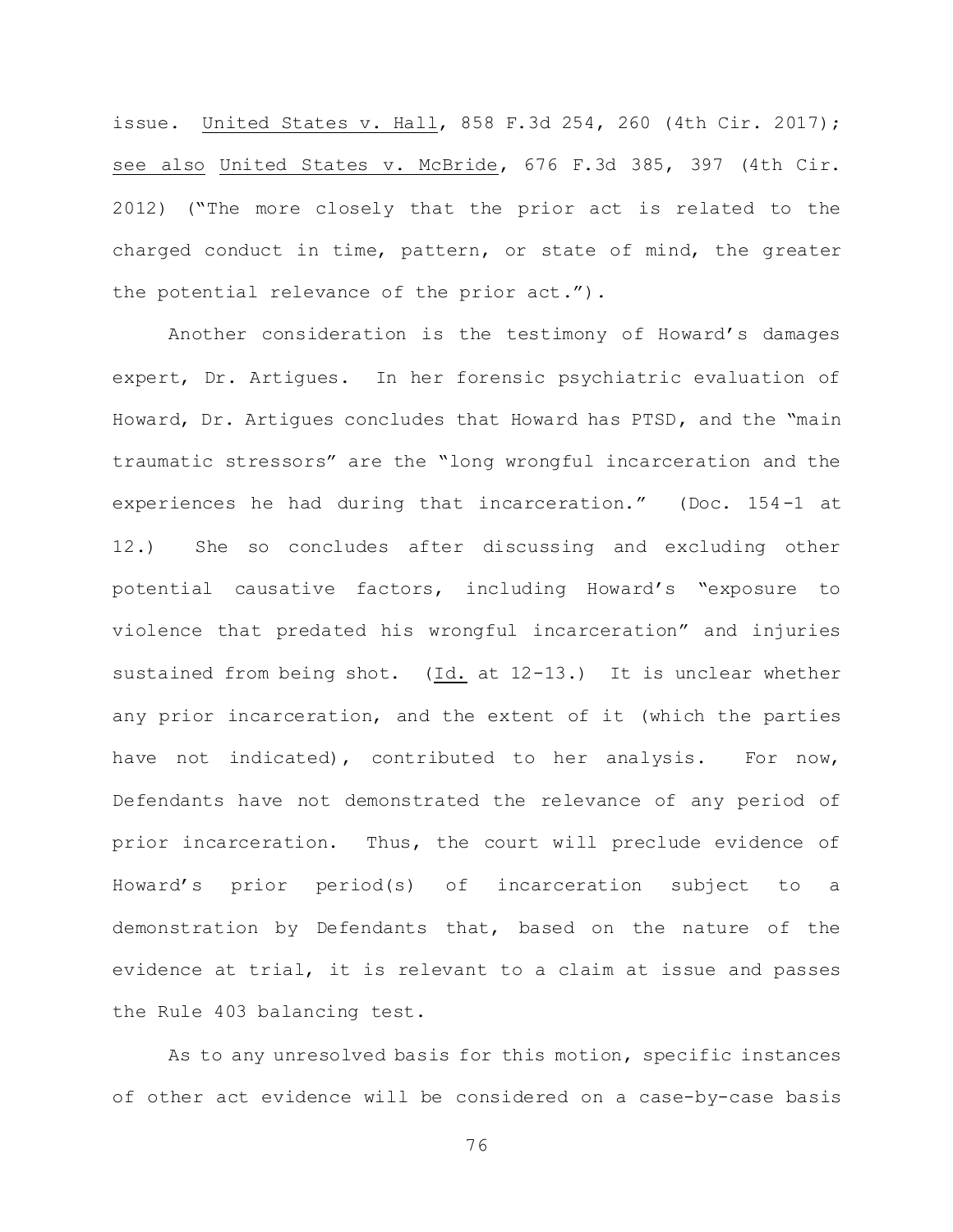issue. United States v. Hall, 858 F.3d 254, 260 (4th Cir. 2017); see also United States v. McBride, 676 F.3d 385, 397 (4th Cir. 2012) ("The more closely that the prior act is related to the charged conduct in time, pattern, or state of mind, the greater the potential relevance of the prior act.").

Another consideration is the testimony of Howard's damages expert, Dr. Artigues. In her forensic psychiatric evaluation of Howard, Dr. Artigues concludes that Howard has PTSD, and the "main traumatic stressors" are the "long wrongful incarceration and the experiences he had during that incarceration." (Doc. 154-1 at 12.) She so concludes after discussing and excluding other potential causative factors, including Howard's "exposure to violence that predated his wrongful incarceration" and injuries sustained from being shot. (Id. at 12-13.) It is unclear whether any prior incarceration, and the extent of it (which the parties have not indicated), contributed to her analysis. For now, Defendants have not demonstrated the relevance of any period of prior incarceration. Thus, the court will preclude evidence of Howard's prior period(s) of incarceration subject to a demonstration by Defendants that, based on the nature of the evidence at trial, it is relevant to a claim at issue and passes the Rule 403 balancing test.

As to any unresolved basis for this motion, specific instances of other act evidence will be considered on a case-by-case basis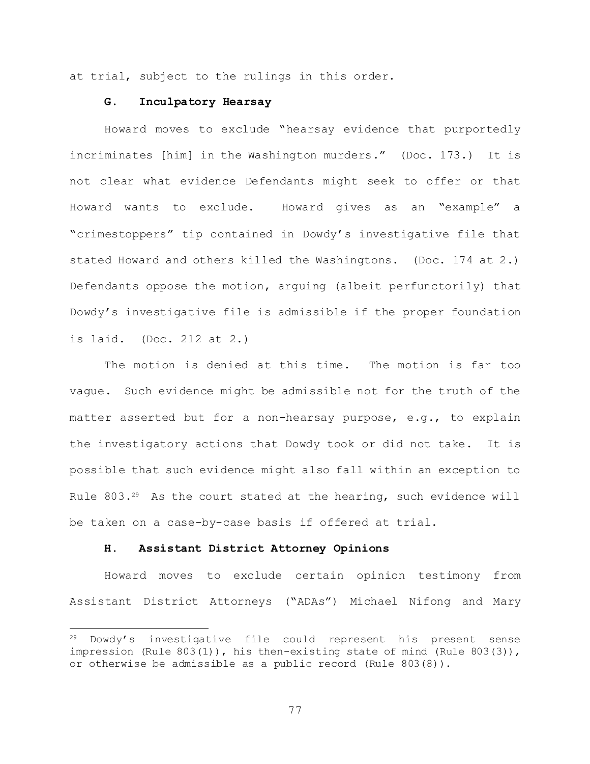at trial, subject to the rulings in this order.

### G. Inculpatory Hearsay

Howard moves to exclude "hearsay evidence that purportedly incriminates [him] in the Washington murders." (Doc. 173.) It is not clear what evidence Defendants might seek to offer or that Howard wants to exclude. Howard gives as an "example" a "crimestoppers" tip contained in Dowdy's investigative file that stated Howard and others killed the Washingtons. (Doc. 174 at 2.) Defendants oppose the motion, arguing (albeit perfunctorily) that Dowdy's investigative file is admissible if the proper foundation is laid. (Doc. 212 at 2.)

The motion is denied at this time. The motion is far too vague. Such evidence might be admissible not for the truth of the matter asserted but for a non-hearsay purpose, e.g., to explain the investigatory actions that Dowdy took or did not take. It is possible that such evidence might also fall within an exception to Rule 803.[29] As the court stated at the hearing, such evidence will be taken on a case-by-case basis if offered at trial.

### H. Assistant District Attorney Opinions

Howard moves to exclude certain opinion testimony from Assistant District Attorneys ("ADAs") Michael Nifong and Mary

---

[29] Dowdy's investigative file could represent his present sense impression (Rule 803(1)), his then-existing state of mind (Rule 803(3)), or otherwise be admissible as a public record (Rule 803(8)).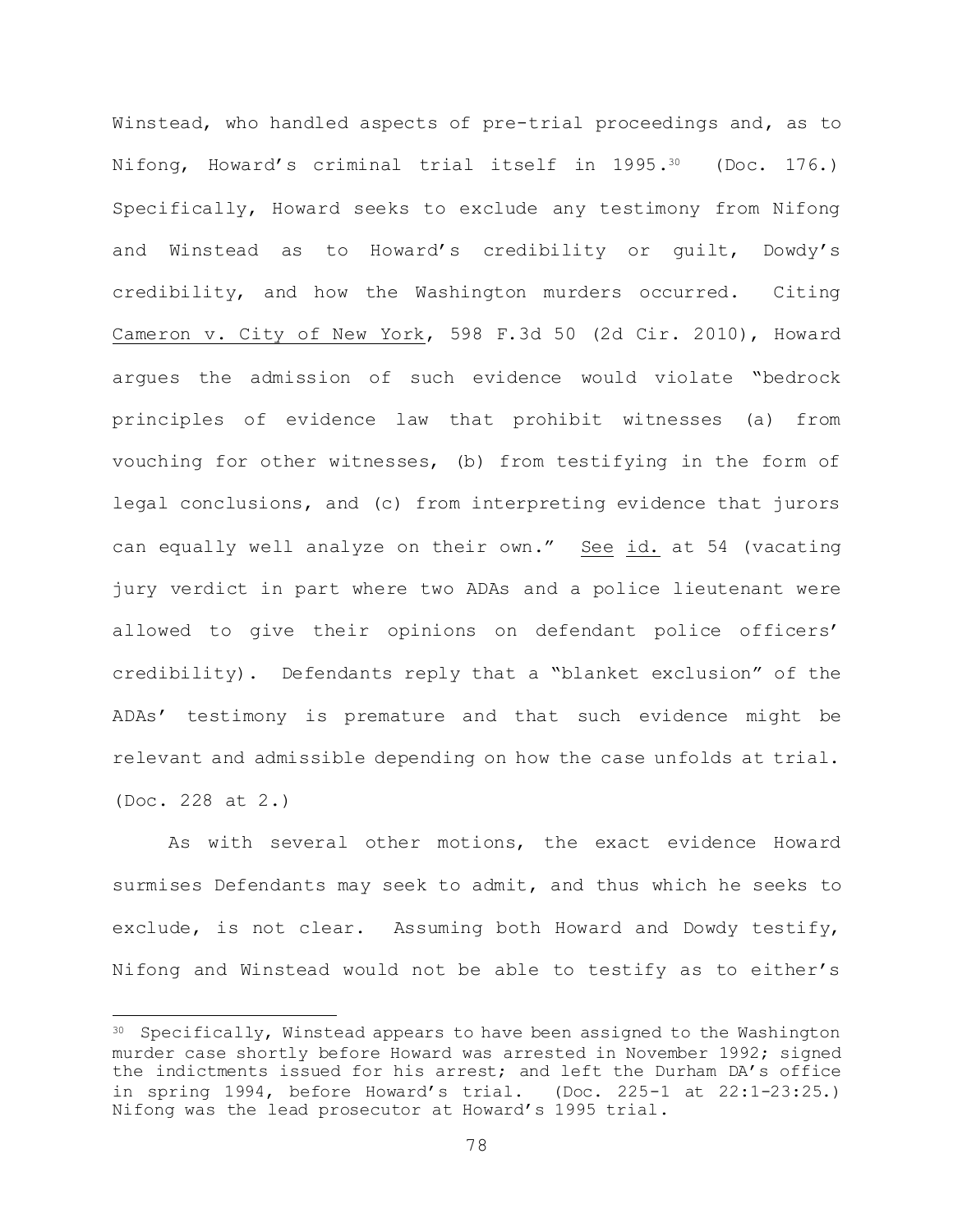Winstead, who handled aspects of pre-trial proceedings and, as to Nifong, Howard's criminal trial itself in 1995.[30] (Doc. 176.) Specifically, Howard seeks to exclude any testimony from Nifong and Winstead as to Howard's credibility or guilt, Dowdy's credibility, and how the Washington murders occurred. Citing Cameron v. City of New York, 598 F.3d 50 (2d Cir. 2010), Howard argues the admission of such evidence would violate "bedrock principles of evidence law that prohibit witnesses (a) from vouching for other witnesses, (b) from testifying in the form of legal conclusions, and (c) from interpreting evidence that jurors can equally well analyze on their own." See id. at 54 (vacating jury verdict in part where two ADAs and a police lieutenant were allowed to give their opinions on defendant police officers' credibility). Defendants reply that a "blanket exclusion" of the ADAs' testimony is premature and that such evidence might be relevant and admissible depending on how the case unfolds at trial. (Doc. 228 at 2.)

As with several other motions, the exact evidence Howard surmises Defendants may seek to admit, and thus which he seeks to exclude, is not clear. Assuming both Howard and Dowdy testify, Nifong and Winstead would not be able to testify as to either's

---

[30] Specifically, Winstead appears to have been assigned to the Washington murder case shortly before Howard was arrested in November 1992; signed the indictments issued for his arrest; and left the Durham DA's office in spring 1994, before Howard's trial. (Doc. 225-1 at 22:1-23:25.) Nifong was the lead prosecutor at Howard's 1995 trial.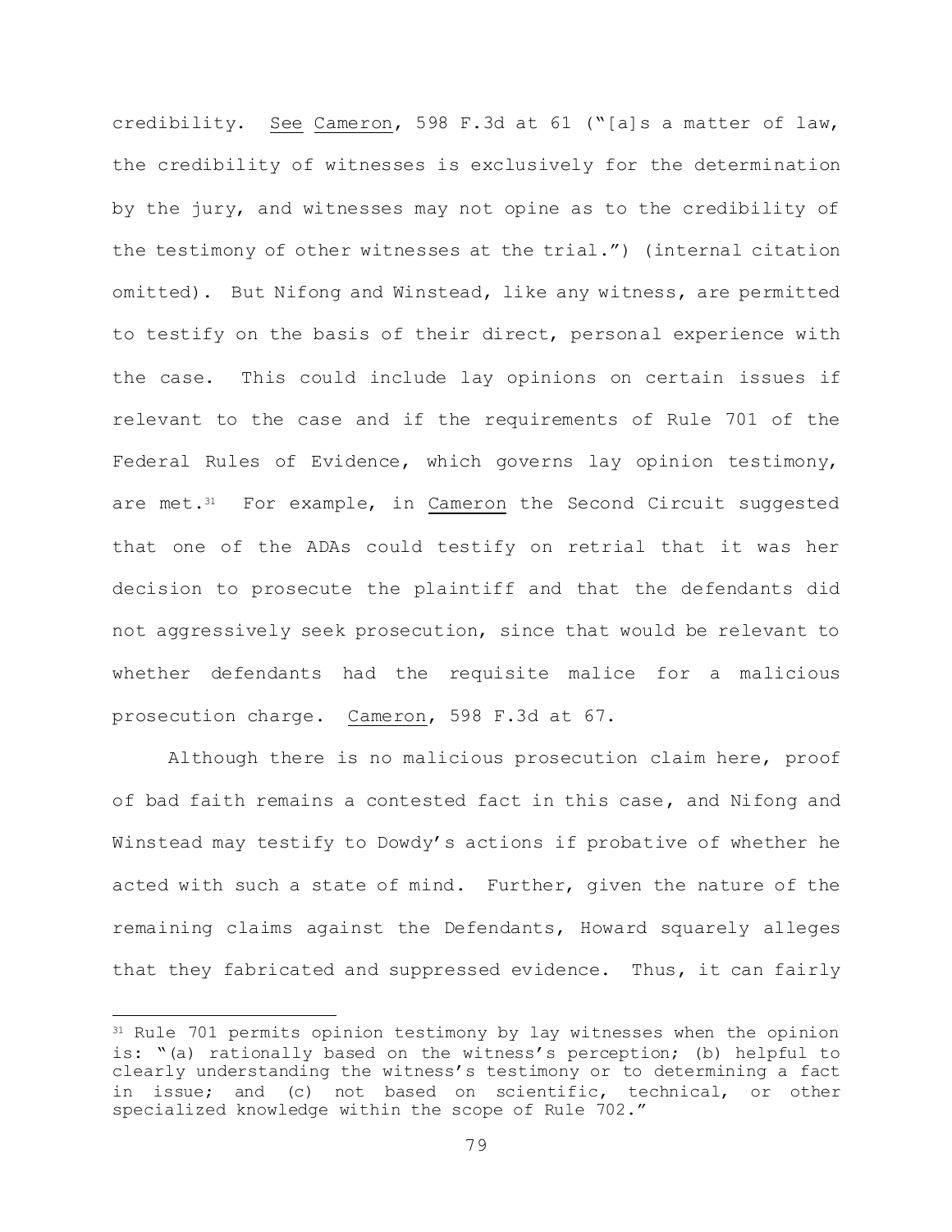credibility. See Cameron, 598 F.3d at 61 ("[a]s a matter of law, the credibility of witnesses is exclusively for the determination by the jury, and witnesses may not opine as to the credibility of the testimony of other witnesses at the trial.") (internal citation omitted). But Nifong and Winstead, like any witness, are permitted to testify on the basis of their direct, personal experience with the case. This could include lay opinions on certain issues if relevant to the case and if the requirements of Rule 701 of the Federal Rules of Evidence, which governs lay opinion testimony, are met.[31] For example, in Cameron the Second Circuit suggested that one of the ADAs could testify on retrial that it was her decision to prosecute the plaintiff and that the defendants did not aggressively seek prosecution, since that would be relevant to whether defendants had the requisite malice for a malicious prosecution charge. Cameron, 598 F.3d at 67.

Although there is no malicious prosecution claim here, proof of bad faith remains a contested fact in this case, and Nifong and Winstead may testify to Dowdy's actions if probative of whether he acted with such a state of mind. Further, given the nature of the remaining claims against the Defendants, Howard squarely alleges that they fabricated and suppressed evidence. Thus, it can fairly

---

[31] Rule 701 permits opinion testimony by lay witnesses when the opinion is: "(a) rationally based on the witness's perception; (b) helpful to clearly understanding the witness's testimony or to determining a fact in issue; and (c) not based on scientific, technical, or other specialized knowledge within the scope of Rule 702."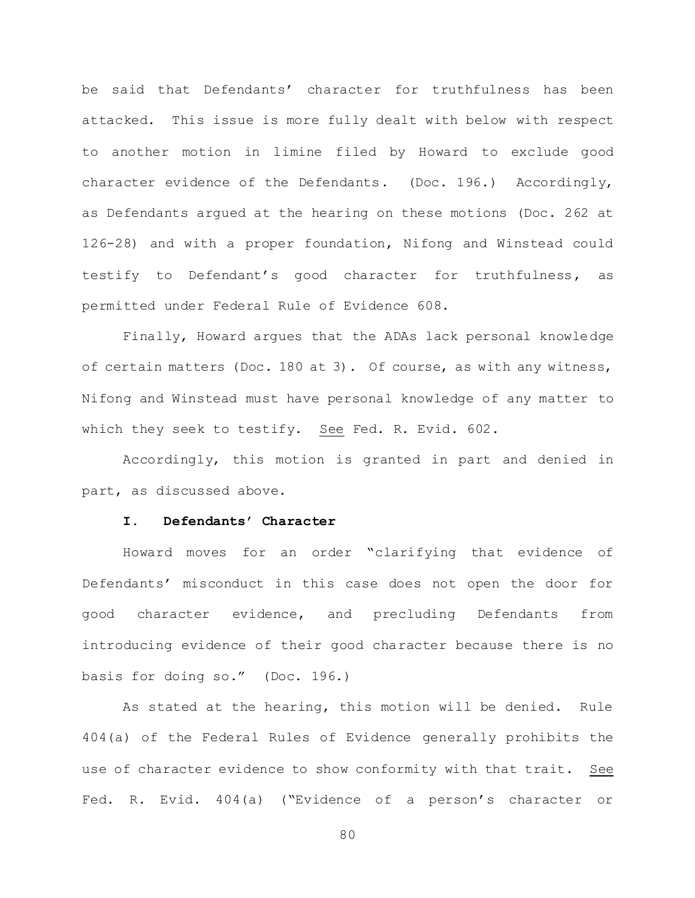be said that Defendants' character for truthfulness has been attacked. This issue is more fully dealt with below with respect to another motion in limine filed by Howard to exclude good character evidence of the Defendants. (Doc. 196.) Accordingly, as Defendants argued at the hearing on these motions (Doc. 262 at 126-28) and with a proper foundation, Nifong and Winstead could testify to Defendant's good character for truthfulness, as permitted under Federal Rule of Evidence 608.

Finally, Howard argues that the ADAs lack personal knowledge of certain matters (Doc. 180 at 3). Of course, as with any witness, Nifong and Winstead must have personal knowledge of any matter to which they seek to testify. See Fed. R. Evid. 602.

Accordingly, this motion is granted in part and denied in part, as discussed above.

### I. Defendants' Character

Howard moves for an order "clarifying that evidence of Defendants' misconduct in this case does not open the door for good character evidence, and precluding Defendants from introducing evidence of their good character because there is no basis for doing so." (Doc. 196.)

As stated at the hearing, this motion will be denied. Rule 404(a) of the Federal Rules of Evidence generally prohibits the use of character evidence to show conformity with that trait. See Fed. R. Evid. 404(a) ("Evidence of a person's character or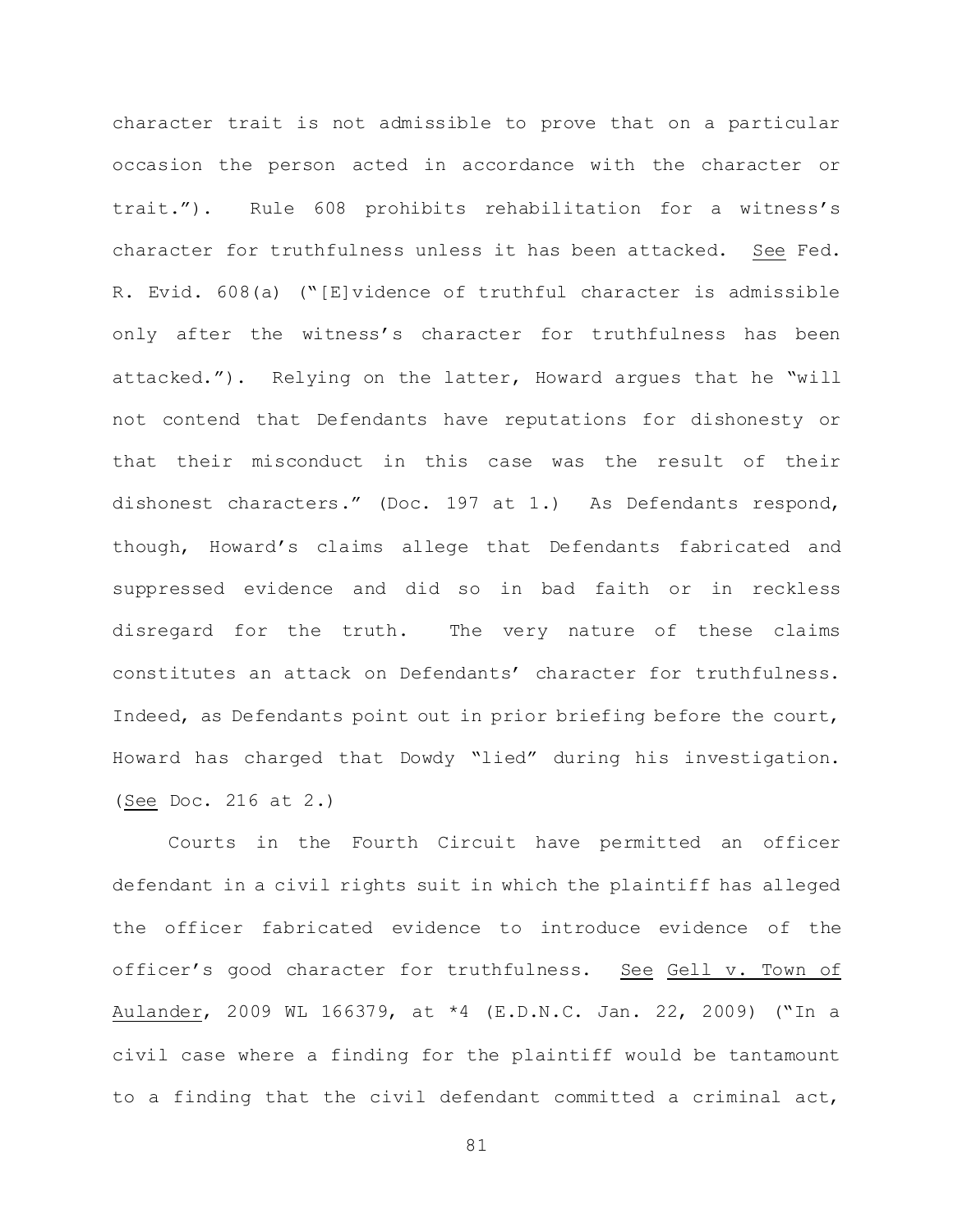character trait is not admissible to prove that on a particular occasion the person acted in accordance with the character or trait."). Rule 608 prohibits rehabilitation for a witness's character for truthfulness unless it has been attacked. See Fed. R. Evid. 608(a) ("[E]vidence of truthful character is admissible only after the witness's character for truthfulness has been attacked."). Relying on the latter, Howard argues that he "will not contend that Defendants have reputations for dishonesty or that their misconduct in this case was the result of their dishonest characters." (Doc. 197 at 1.) As Defendants respond, though, Howard's claims allege that Defendants fabricated and suppressed evidence and did so in bad faith or in reckless disregard for the truth. The very nature of these claims constitutes an attack on Defendants' character for truthfulness. Indeed, as Defendants point out in prior briefing before the court, Howard has charged that Dowdy "lied" during his investigation. (See Doc. 216 at 2.)

Courts in the Fourth Circuit have permitted an officer defendant in a civil rights suit in which the plaintiff has alleged the officer fabricated evidence to introduce evidence of the officer's good character for truthfulness. See Gell v. Town of Aulander, 2009 WL 166379, at *4 (E.D.N.C. Jan. 22, 2009) ("In a civil case where a finding for the plaintiff would be tantamount to a finding that the civil defendant committed a criminal act,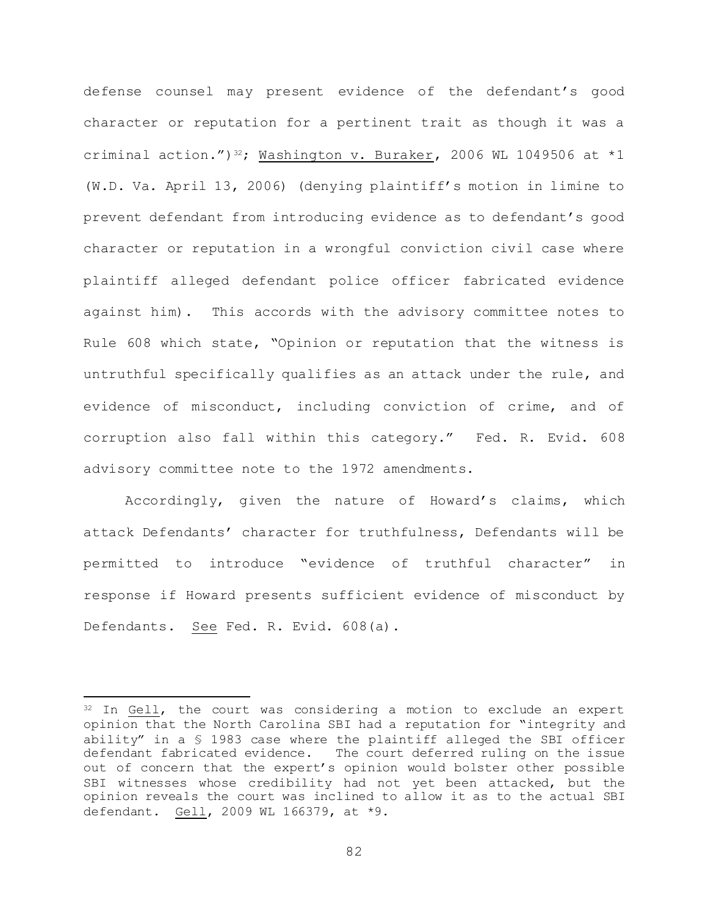defense counsel may present evidence of the defendant's good character or reputation for a pertinent trait as though it was a criminal action.")[32]; Washington v. Buraker, 2006 WL 1049506 at *1 (W.D. Va. April 13, 2006) (denying plaintiff's motion in limine to prevent defendant from introducing evidence as to defendant's good character or reputation in a wrongful conviction civil case where plaintiff alleged defendant police officer fabricated evidence against him). This accords with the advisory committee notes to Rule 608 which state, "Opinion or reputation that the witness is untruthful specifically qualifies as an attack under the rule, and evidence of misconduct, including conviction of crime, and of corruption also fall within this category." Fed. R. Evid. 608 advisory committee note to the 1972 amendments.

Accordingly, given the nature of Howard's claims, which attack Defendants' character for truthfulness, Defendants will be permitted to introduce "evidence of truthful character" in response if Howard presents sufficient evidence of misconduct by Defendants. See Fed. R. Evid. 608(a).

---

[32] In Gell, the court was considering a motion to exclude an expert opinion that the North Carolina SBI had a reputation for "integrity and ability" in a § 1983 case where the plaintiff alleged the SBI officer defendant fabricated evidence. The court deferred ruling on the issue out of concern that the expert's opinion would bolster other possible SBI witnesses whose credibility had not yet been attacked, but the opinion reveals the court was inclined to allow it as to the actual SBI defendant. Gell, 2009 WL 166379, at *9.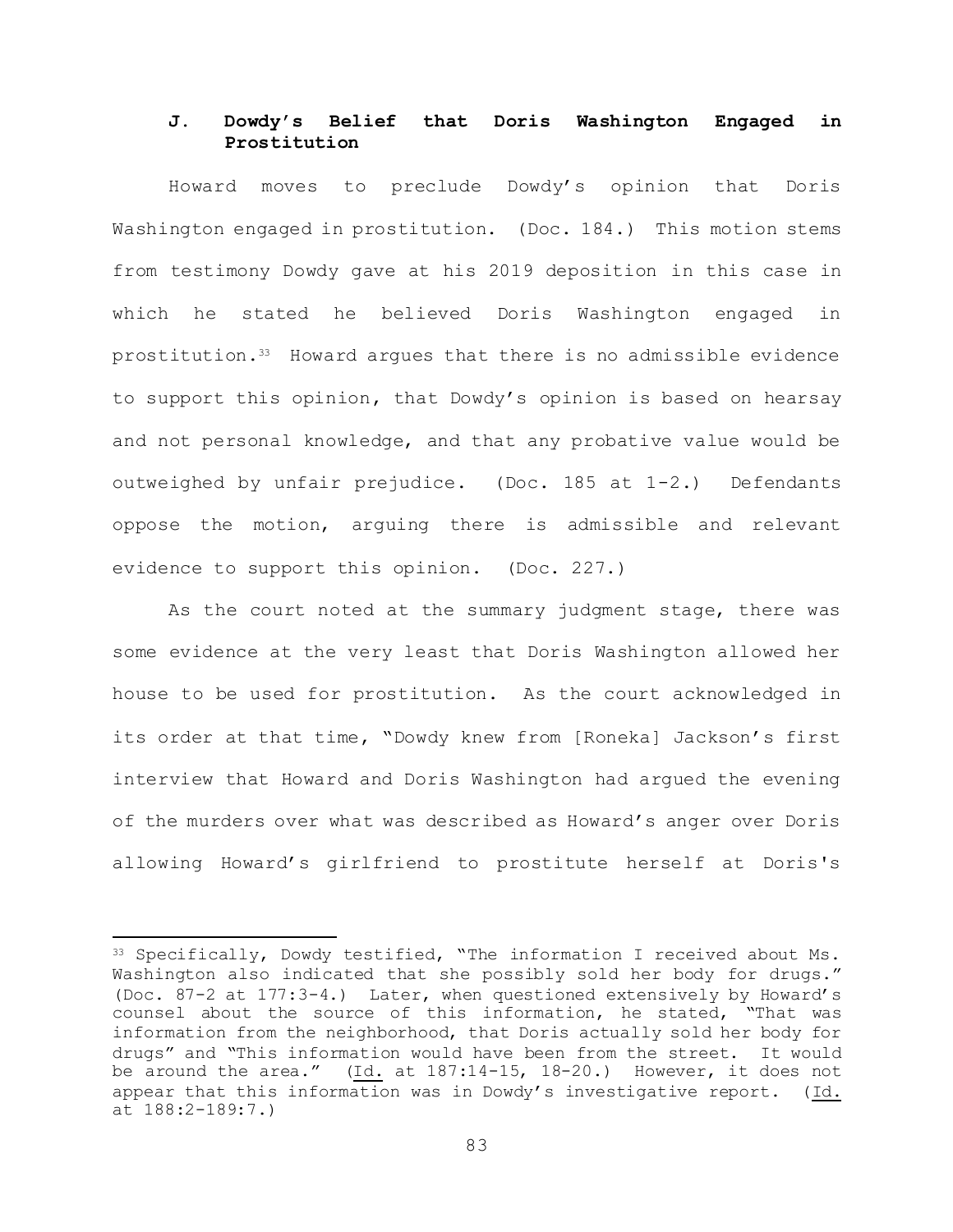### J. Dowdy's Belief that Doris Washington Engaged in Prostitution

Howard moves to preclude Dowdy's opinion that Doris Washington engaged in prostitution. (Doc. 184.) This motion stems from testimony Dowdy gave at his 2019 deposition in this case in which he stated he believed Doris Washington engaged in prostitution.[33] Howard argues that there is no admissible evidence to support this opinion, that Dowdy's opinion is based on hearsay and not personal knowledge, and that any probative value would be outweighed by unfair prejudice. (Doc. 185 at 1-2.) Defendants oppose the motion, arguing there is admissible and relevant evidence to support this opinion. (Doc. 227.)

As the court noted at the summary judgment stage, there was some evidence at the very least that Doris Washington allowed her house to be used for prostitution. As the court acknowledged in its order at that time, "Dowdy knew from [Roneka] Jackson's first interview that Howard and Doris Washington had argued the evening of the murders over what was described as Howard's anger over Doris allowing Howard's girlfriend to prostitute herself at Doris's

---

[33] Specifically, Dowdy testified, "The information I received about Ms. Washington also indicated that she possibly sold her body for drugs." (Doc. 87-2 at 177:3-4.) Later, when questioned extensively by Howard's counsel about the source of this information, he stated, "That was information from the neighborhood, that Doris actually sold her body for drugs" and "This information would have been from the street. It would be around the area." (Id. at 187:14-15, 18-20.) However, it does not appear that this information was in Dowdy's investigative report. (Id. at 188:2-189:7.)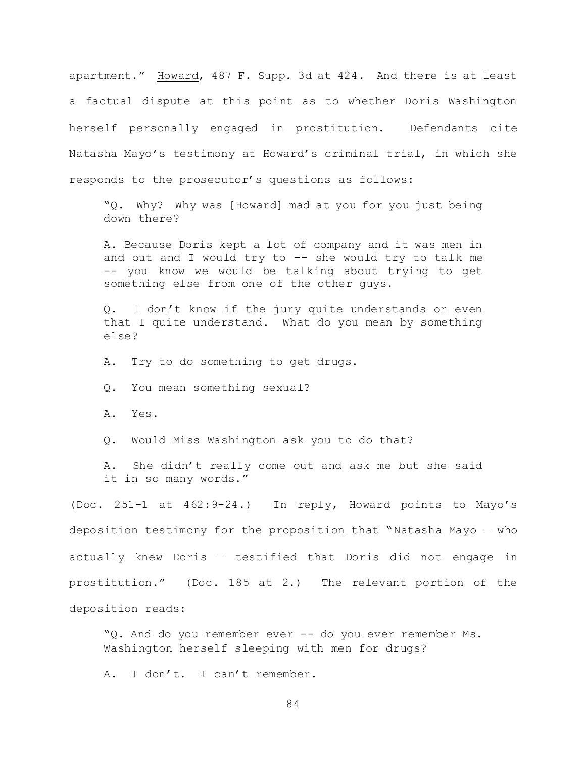apartment." Howard, 487 F. Supp. 3d at 424. And there is at least a factual dispute at this point as to whether Doris Washington herself personally engaged in prostitution. Defendants cite Natasha Mayo's testimony at Howard's criminal trial, in which she responds to the prosecutor's questions as follows:

> "Q. Why? Why was [Howard] mad at you for you just being down there?
>
> A. Because Doris kept a lot of company and it was men in and out and I would try to -- she would try to talk me -- you know we would be talking about trying to get something else from one of the other guys.
>
> Q. I don't know if the jury quite understands or even that I quite understand. What do you mean by something else?
>
> A. Try to do something to get drugs.
>
> Q. You mean something sexual?
>
> A. Yes.
>
> Q. Would Miss Washington ask you to do that?
>
> A. She didn't really come out and ask me but she said it in so many words."

(Doc. 251-1 at 462:9-24.) In reply, Howard points to Mayo's deposition testimony for the proposition that "Natasha Mayo — who actually knew Doris — testified that Doris did not engage in prostitution." (Doc. 185 at 2.) The relevant portion of the deposition reads:

> "Q. And do you remember ever -- do you ever remember Ms. Washington herself sleeping with men for drugs?
>
> A. I don't. I can't remember.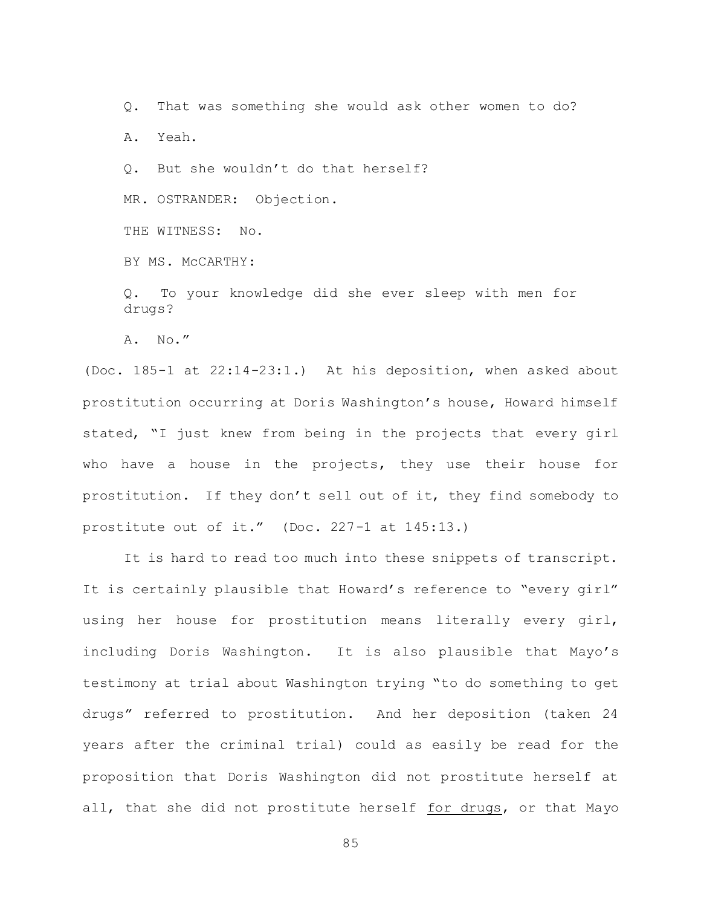Q. That was something she would ask other women to do?

A. Yeah.

Q. But she wouldn't do that herself?

MR. OSTRANDER: Objection.

THE WITNESS: No.

BY MS. McCARTHY:

Q. To your knowledge did she ever sleep with men for drugs?

A. No."

(Doc. 185-1 at 22:14-23:1.) At his deposition, when asked about prostitution occurring at Doris Washington's house, Howard himself stated, "I just knew from being in the projects that every girl who have a house in the projects, they use their house for prostitution. If they don't sell out of it, they find somebody to prostitute out of it." (Doc. 227-1 at 145:13.)

It is hard to read too much into these snippets of transcript. It is certainly plausible that Howard's reference to "every girl" using her house for prostitution means literally every girl, including Doris Washington. It is also plausible that Mayo's testimony at trial about Washington trying "to do something to get drugs" referred to prostitution. And her deposition (taken 24 years after the criminal trial) could as easily be read for the proposition that Doris Washington did not prostitute herself at all, that she did not prostitute herself <u>for drugs</u>, or that Mayo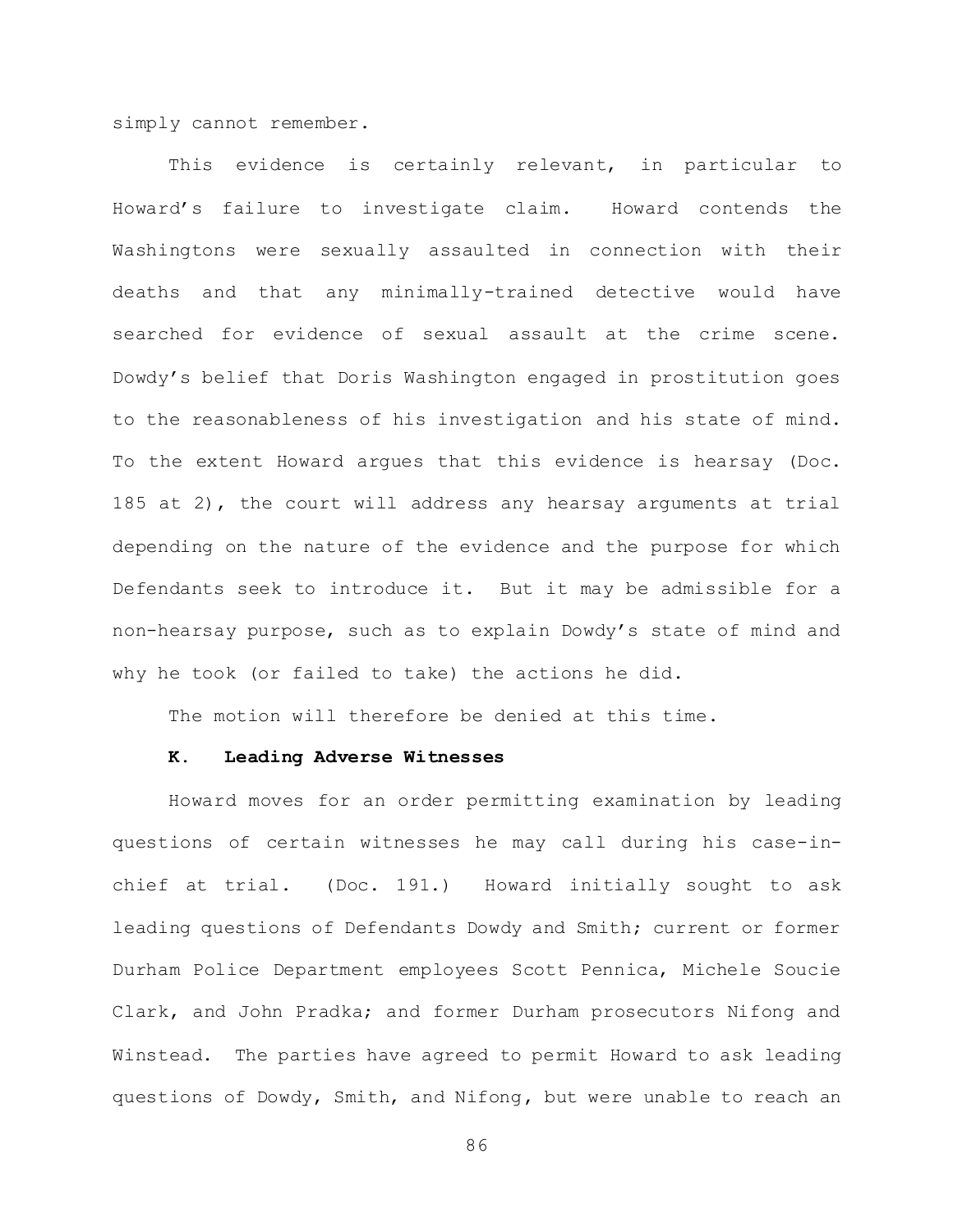simply cannot remember.

This evidence is certainly relevant, in particular to Howard's failure to investigate claim. Howard contends the Washingtons were sexually assaulted in connection with their deaths and that any minimally-trained detective would have searched for evidence of sexual assault at the crime scene. Dowdy's belief that Doris Washington engaged in prostitution goes to the reasonableness of his investigation and his state of mind. To the extent Howard argues that this evidence is hearsay (Doc. 185 at 2), the court will address any hearsay arguments at trial depending on the nature of the evidence and the purpose for which Defendants seek to introduce it. But it may be admissible for a non-hearsay purpose, such as to explain Dowdy's state of mind and why he took (or failed to take) the actions he did.

The motion will therefore be denied at this time.

### K. Leading Adverse Witnesses

Howard moves for an order permitting examination by leading questions of certain witnesses he may call during his case-in-chief at trial. (Doc. 191.) Howard initially sought to ask leading questions of Defendants Dowdy and Smith; current or former Durham Police Department employees Scott Pennica, Michele Soucie Clark, and John Pradka; and former Durham prosecutors Nifong and Winstead. The parties have agreed to permit Howard to ask leading questions of Dowdy, Smith, and Nifong, but were unable to reach an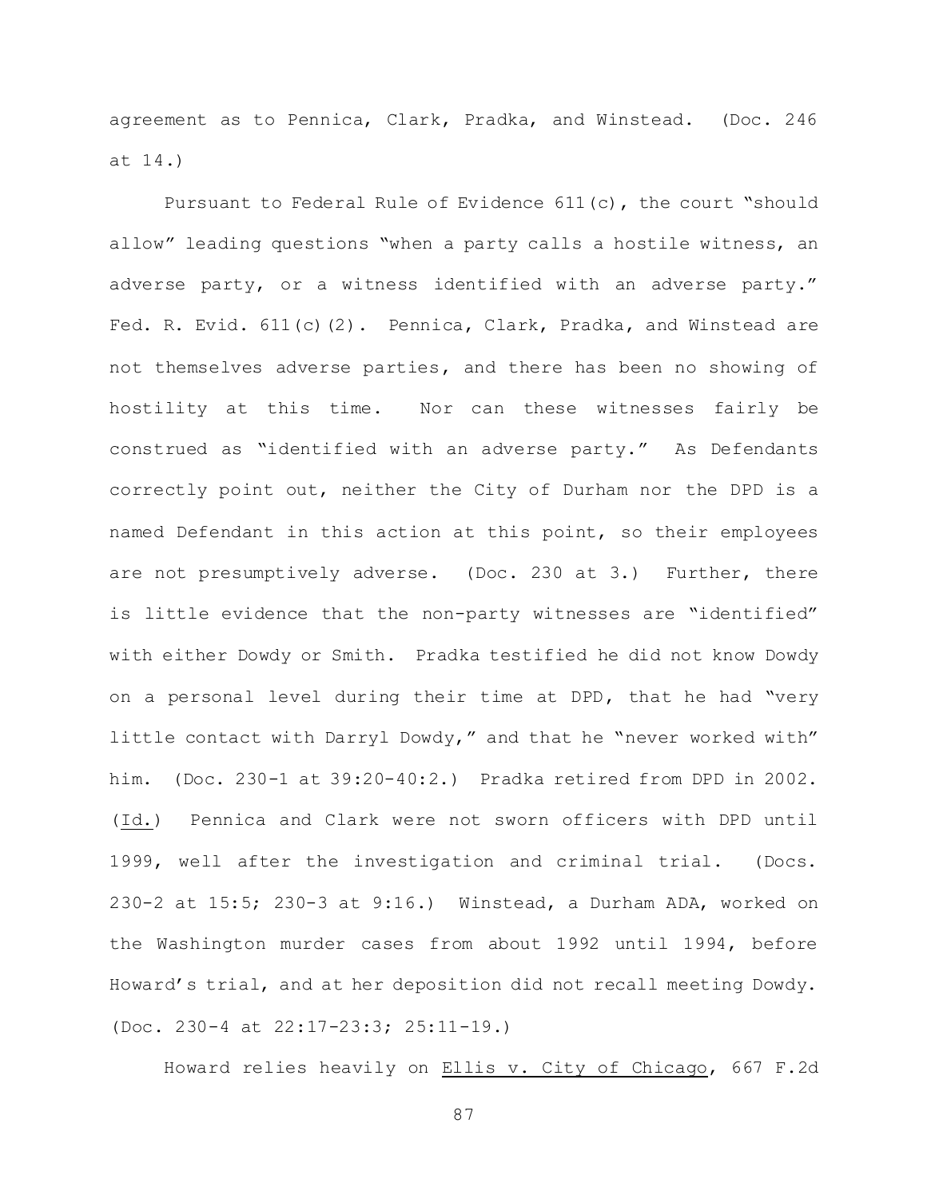agreement as to Pennica, Clark, Pradka, and Winstead. (Doc. 246 at 14.)

Pursuant to Federal Rule of Evidence 611(c), the court "should allow" leading questions "when a party calls a hostile witness, an adverse party, or a witness identified with an adverse party." Fed. R. Evid. 611(c)(2). Pennica, Clark, Pradka, and Winstead are not themselves adverse parties, and there has been no showing of hostility at this time. Nor can these witnesses fairly be construed as "identified with an adverse party." As Defendants correctly point out, neither the City of Durham nor the DPD is a named Defendant in this action at this point, so their employees are not presumptively adverse. (Doc. 230 at 3.) Further, there is little evidence that the non-party witnesses are "identified" with either Dowdy or Smith. Pradka testified he did not know Dowdy on a personal level during their time at DPD, that he had "very little contact with Darryl Dowdy," and that he "never worked with" him. (Doc. 230-1 at 39:20-40:2.) Pradka retired from DPD in 2002. (Id.) Pennica and Clark were not sworn officers with DPD until 1999, well after the investigation and criminal trial. (Docs. 230-2 at 15:5; 230-3 at 9:16.) Winstead, a Durham ADA, worked on the Washington murder cases from about 1992 until 1994, before Howard's trial, and at her deposition did not recall meeting Dowdy. (Doc. 230-4 at 22:17-23:3; 25:11-19.)

Howard relies heavily on Ellis v. City of Chicago, 667 F.2d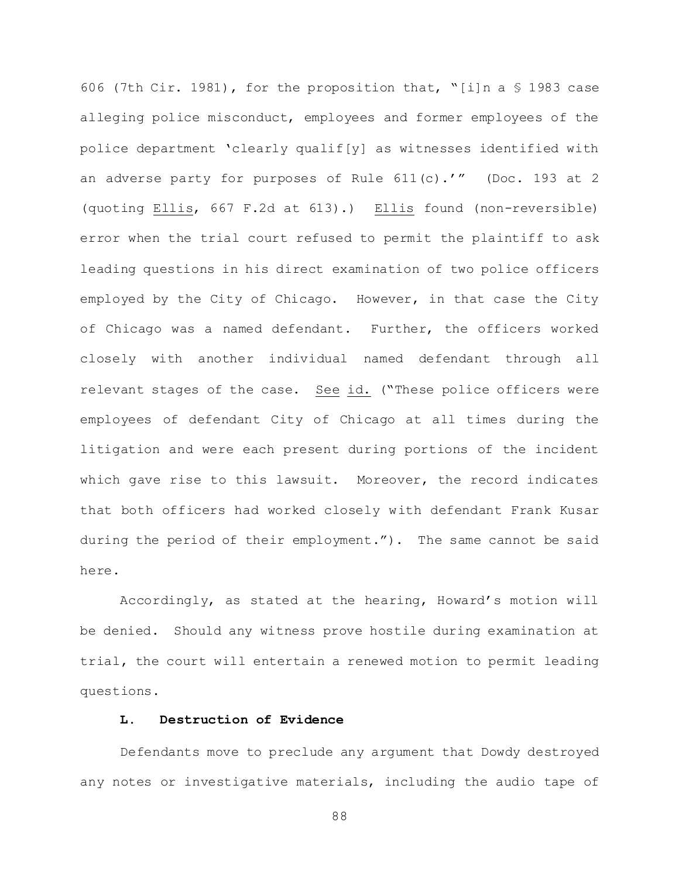606 (7th Cir. 1981), for the proposition that, "[i]n a § 1983 case alleging police misconduct, employees and former employees of the police department 'clearly qualif[y] as witnesses identified with an adverse party for purposes of Rule 611(c).'" (Doc. 193 at 2 (quoting Ellis, 667 F.2d at 613).) Ellis found (non-reversible) error when the trial court refused to permit the plaintiff to ask leading questions in his direct examination of two police officers employed by the City of Chicago. However, in that case the City of Chicago was a named defendant. Further, the officers worked closely with another individual named defendant through all relevant stages of the case. See id. ("These police officers were employees of defendant City of Chicago at all times during the litigation and were each present during portions of the incident which gave rise to this lawsuit. Moreover, the record indicates that both officers had worked closely with defendant Frank Kusar during the period of their employment."). The same cannot be said here.

Accordingly, as stated at the hearing, Howard's motion will be denied. Should any witness prove hostile during examination at trial, the court will entertain a renewed motion to permit leading questions.

**L. Destruction of Evidence**

Defendants move to preclude any argument that Dowdy destroyed any notes or investigative materials, including the audio tape of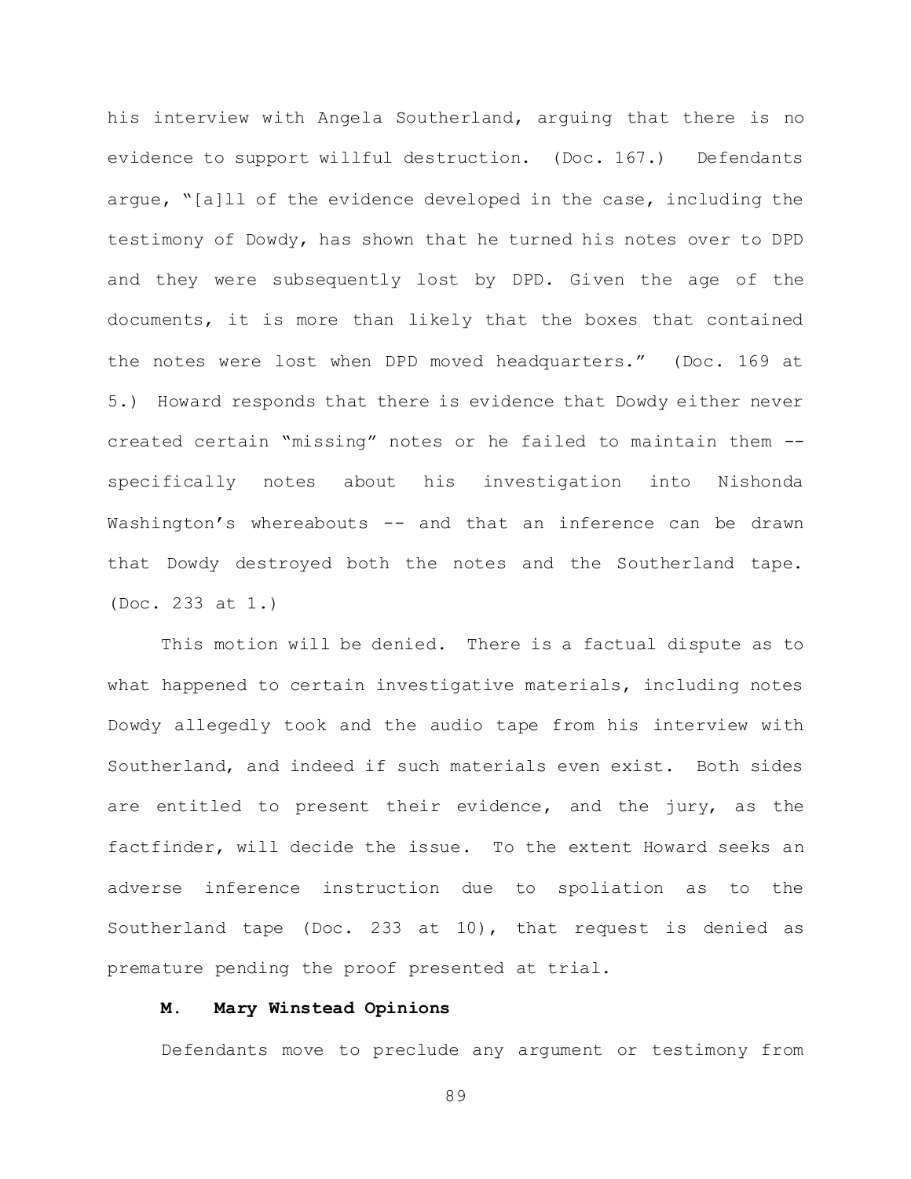his interview with Angela Southerland, arguing that there is no evidence to support willful destruction. (Doc. 167.) Defendants argue, "[a]ll of the evidence developed in the case, including the testimony of Dowdy, has shown that he turned his notes over to DPD and they were subsequently lost by DPD. Given the age of the documents, it is more than likely that the boxes that contained the notes were lost when DPD moved headquarters." (Doc. 169 at 5.) Howard responds that there is evidence that Dowdy either never created certain "missing" notes or he failed to maintain them -- specifically notes about his investigation into Nishonda Washington's whereabouts -- and that an inference can be drawn that Dowdy destroyed both the notes and the Southerland tape. (Doc. 233 at 1.)

This motion will be denied. There is a factual dispute as to what happened to certain investigative materials, including notes Dowdy allegedly took and the audio tape from his interview with Southerland, and indeed if such materials even exist. Both sides are entitled to present their evidence, and the jury, as the factfinder, will decide the issue. To the extent Howard seeks an adverse inference instruction due to spoliation as to the Southerland tape (Doc. 233 at 10), that request is denied as premature pending the proof presented at trial.

**M. Mary Winstead Opinions**

Defendants move to preclude any argument or testimony from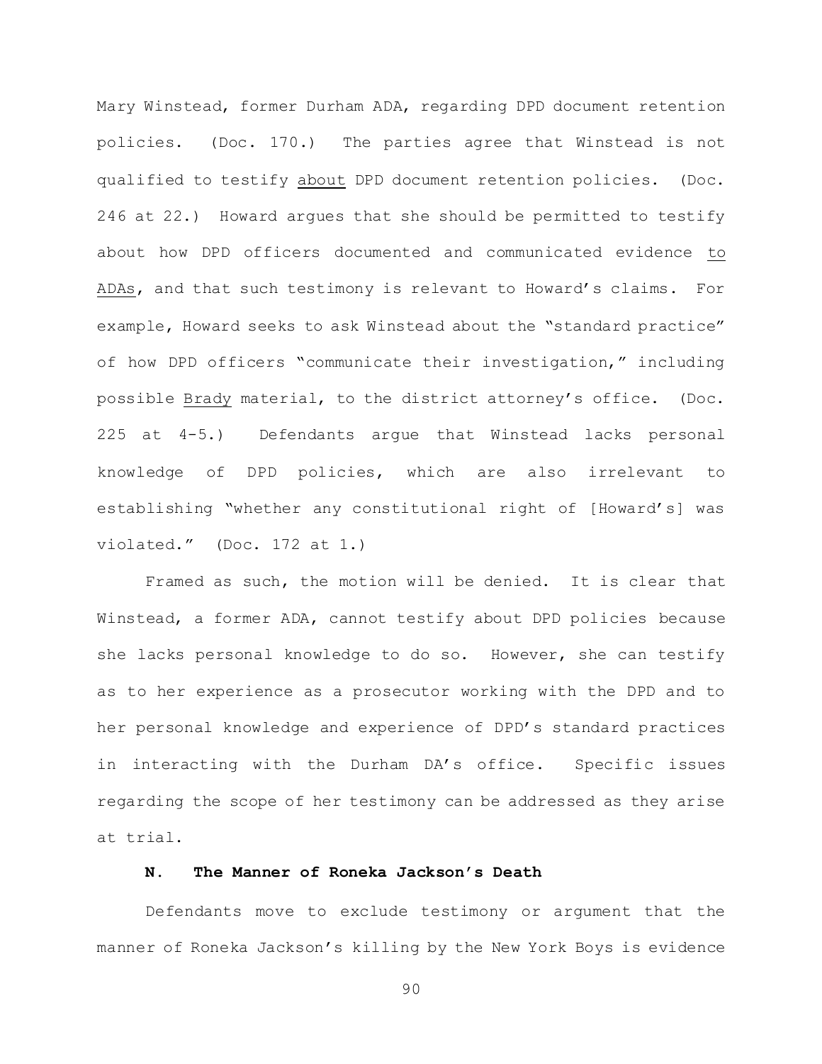Mary Winstead, former Durham ADA, regarding DPD document retention policies. (Doc. 170.) The parties agree that Winstead is not qualified to testify <u>about</u> DPD document retention policies. (Doc. 246 at 22.) Howard argues that she should be permitted to testify about how DPD officers documented and communicated evidence <u>to ADAs</u>, and that such testimony is relevant to Howard's claims. For example, Howard seeks to ask Winstead about the "standard practice" of how DPD officers "communicate their investigation," including possible <u>Brady</u> material, to the district attorney's office. (Doc. 225 at 4-5.) Defendants argue that Winstead lacks personal knowledge of DPD policies, which are also irrelevant to establishing "whether any constitutional right of [Howard's] was violated." (Doc. 172 at 1.)

Framed as such, the motion will be denied. It is clear that Winstead, a former ADA, cannot testify about DPD policies because she lacks personal knowledge to do so. However, she can testify as to her experience as a prosecutor working with the DPD and to her personal knowledge and experience of DPD's standard practices in interacting with the Durham DA's office. Specific issues regarding the scope of her testimony can be addressed as they arise at trial.

### N. The Manner of Roneka Jackson's Death

Defendants move to exclude testimony or argument that the manner of Roneka Jackson's killing by the New York Boys is evidence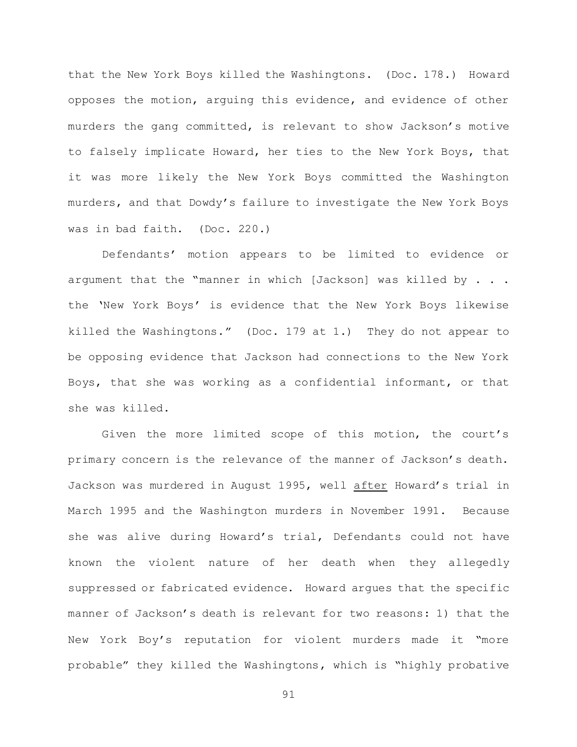that the New York Boys killed the Washingtons. (Doc. 178.) Howard opposes the motion, arguing this evidence, and evidence of other murders the gang committed, is relevant to show Jackson's motive to falsely implicate Howard, her ties to the New York Boys, that it was more likely the New York Boys committed the Washington murders, and that Dowdy's failure to investigate the New York Boys was in bad faith. (Doc. 220.)

Defendants' motion appears to be limited to evidence or argument that the "manner in which [Jackson] was killed by . . . the 'New York Boys' is evidence that the New York Boys likewise killed the Washingtons." (Doc. 179 at 1.) They do not appear to be opposing evidence that Jackson had connections to the New York Boys, that she was working as a confidential informant, or that she was killed.

Given the more limited scope of this motion, the court's primary concern is the relevance of the manner of Jackson's death. Jackson was murdered in August 1995, well <u>after</u> Howard's trial in March 1995 and the Washington murders in November 1991. Because she was alive during Howard's trial, Defendants could not have known the violent nature of her death when they allegedly suppressed or fabricated evidence. Howard argues that the specific manner of Jackson's death is relevant for two reasons: 1) that the New York Boy's reputation for violent murders made it "more probable" they killed the Washingtons, which is "highly probative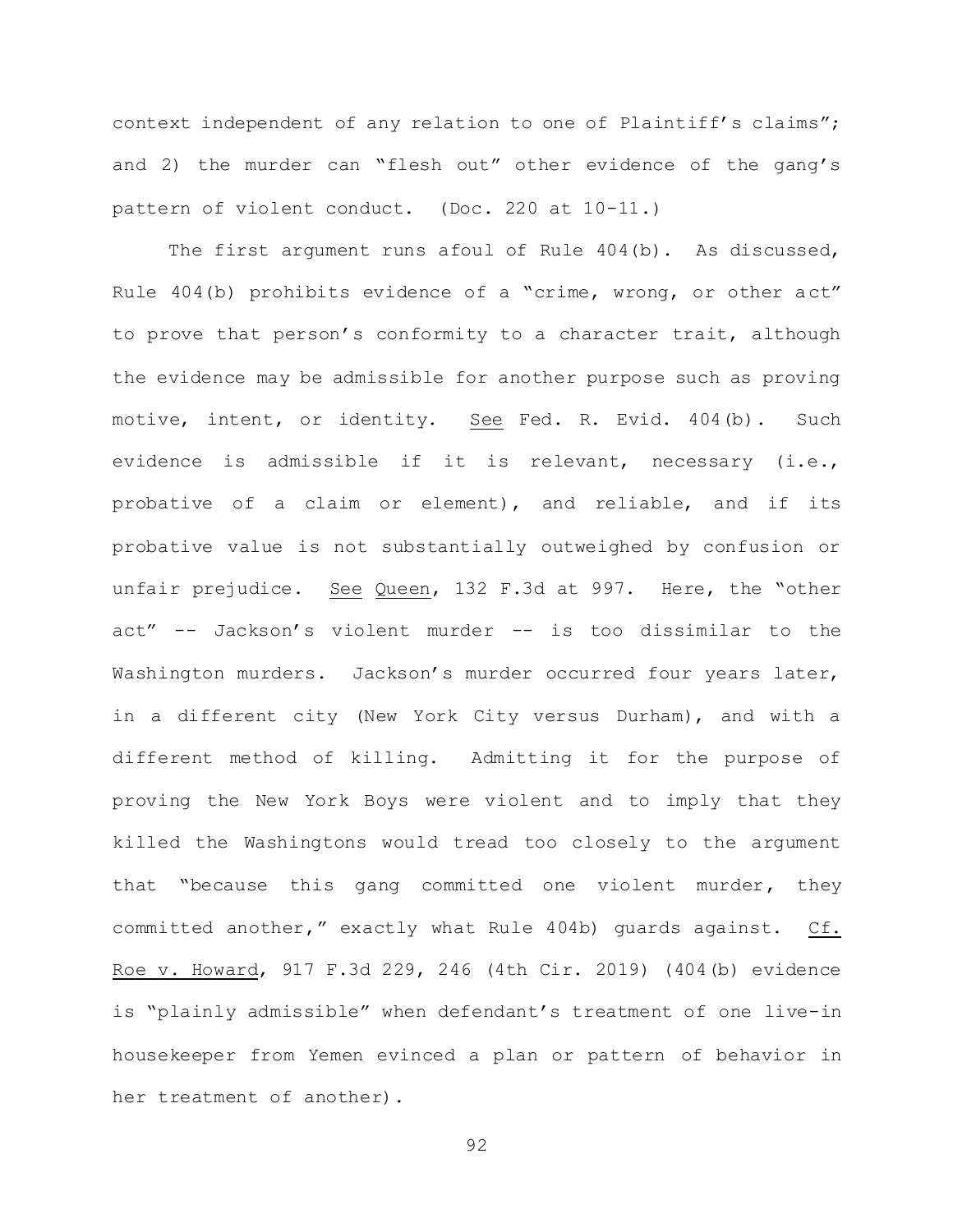context independent of any relation to one of Plaintiff's claims"; and 2) the murder can "flesh out" other evidence of the gang's pattern of violent conduct. (Doc. 220 at 10-11.)

The first argument runs afoul of Rule 404(b). As discussed, Rule 404(b) prohibits evidence of a "crime, wrong, or other act" to prove that person's conformity to a character trait, although the evidence may be admissible for another purpose such as proving motive, intent, or identity. See Fed. R. Evid. 404(b). Such evidence is admissible if it is relevant, necessary (i.e., probative of a claim or element), and reliable, and if its probative value is not substantially outweighed by confusion or unfair prejudice. See Queen, 132 F.3d at 997. Here, the "other act" -- Jackson's violent murder -- is too dissimilar to the Washington murders. Jackson's murder occurred four years later, in a different city (New York City versus Durham), and with a different method of killing. Admitting it for the purpose of proving the New York Boys were violent and to imply that they killed the Washingtons would tread too closely to the argument that "because this gang committed one violent murder, they committed another," exactly what Rule 404b) guards against. Cf. Roe v. Howard, 917 F.3d 229, 246 (4th Cir. 2019) (404(b) evidence is "plainly admissible" when defendant's treatment of one live-in housekeeper from Yemen evinced a plan or pattern of behavior in her treatment of another).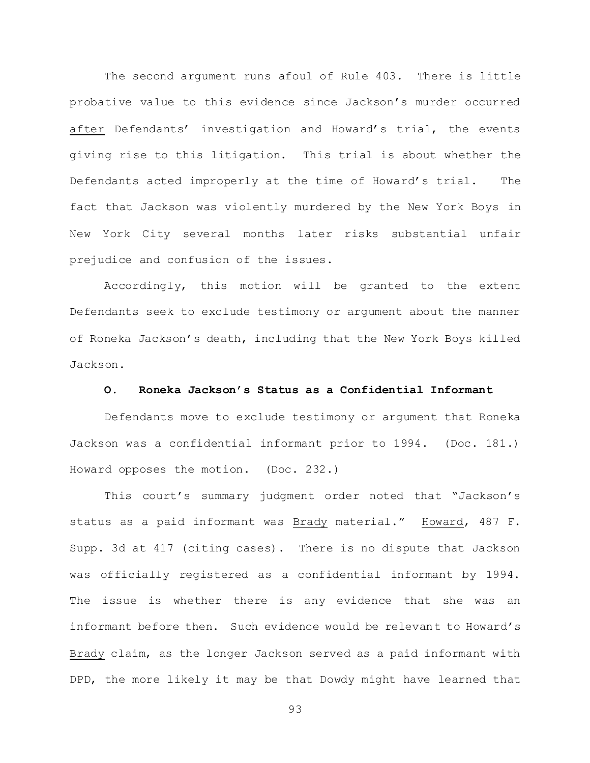The second argument runs afoul of Rule 403. There is little probative value to this evidence since Jackson's murder occurred after Defendants' investigation and Howard's trial, the events giving rise to this litigation. This trial is about whether the Defendants acted improperly at the time of Howard's trial. The fact that Jackson was violently murdered by the New York Boys in New York City several months later risks substantial unfair prejudice and confusion of the issues.

Accordingly, this motion will be granted to the extent Defendants seek to exclude testimony or argument about the manner of Roneka Jackson's death, including that the New York Boys killed Jackson.

### O. Roneka Jackson's Status as a Confidential Informant

Defendants move to exclude testimony or argument that Roneka Jackson was a confidential informant prior to 1994. (Doc. 181.) Howard opposes the motion. (Doc. 232.)

This court's summary judgment order noted that "Jackson's status as a paid informant was Brady material." Howard, 487 F. Supp. 3d at 417 (citing cases). There is no dispute that Jackson was officially registered as a confidential informant by 1994. The issue is whether there is any evidence that she was an informant before then. Such evidence would be relevant to Howard's Brady claim, as the longer Jackson served as a paid informant with DPD, the more likely it may be that Dowdy might have learned that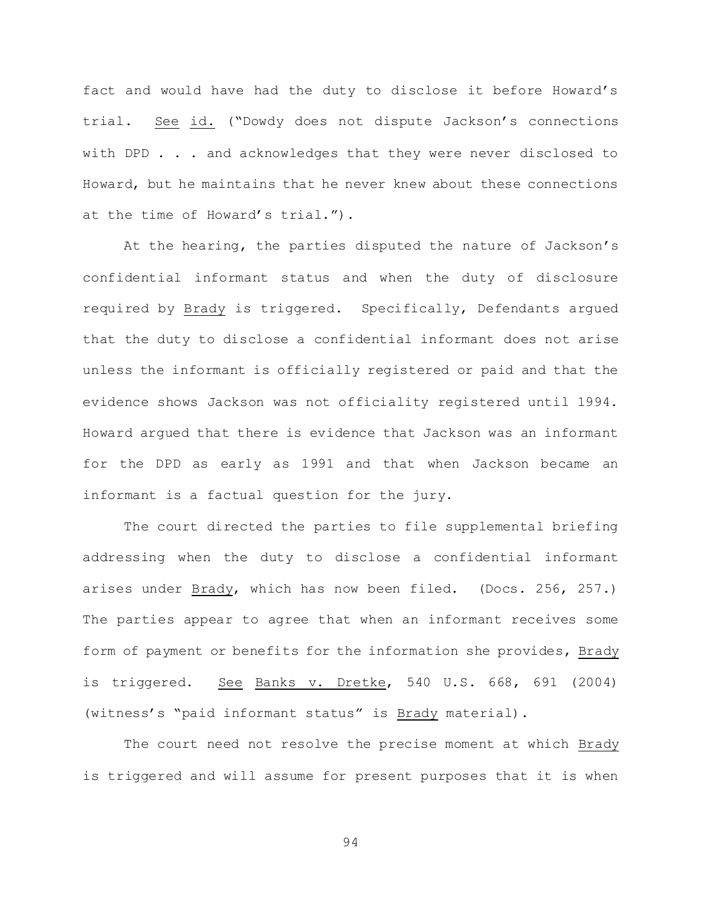fact and would have had the duty to disclose it before Howard's trial. See id. ("Dowdy does not dispute Jackson's connections with DPD . . . and acknowledges that they were never disclosed to Howard, but he maintains that he never knew about these connections at the time of Howard's trial.").

At the hearing, the parties disputed the nature of Jackson's confidential informant status and when the duty of disclosure required by Brady is triggered. Specifically, Defendants argued that the duty to disclose a confidential informant does not arise unless the informant is officially registered or paid and that the evidence shows Jackson was not officiality registered until 1994. Howard argued that there is evidence that Jackson was an informant for the DPD as early as 1991 and that when Jackson became an informant is a factual question for the jury.

The court directed the parties to file supplemental briefing addressing when the duty to disclose a confidential informant arises under Brady, which has now been filed. (Docs. 256, 257.) The parties appear to agree that when an informant receives some form of payment or benefits for the information she provides, Brady is triggered. See Banks v. Dretke, 540 U.S. 668, 691 (2004) (witness's "paid informant status" is Brady material).

The court need not resolve the precise moment at which Brady is triggered and will assume for present purposes that it is when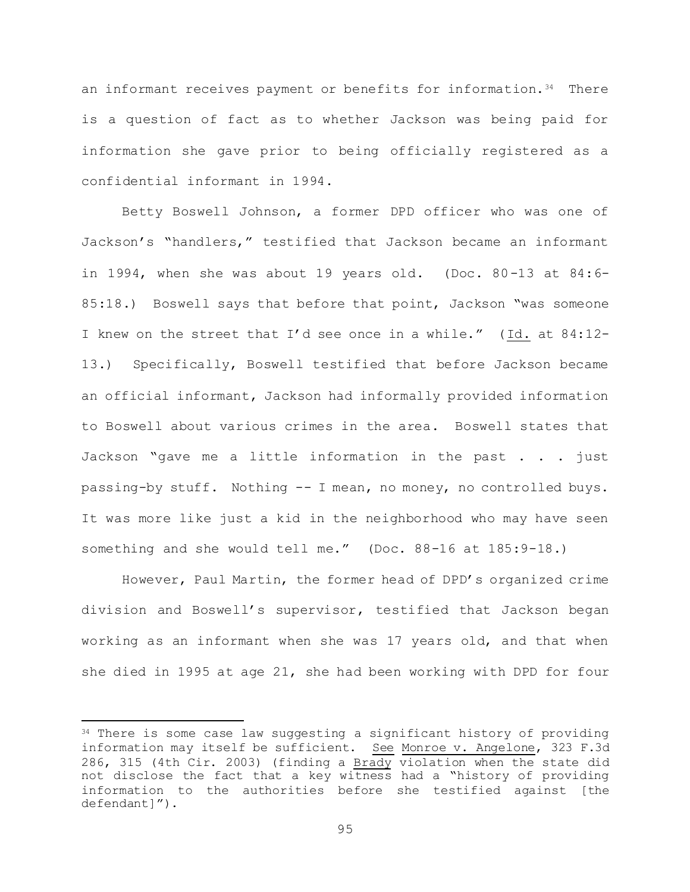an informant receives payment or benefits for information.[34] There is a question of fact as to whether Jackson was being paid for information she gave prior to being officially registered as a confidential informant in 1994.

Betty Boswell Johnson, a former DPD officer who was one of Jackson's "handlers," testified that Jackson became an informant in 1994, when she was about 19 years old. (Doc. 80-13 at 84:6-85:18.) Boswell says that before that point, Jackson "was someone I knew on the street that I'd see once in a while." (Id. at 84:12-13.) Specifically, Boswell testified that before Jackson became an official informant, Jackson had informally provided information to Boswell about various crimes in the area. Boswell states that Jackson "gave me a little information in the past . . . just passing-by stuff. Nothing -- I mean, no money, no controlled buys. It was more like just a kid in the neighborhood who may have seen something and she would tell me." (Doc. 88-16 at 185:9-18.)

However, Paul Martin, the former head of DPD's organized crime division and Boswell's supervisor, testified that Jackson began working as an informant when she was 17 years old, and that when she died in 1995 at age 21, she had been working with DPD for four

---

[34] There is some case law suggesting a significant history of providing information may itself be sufficient. See Monroe v. Angelone, 323 F.3d 286, 315 (4th Cir. 2003) (finding a Brady violation when the state did not disclose the fact that a key witness had a "history of providing information to the authorities before she testified against [the defendant]").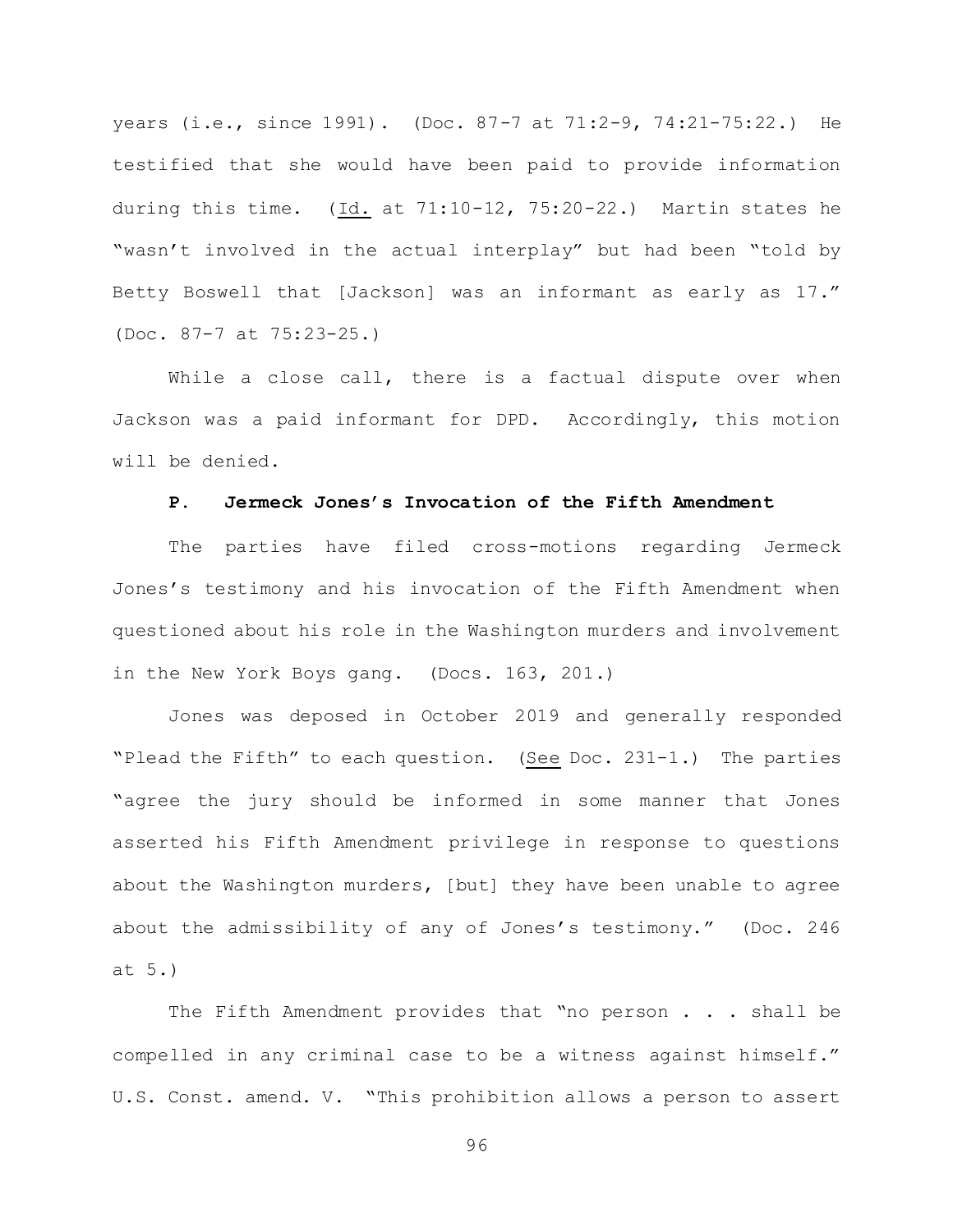years (i.e., since 1991). (Doc. 87-7 at 71:2-9, 74:21-75:22.) He testified that she would have been paid to provide information during this time. (Id. at 71:10-12, 75:20-22.) Martin states he "wasn't involved in the actual interplay" but had been "told by Betty Boswell that [Jackson] was an informant as early as 17." (Doc. 87-7 at 75:23-25.)

While a close call, there is a factual dispute over when Jackson was a paid informant for DPD. Accordingly, this motion will be denied.

### P. Jermeck Jones's Invocation of the Fifth Amendment

The parties have filed cross-motions regarding Jermeck Jones's testimony and his invocation of the Fifth Amendment when questioned about his role in the Washington murders and involvement in the New York Boys gang. (Docs. 163, 201.)

Jones was deposed in October 2019 and generally responded "Plead the Fifth" to each question. (See Doc. 231-1.) The parties "agree the jury should be informed in some manner that Jones asserted his Fifth Amendment privilege in response to questions about the Washington murders, [but] they have been unable to agree about the admissibility of any of Jones's testimony." (Doc. 246 at 5.)

The Fifth Amendment provides that "no person . . . shall be compelled in any criminal case to be a witness against himself." U.S. Const. amend. V. "This prohibition allows a person to assert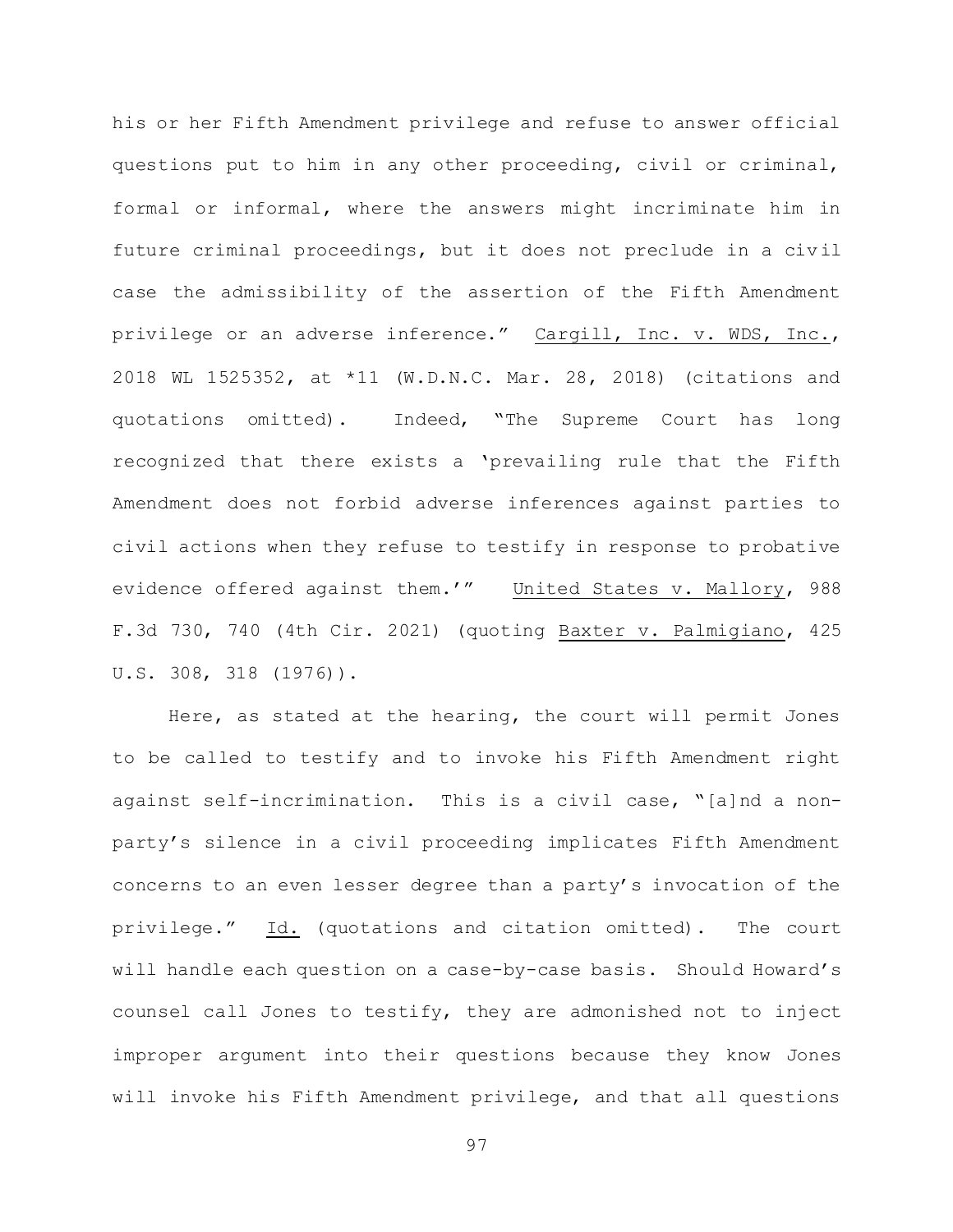his or her Fifth Amendment privilege and refuse to answer official questions put to him in any other proceeding, civil or criminal, formal or informal, where the answers might incriminate him in future criminal proceedings, but it does not preclude in a civil case the admissibility of the assertion of the Fifth Amendment privilege or an adverse inference." Cargill, Inc. v. WDS, Inc., 2018 WL 1525352, at *11 (W.D.N.C. Mar. 28, 2018) (citations and quotations omitted). Indeed, "The Supreme Court has long recognized that there exists a 'prevailing rule that the Fifth Amendment does not forbid adverse inferences against parties to civil actions when they refuse to testify in response to probative evidence offered against them.'" United States v. Mallory, 988 F.3d 730, 740 (4th Cir. 2021) (quoting Baxter v. Palmigiano, 425 U.S. 308, 318 (1976)).

Here, as stated at the hearing, the court will permit Jones to be called to testify and to invoke his Fifth Amendment right against self-incrimination. This is a civil case, "[a]nd a non-party's silence in a civil proceeding implicates Fifth Amendment concerns to an even lesser degree than a party's invocation of the privilege." Id. (quotations and citation omitted). The court will handle each question on a case-by-case basis. Should Howard's counsel call Jones to testify, they are admonished not to inject improper argument into their questions because they know Jones will invoke his Fifth Amendment privilege, and that all questions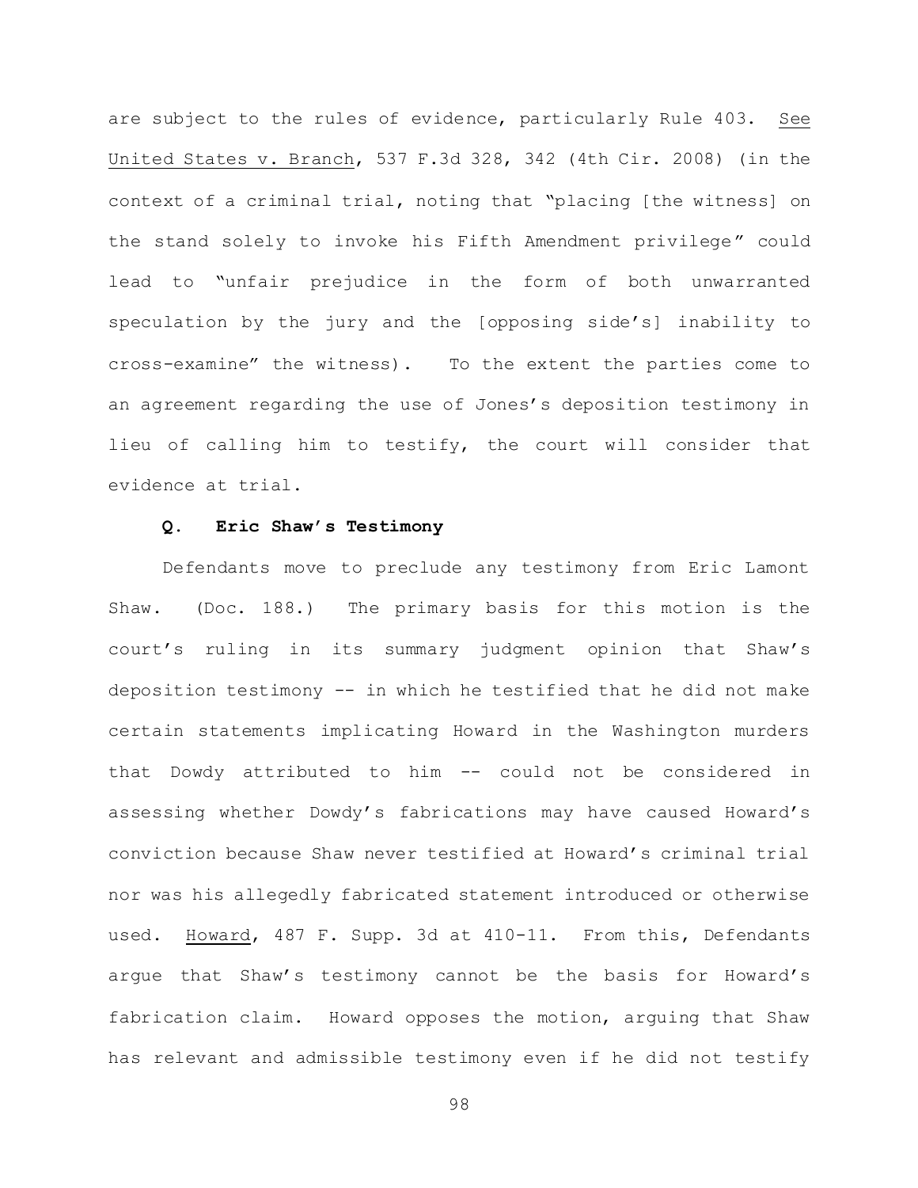are subject to the rules of evidence, particularly Rule 403. See United States v. Branch, 537 F.3d 328, 342 (4th Cir. 2008) (in the context of a criminal trial, noting that "placing [the witness] on the stand solely to invoke his Fifth Amendment privilege" could lead to "unfair prejudice in the form of both unwarranted speculation by the jury and the [opposing side's] inability to cross-examine" the witness). To the extent the parties come to an agreement regarding the use of Jones's deposition testimony in lieu of calling him to testify, the court will consider that evidence at trial.

**Q. Eric Shaw's Testimony**

Defendants move to preclude any testimony from Eric Lamont Shaw. (Doc. 188.) The primary basis for this motion is the court's ruling in its summary judgment opinion that Shaw's deposition testimony -- in which he testified that he did not make certain statements implicating Howard in the Washington murders that Dowdy attributed to him -- could not be considered in assessing whether Dowdy's fabrications may have caused Howard's conviction because Shaw never testified at Howard's criminal trial nor was his allegedly fabricated statement introduced or otherwise used. Howard, 487 F. Supp. 3d at 410-11. From this, Defendants argue that Shaw's testimony cannot be the basis for Howard's fabrication claim. Howard opposes the motion, arguing that Shaw has relevant and admissible testimony even if he did not testify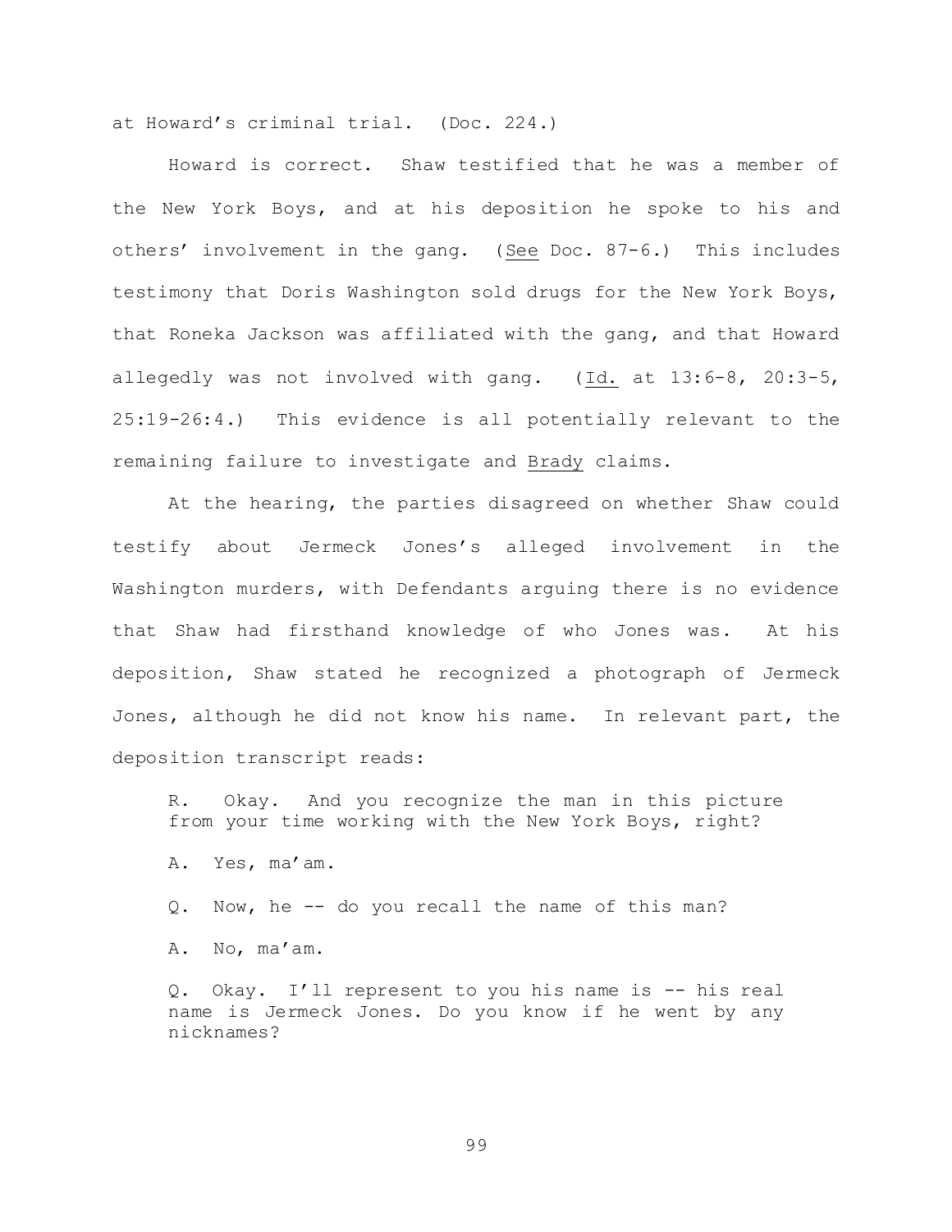at Howard's criminal trial. (Doc. 224.)

Howard is correct. Shaw testified that he was a member of the New York Boys, and at his deposition he spoke to his and others' involvement in the gang. (See Doc. 87-6.) This includes testimony that Doris Washington sold drugs for the New York Boys, that Roneka Jackson was affiliated with the gang, and that Howard allegedly was not involved with gang. (Id. at 13:6-8, 20:3-5, 25:19-26:4.) This evidence is all potentially relevant to the remaining failure to investigate and Brady claims.

At the hearing, the parties disagreed on whether Shaw could testify about Jermeck Jones's alleged involvement in the Washington murders, with Defendants arguing there is no evidence that Shaw had firsthand knowledge of who Jones was. At his deposition, Shaw stated he recognized a photograph of Jermeck Jones, although he did not know his name. In relevant part, the deposition transcript reads:

> R. Okay. And you recognize the man in this picture from your time working with the New York Boys, right?
>
> A. Yes, ma'am.
>
> Q. Now, he -- do you recall the name of this man?
>
> A. No, ma'am.
>
> Q. Okay. I'll represent to you his name is -- his real name is Jermeck Jones. Do you know if he went by any nicknames?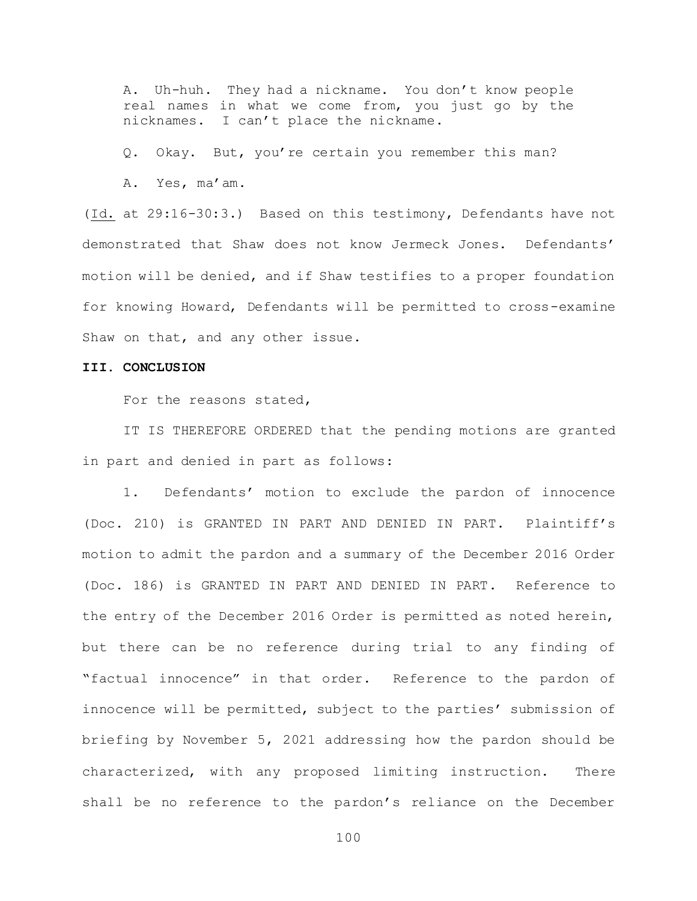A. Uh-huh. They had a nickname. You don't know people real names in what we come from, you just go by the nicknames. I can't place the nickname.

Q. Okay. But, you're certain you remember this man?

A. Yes, ma'am.

(Id. at 29:16-30:3.) Based on this testimony, Defendants have not demonstrated that Shaw does not know Jermeck Jones. Defendants' motion will be denied, and if Shaw testifies to a proper foundation for knowing Howard, Defendants will be permitted to cross-examine Shaw on that, and any other issue.

**III. CONCLUSION**

For the reasons stated,

IT IS THEREFORE ORDERED that the pending motions are granted in part and denied in part as follows:

1. Defendants' motion to exclude the pardon of innocence (Doc. 210) is GRANTED IN PART AND DENIED IN PART. Plaintiff's motion to admit the pardon and a summary of the December 2016 Order (Doc. 186) is GRANTED IN PART AND DENIED IN PART. Reference to the entry of the December 2016 Order is permitted as noted herein, but there can be no reference during trial to any finding of "factual innocence" in that order. Reference to the pardon of innocence will be permitted, subject to the parties' submission of briefing by November 5, 2021 addressing how the pardon should be characterized, with any proposed limiting instruction. There shall be no reference to the pardon's reliance on the December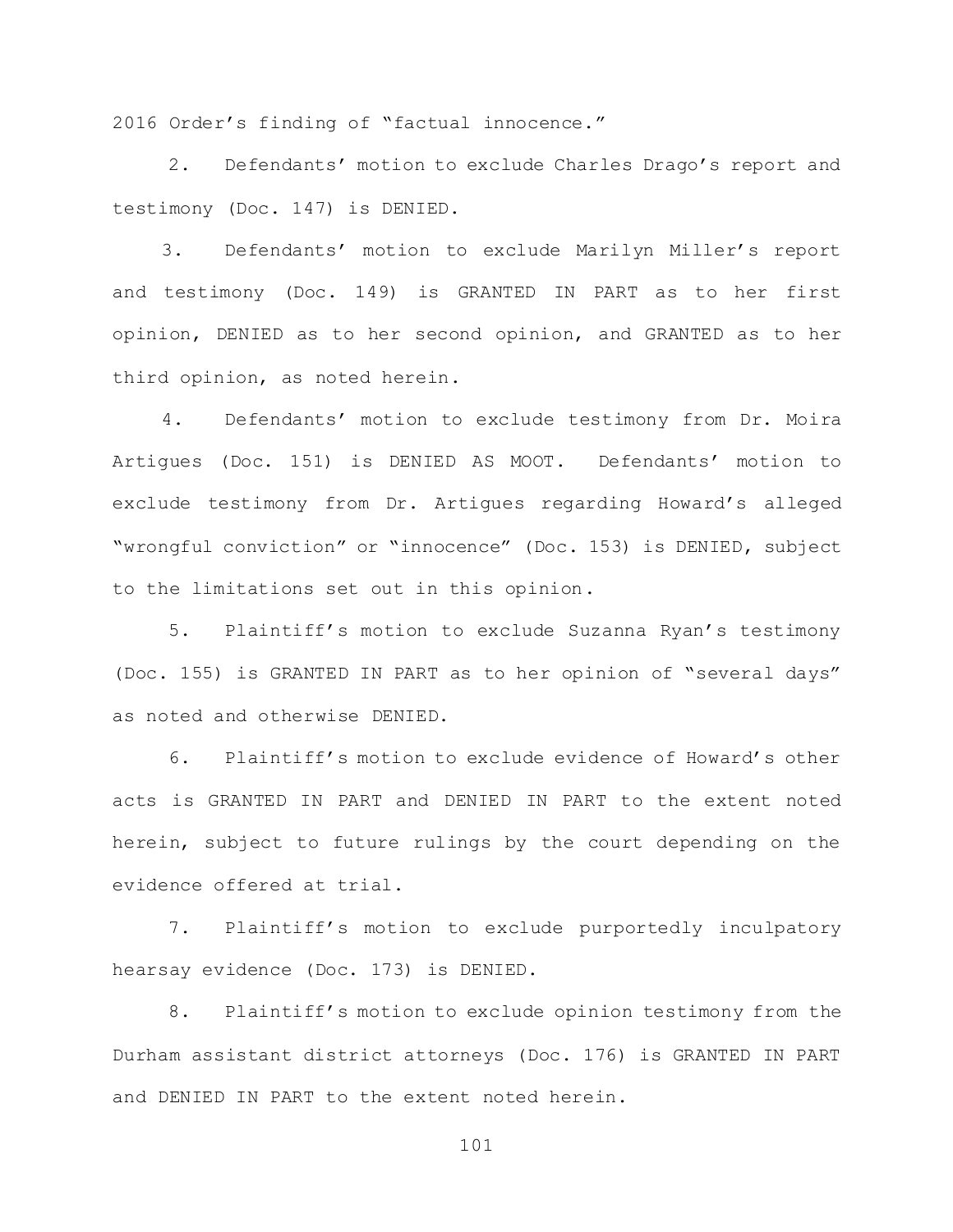2016 Order's finding of "factual innocence."

2. Defendants' motion to exclude Charles Drago's report and testimony (Doc. 147) is DENIED.

3. Defendants' motion to exclude Marilyn Miller's report and testimony (Doc. 149) is GRANTED IN PART as to her first opinion, DENIED as to her second opinion, and GRANTED as to her third opinion, as noted herein.

4. Defendants' motion to exclude testimony from Dr. Moira Artigues (Doc. 151) is DENIED AS MOOT. Defendants' motion to exclude testimony from Dr. Artigues regarding Howard's alleged "wrongful conviction" or "innocence" (Doc. 153) is DENIED, subject to the limitations set out in this opinion.

5. Plaintiff's motion to exclude Suzanna Ryan's testimony (Doc. 155) is GRANTED IN PART as to her opinion of "several days" as noted and otherwise DENIED.

6. Plaintiff's motion to exclude evidence of Howard's other acts is GRANTED IN PART and DENIED IN PART to the extent noted herein, subject to future rulings by the court depending on the evidence offered at trial.

7. Plaintiff's motion to exclude purportedly inculpatory hearsay evidence (Doc. 173) is DENIED.

8. Plaintiff's motion to exclude opinion testimony from the Durham assistant district attorneys (Doc. 176) is GRANTED IN PART and DENIED IN PART to the extent noted herein.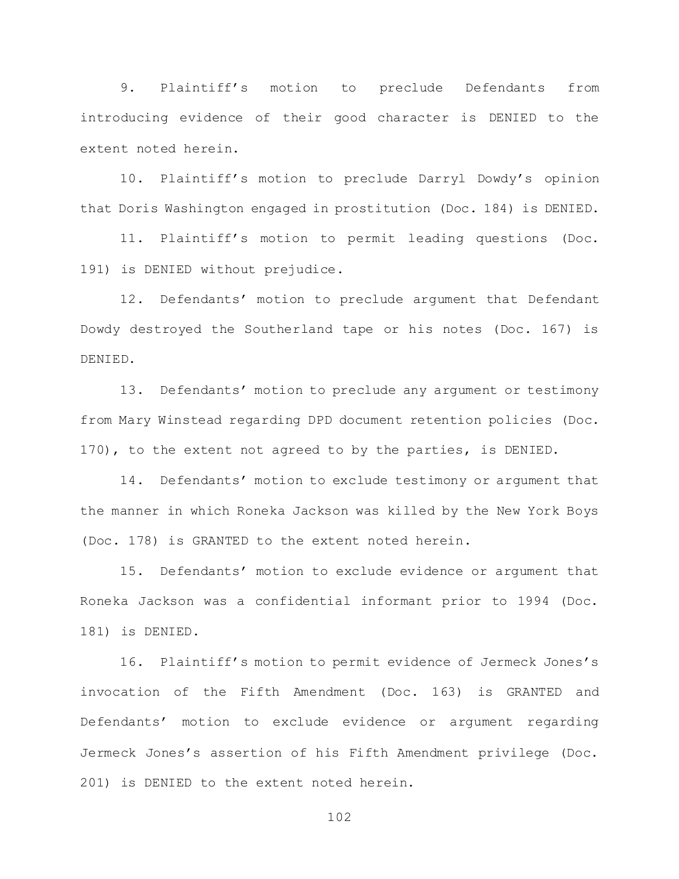9. Plaintiff's motion to preclude Defendants from introducing evidence of their good character is DENIED to the extent noted herein.

10. Plaintiff's motion to preclude Darryl Dowdy's opinion that Doris Washington engaged in prostitution (Doc. 184) is DENIED.

11. Plaintiff's motion to permit leading questions (Doc. 191) is DENIED without prejudice.

12. Defendants' motion to preclude argument that Defendant Dowdy destroyed the Southerland tape or his notes (Doc. 167) is DENIED.

13. Defendants' motion to preclude any argument or testimony from Mary Winstead regarding DPD document retention policies (Doc. 170), to the extent not agreed to by the parties, is DENIED.

14. Defendants' motion to exclude testimony or argument that the manner in which Roneka Jackson was killed by the New York Boys (Doc. 178) is GRANTED to the extent noted herein.

15. Defendants' motion to exclude evidence or argument that Roneka Jackson was a confidential informant prior to 1994 (Doc. 181) is DENIED.

16. Plaintiff's motion to permit evidence of Jermeck Jones's invocation of the Fifth Amendment (Doc. 163) is GRANTED and Defendants' motion to exclude evidence or argument regarding Jermeck Jones's assertion of his Fifth Amendment privilege (Doc. 201) is DENIED to the extent noted herein.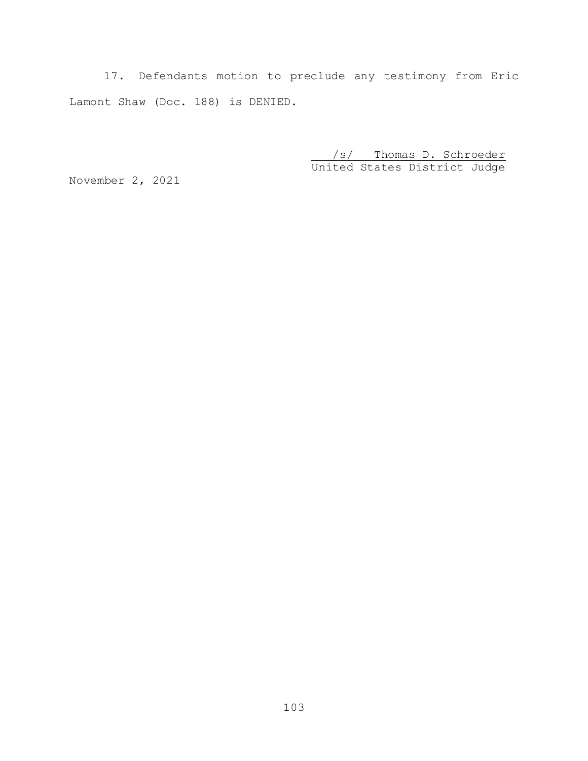17. Defendants motion to preclude any testimony from Eric Lamont Shaw (Doc. 188) is DENIED.

/s/ Thomas D. Schroeder
United States District Judge

November 2, 2021